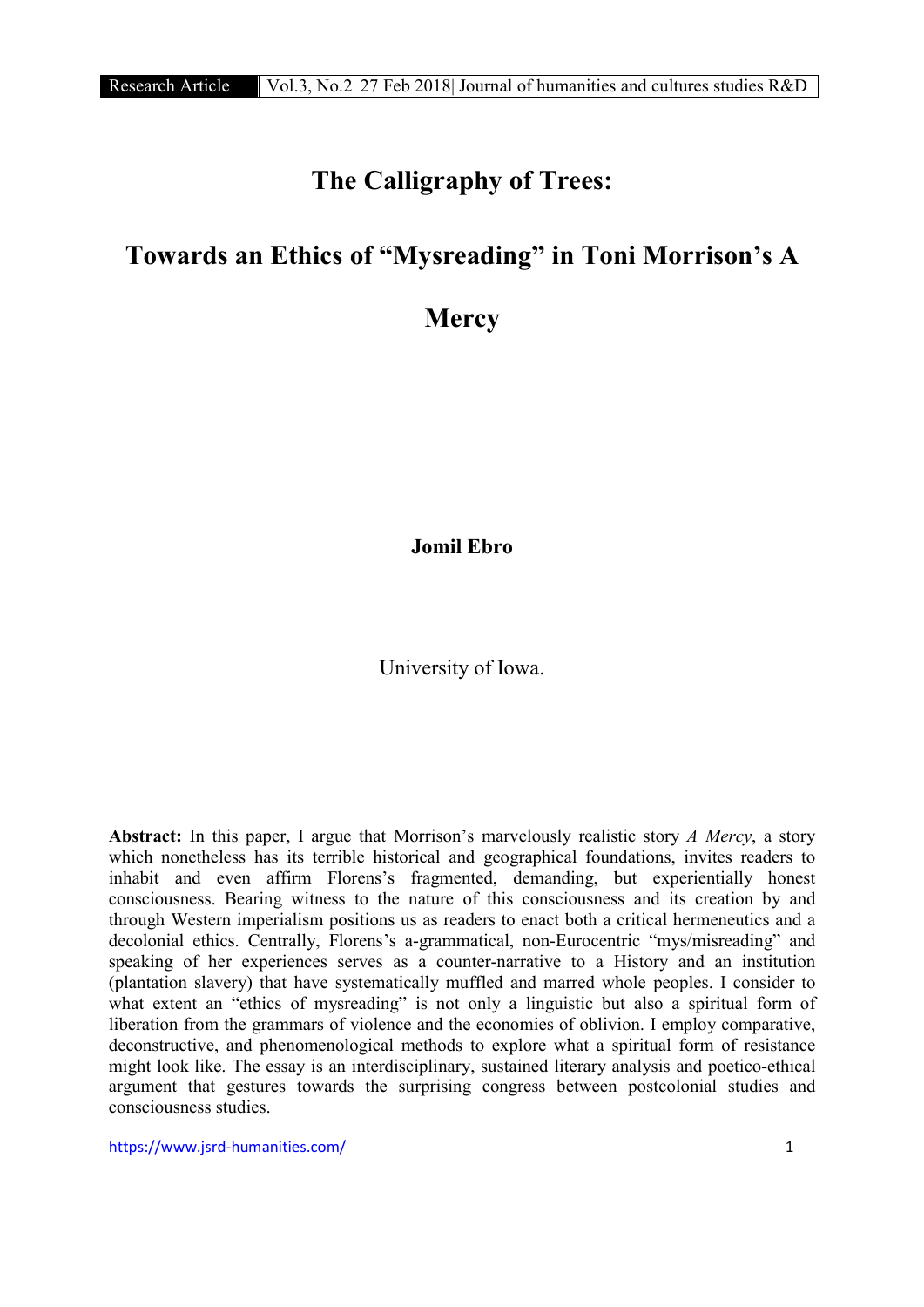# The Calligraphy of Trees:

# Towards an Ethics of "Mysreading" in Toni Morrison's A Mercy

**Jomil Ebro**

University of Iowa.

**Abstract:** In this paper, I argue that Morrison's marvelously realistic story *A Mercy*, a story which nonetheless has its terrible historical and geographical foundations, invites readers to inhabit and even affirm Florens's fragmented, demanding, but experientially honest consciousness. Bearing witness to the nature of this consciousness and its creation by and through Western imperialism positions us as readers to enact both a critical hermeneutics and a decolonial ethics. Centrally, Florens's a-grammatical, non-Eurocentric "mys/misreading" and speaking of her experiences serves as a counter-narrative to a History and an institution (plantation slavery) that have systematically muffled and marred whole peoples. I consider to what extent an "ethics of mysreading" is not only a linguistic but also a spiritual form of liberation from the grammars of violence and the economies of oblivion. I employ comparative, deconstructive, and phenomenological methods to explore what a spiritual form of resistance might look like. The essay is an interdisciplinary, sustained literary analysis and poetico-ethical argument that gestures towards the surprising congress between postcolonial studies and consciousness studies.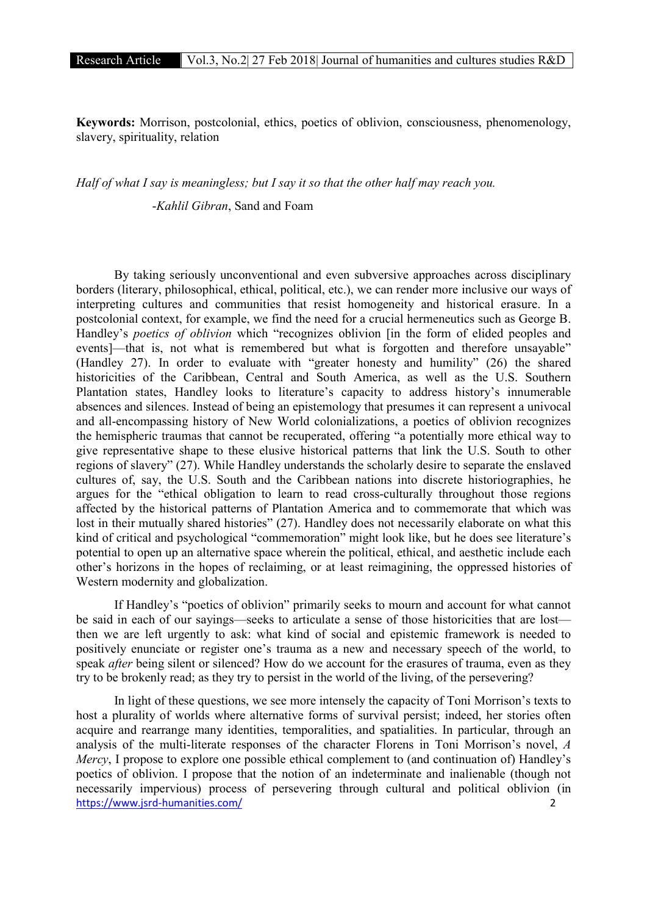**Keywords:** Morrison, postcolonial, ethics, poetics of oblivion, consciousness, phenomenology, slavery, spirituality, relation

*Half of what I say is meaningless; but I say it so that the other half may reach you.*

-*Kahlil Gibran*, Sand and Foam

By taking seriously unconventional and even subversive approaches across disciplinary borders (literary, philosophical, ethical, political, etc.), we can render more inclusive our ways of interpreting cultures and communities that resist homogeneity and historical erasure. In a postcolonial context, for example, we find the need for a crucial hermeneutics such as George B. Handley's *poetics of oblivion* which "recognizes oblivion [in the form of elided peoples and events]—that is, not what is remembered but what is forgotten and therefore unsayable" (Handley 27). In order to evaluate with "greater honesty and humility" (26) the shared historicities of the Caribbean, Central and South America, as well as the U.S. Southern Plantation states, Handley looks to literature's capacity to address history's innumerable absences and silences. Instead of being an epistemology that presumes it can represent a univocal and all-encompassing history of New World colonializations, a poetics of oblivion recognizes the hemispheric traumas that cannot be recuperated, offering "a potentially more ethical way to give representative shape to these elusive historical patterns that link the U.S. South to other regions of slavery" (27). While Handley understands the scholarly desire to separate the enslaved cultures of, say, the U.S. South and the Caribbean nations into discrete historiographies, he argues for the "ethical obligation to learn to read cross-culturally throughout those regions affected by the historical patterns of Plantation America and to commemorate that which was lost in their mutually shared histories" (27). Handley does not necessarily elaborate on what this kind of critical and psychological "commemoration" might look like, but he does see literature's potential to open up an alternative space wherein the political, ethical, and aesthetic include each other's horizons in the hopes of reclaiming, or at least reimagining, the oppressed histories of Western modernity and globalization.

If Handley's "poetics of oblivion" primarily seeks to mourn and account for what cannot be said in each of our sayings—seeks to articulate a sense of those historicities that are lost—then we are left urgently to ask: what kind of social and epistemic framework is needed to positively enunciate or register one's trauma as a new and necessary speech of the world, to speak *after* being silent or silenced? How do we account for the erasures of trauma, even as they try to be brokenly read; as they try to persist in the world of the living, of the persevering?

In light of these questions, we see more intensely the capacity of Toni Morrison's texts to host a plurality of worlds where alternative forms of survival persist; indeed, her stories often acquire and rearrange many identities, temporalities, and spatialities. In particular, through an analysis of the multi-literate responses of the character Florens in Toni Morrison's novel, *A Mercy*, I propose to explore one possible ethical complement to (and continuation of) Handley's poetics of oblivion. I propose that the notion of an indeterminate and inalienable (though not necessarily impervious) process of persevering through cultural and political oblivion (in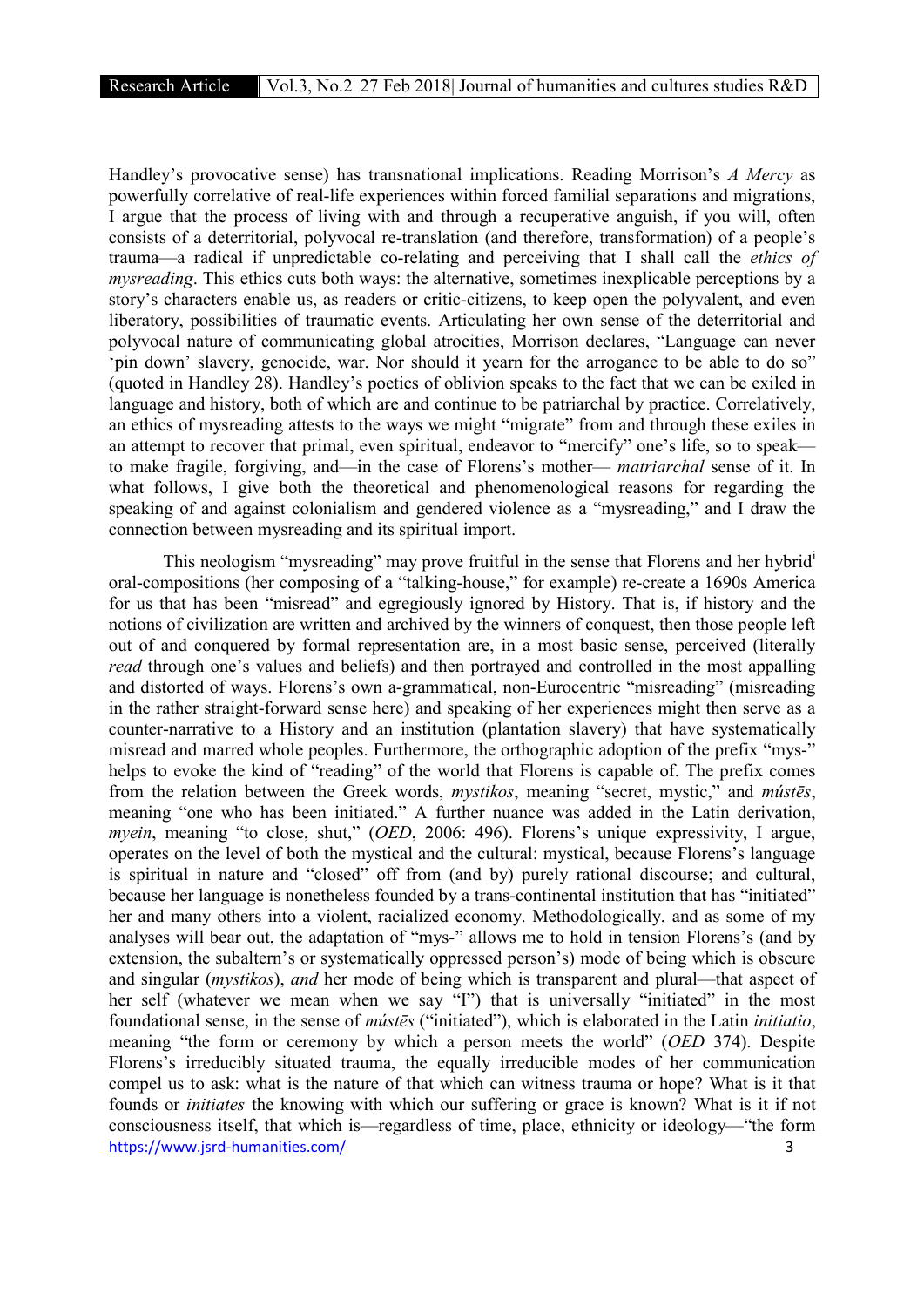Handley's provocative sense) has transnational implications. Reading Morrison's *A Mercy* as powerfully correlative of real-life experiences within forced familial separations and migrations, I argue that the process of living with and through a recuperative anguish, if you will, often consists of a deterritorial, polyvocal re-translation (and therefore, transformation) of a people's trauma—a radical if unpredictable co-relating and perceiving that I shall call the *ethics of mysreading*. This ethics cuts both ways: the alternative, sometimes inexplicable perceptions by a story's characters enable us, as readers or critic-citizens, to keep open the polyvalent, and even liberatory, possibilities of traumatic events. Articulating her own sense of the deterritorial and polyvocal nature of communicating global atrocities, Morrison declares, "Language can never 'pin down' slavery, genocide, war. Nor should it yearn for the arrogance to be able to do so" (quoted in Handley 28). Handley's poetics of oblivion speaks to the fact that we can be exiled in language and history, both of which are and continue to be patriarchal by practice. Correlatively, an ethics of mysreading attests to the ways we might "migrate" from and through these exiles in an attempt to recover that primal, even spiritual, endeavor to "mercify" one's life, so to speak—to make fragile, forgiving, and—in the case of Florens's mother— *matriarchal* sense of it. In what follows, I give both the theoretical and phenomenological reasons for regarding the speaking of and against colonialism and gendered violence as a "mysreading," and I draw the connection between mysreading and its spiritual import.

This neologism "mysreading" may prove fruitful in the sense that Florens and her hybrid[i] oral-compositions (her composing of a "talking-house," for example) re-create a 1690s America for us that has been "misread" and egregiously ignored by History. That is, if history and the notions of civilization are written and archived by the winners of conquest, then those people left out of and conquered by formal representation are, in a most basic sense, perceived (literally *read* through one's values and beliefs) and then portrayed and controlled in the most appalling and distorted of ways. Florens's own a-grammatical, non-Eurocentric "misreading" (misreading in the rather straight-forward sense here) and speaking of her experiences might then serve as a counter-narrative to a History and an institution (plantation slavery) that have systematically misread and marred whole peoples. Furthermore, the orthographic adoption of the prefix "mys-" helps to evoke the kind of "reading" of the world that Florens is capable of. The prefix comes from the relation between the Greek words, *mystikos*, meaning "secret, mystic," and *mústēs*, meaning "one who has been initiated." A further nuance was added in the Latin derivation, *myein*, meaning "to close, shut," (*OED*, 2006: 496). Florens's unique expressivity, I argue, operates on the level of both the mystical and the cultural: mystical, because Florens's language is spiritual in nature and "closed" off from (and by) purely rational discourse; and cultural, because her language is nonetheless founded by a trans-continental institution that has "initiated" her and many others into a violent, racialized economy. Methodologically, and as some of my analyses will bear out, the adaptation of "mys-" allows me to hold in tension Florens's (and by extension, the subaltern's or systematically oppressed person's) mode of being which is obscure and singular (*mystikos*), *and* her mode of being which is transparent and plural—that aspect of her self (whatever we mean when we say "I") that is universally "initiated" in the most foundational sense, in the sense of *mústēs* ("initiated"), which is elaborated in the Latin *initiatio*, meaning "the form or ceremony by which a person meets the world" (*OED* 374). Despite Florens's irreducibly situated trauma, the equally irreducible modes of her communication compel us to ask: what is the nature of that which can witness trauma or hope? What is it that founds or *initiates* the knowing with which our suffering or grace is known? What is it if not consciousness itself, that which is—regardless of time, place, ethnicity or ideology—"the form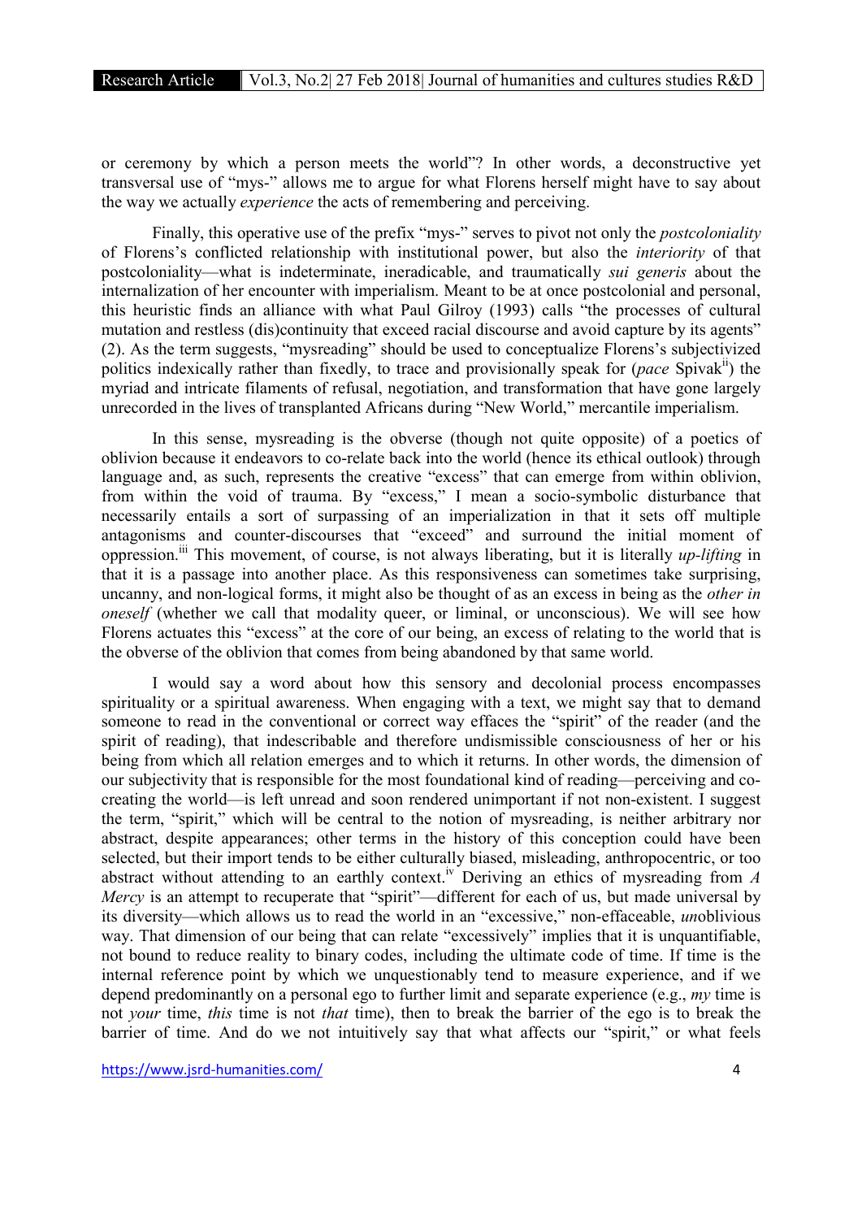or ceremony by which a person meets the world"? In other words, a deconstructive yet transversal use of "mys-" allows me to argue for what Florens herself might have to say about the way we actually *experience* the acts of remembering and perceiving.

Finally, this operative use of the prefix "mys-" serves to pivot not only the *postcoloniality* of Florens's conflicted relationship with institutional power, but also the *interiority* of that postcoloniality—what is indeterminate, ineradicable, and traumatically *sui generis* about the internalization of her encounter with imperialism. Meant to be at once postcolonial and personal, this heuristic finds an alliance with what Paul Gilroy (1993) calls "the processes of cultural mutation and restless (dis)continuity that exceed racial discourse and avoid capture by its agents" (2). As the term suggests, "mysreading" should be used to conceptualize Florens's subjectivized politics indexically rather than fixedly, to trace and provisionally speak for (*pace* Spivak[ii]) the myriad and intricate filaments of refusal, negotiation, and transformation that have gone largely unrecorded in the lives of transplanted Africans during "New World," mercantile imperialism.

In this sense, mysreading is the obverse (though not quite opposite) of a poetics of oblivion because it endeavors to co-relate back into the world (hence its ethical outlook) through language and, as such, represents the creative "excess" that can emerge from within oblivion, from within the void of trauma. By "excess," I mean a socio-symbolic disturbance that necessarily entails a sort of surpassing of an imperialization in that it sets off multiple antagonisms and counter-discourses that "exceed" and surround the initial moment of oppression.[iii] This movement, of course, is not always liberating, but it is literally *up-lifting* in that it is a passage into another place. As this responsiveness can sometimes take surprising, uncanny, and non-logical forms, it might also be thought of as an excess in being as the *other in oneself* (whether we call that modality queer, or liminal, or unconscious). We will see how Florens actuates this "excess" at the core of our being, an excess of relating to the world that is the obverse of the oblivion that comes from being abandoned by that same world.

I would say a word about how this sensory and decolonial process encompasses spirituality or a spiritual awareness. When engaging with a text, we might say that to demand someone to read in the conventional or correct way effaces the "spirit" of the reader (and the spirit of reading), that indescribable and therefore undismissible consciousness of her or his being from which all relation emerges and to which it returns. In other words, the dimension of our subjectivity that is responsible for the most foundational kind of reading—perceiving and co-creating the world—is left unread and soon rendered unimportant if not non-existent. I suggest the term, "spirit," which will be central to the notion of mysreading, is neither arbitrary nor abstract, despite appearances; other terms in the history of this conception could have been selected, but their import tends to be either culturally biased, misleading, anthropocentric, or too abstract without attending to an earthly context.[iv] Deriving an ethics of mysreading from *A Mercy* is an attempt to recuperate that "spirit"—different for each of us, but made universal by its diversity—which allows us to read the world in an "excessive," non-effaceable, *un*oblivious way. That dimension of our being that can relate "excessively" implies that it is unquantifiable, not bound to reduce reality to binary codes, including the ultimate code of time. If time is the internal reference point by which we unquestionably tend to measure experience, and if we depend predominantly on a personal ego to further limit and separate experience (e.g., *my* time is not *your* time, *this* time is not *that* time), then to break the barrier of the ego is to break the barrier of time. And do we not intuitively say that what affects our "spirit," or what feels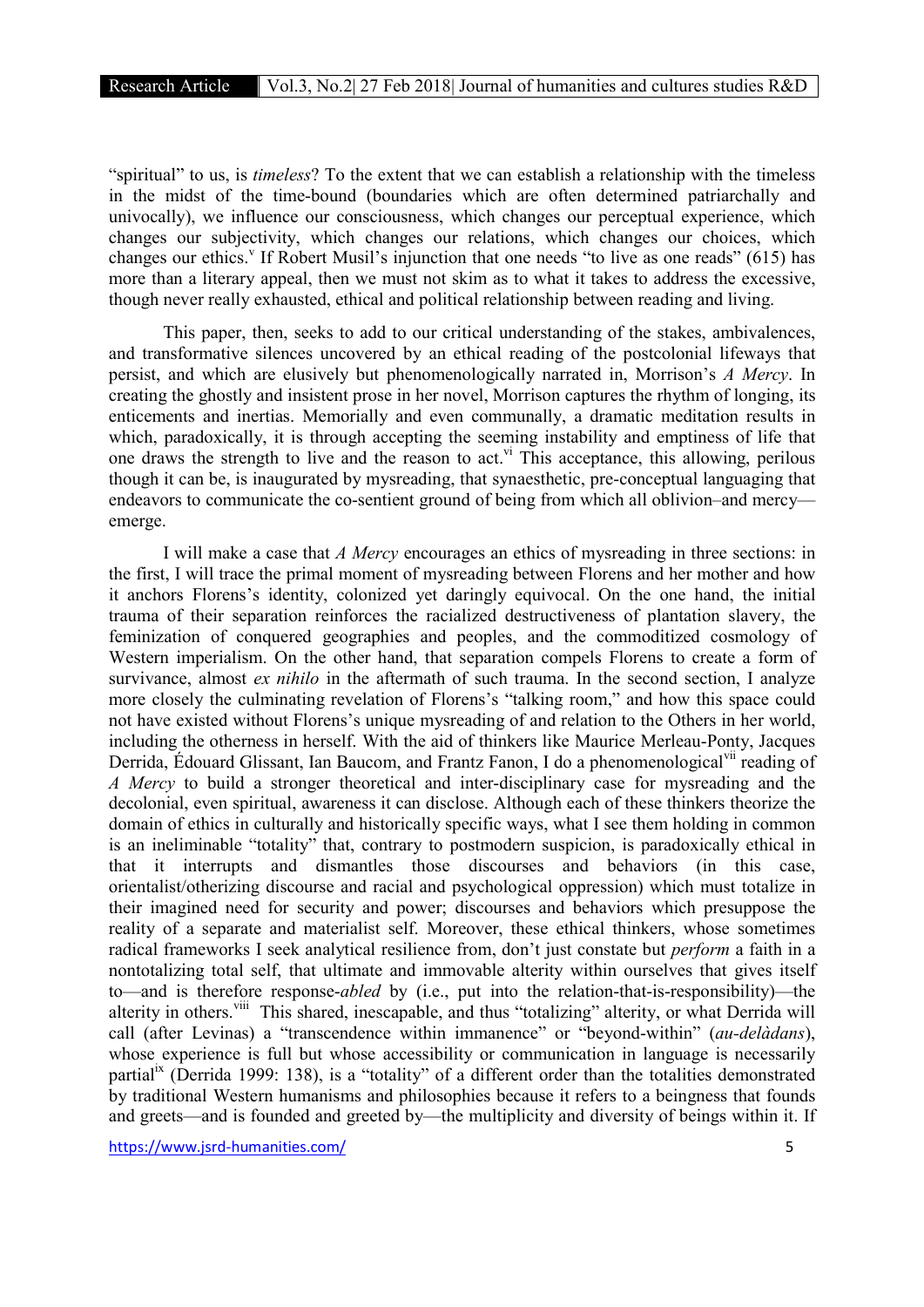"spiritual" to us, is *timeless*? To the extent that we can establish a relationship with the timeless in the midst of the time-bound (boundaries which are often determined patriarchally and univocally), we influence our consciousness, which changes our perceptual experience, which changes our subjectivity, which changes our relations, which changes our choices, which changes our ethics.[v] If Robert Musil's injunction that one needs "to live as one reads" (615) has more than a literary appeal, then we must not skim as to what it takes to address the excessive, though never really exhausted, ethical and political relationship between reading and living.

This paper, then, seeks to add to our critical understanding of the stakes, ambivalences, and transformative silences uncovered by an ethical reading of the postcolonial lifeways that persist, and which are elusively but phenomenologically narrated in, Morrison's *A Mercy*. In creating the ghostly and insistent prose in her novel, Morrison captures the rhythm of longing, its enticements and inertias. Memorially and even communally, a dramatic meditation results in which, paradoxically, it is through accepting the seeming instability and emptiness of life that one draws the strength to live and the reason to act.[vi] This acceptance, this allowing, perilous though it can be, is inaugurated by mysreading, that synaesthetic, pre-conceptual languaging that endeavors to communicate the co-sentient ground of being from which all oblivion–and mercy—emerge.

I will make a case that *A Mercy* encourages an ethics of mysreading in three sections: in the first, I will trace the primal moment of mysreading between Florens and her mother and how it anchors Florens's identity, colonized yet daringly equivocal. On the one hand, the initial trauma of their separation reinforces the racialized destructiveness of plantation slavery, the feminization of conquered geographies and peoples, and the commoditized cosmology of Western imperialism. On the other hand, that separation compels Florens to create a form of survivance, almost *ex nihilo* in the aftermath of such trauma. In the second section, I analyze more closely the culminating revelation of Florens's "talking room," and how this space could not have existed without Florens's unique mysreading of and relation to the Others in her world, including the otherness in herself. With the aid of thinkers like Maurice Merleau-Ponty, Jacques Derrida, Édouard Glissant, Ian Baucom, and Frantz Fanon, I do a phenomenological[vii] reading of *A Mercy* to build a stronger theoretical and inter-disciplinary case for mysreading and the decolonial, even spiritual, awareness it can disclose. Although each of these thinkers theorize the domain of ethics in culturally and historically specific ways, what I see them holding in common is an ineliminable "totality" that, contrary to postmodern suspicion, is paradoxically ethical in that it interrupts and dismantles those discourses and behaviors (in this case, orientalist/otherizing discourse and racial and psychological oppression) which must totalize in their imagined need for security and power; discourses and behaviors which presuppose the reality of a separate and materialist self. Moreover, these ethical thinkers, whose sometimes radical frameworks I seek analytical resilience from, don't just constate but *perform* a faith in a nontotalizing total self, that ultimate and immovable alterity within ourselves that gives itself to—and is therefore response-*abled* by (i.e., put into the relation-that-is-responsibility)—the alterity in others.[viii] This shared, inescapable, and thus "totalizing" alterity, or what Derrida will call (after Levinas) a "transcendence within immanence" or "beyond-within" (*au-delàdans*), whose experience is full but whose accessibility or communication in language is necessarily partial[ix] (Derrida 1999: 138), is a "totality" of a different order than the totalities demonstrated by traditional Western humanisms and philosophies because it refers to a beingness that founds and greets—and is founded and greeted by—the multiplicity and diversity of beings within it. If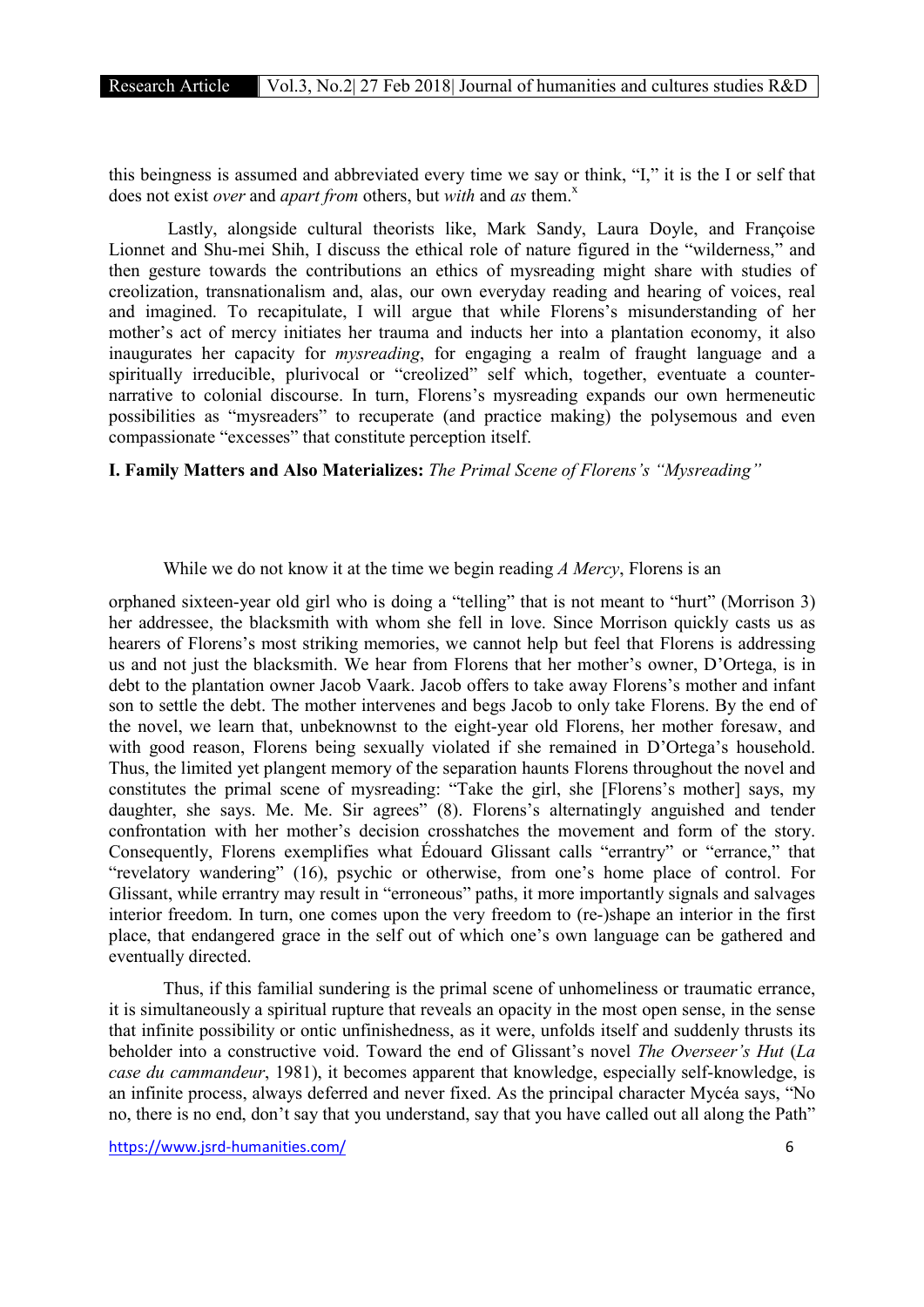this beingness is assumed and abbreviated every time we say or think, "I," it is the I or self that does not exist *over* and *apart from* others, but *with* and *as* them.[x]

Lastly, alongside cultural theorists like, Mark Sandy, Laura Doyle, and Françoise Lionnet and Shu-mei Shih, I discuss the ethical role of nature figured in the "wilderness," and then gesture towards the contributions an ethics of mysreading might share with studies of creolization, transnationalism and, alas, our own everyday reading and hearing of voices, real and imagined. To recapitulate, I will argue that while Florens's misunderstanding of her mother's act of mercy initiates her trauma and inducts her into a plantation economy, it also inaugurates her capacity for *mysreading*, for engaging a realm of fraught language and a spiritually irreducible, plurivocal or "creolized" self which, together, eventuate a counter-narrative to colonial discourse. In turn, Florens's mysreading expands our own hermeneutic possibilities as "mysreaders" to recuperate (and practice making) the polysemous and even compassionate "excesses" that constitute perception itself.

## I. Family Matters and Also Materializes: *The Primal Scene of Florens's "Mysreading"*

While we do not know it at the time we begin reading *A Mercy*, Florens is an orphaned sixteen-year old girl who is doing a "telling" that is not meant to "hurt" (Morrison 3) her addressee, the blacksmith with whom she fell in love. Since Morrison quickly casts us as hearers of Florens's most striking memories, we cannot help but feel that Florens is addressing us and not just the blacksmith. We hear from Florens that her mother's owner, D'Ortega, is in debt to the plantation owner Jacob Vaark. Jacob offers to take away Florens's mother and infant son to settle the debt. The mother intervenes and begs Jacob to only take Florens. By the end of the novel, we learn that, unbeknownst to the eight-year old Florens, her mother foresaw, and with good reason, Florens being sexually violated if she remained in D'Ortega's household. Thus, the limited yet plangent memory of the separation haunts Florens throughout the novel and constitutes the primal scene of mysreading: "Take the girl, she [Florens's mother] says, my daughter, she says. Me. Me. Sir agrees" (8). Florens's alternatingly anguished and tender confrontation with her mother's decision crosshatches the movement and form of the story. Consequently, Florens exemplifies what Édouard Glissant calls "errantry" or "errance," that "revelatory wandering" (16), psychic or otherwise, from one's home place of control. For Glissant, while errantry may result in "erroneous" paths, it more importantly signals and salvages interior freedom. In turn, one comes upon the very freedom to (re-)shape an interior in the first place, that endangered grace in the self out of which one's own language can be gathered and eventually directed.

Thus, if this familial sundering is the primal scene of unhomeliness or traumatic errance, it is simultaneously a spiritual rupture that reveals an opacity in the most open sense, in the sense that infinite possibility or ontic unfinishedness, as it were, unfolds itself and suddenly thrusts its beholder into a constructive void. Toward the end of Glissant's novel *The Overseer's Hut* (*La case du cammandeur*, 1981), it becomes apparent that knowledge, especially self-knowledge, is an infinite process, always deferred and never fixed. As the principal character Mycéa says, "No no, there is no end, don't say that you understand, say that you have called out all along the Path"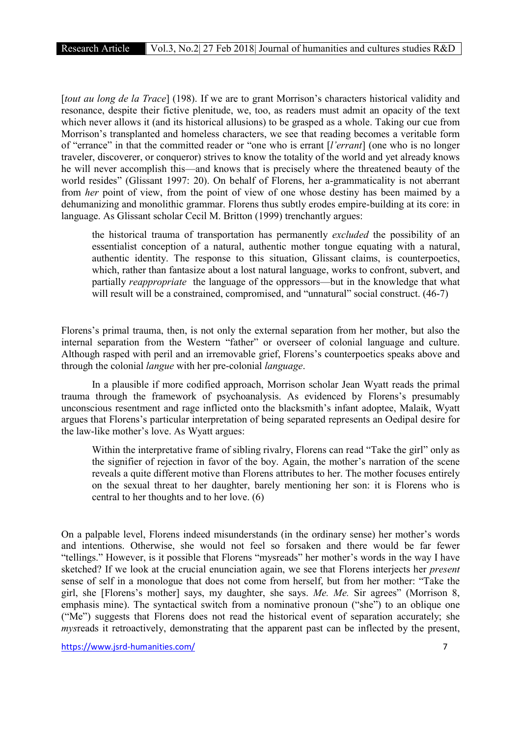[*tout au long de la Trace*] (198). If we are to grant Morrison's characters historical validity and resonance, despite their fictive plenitude, we, too, as readers must admit an opacity of the text which never allows it (and its historical allusions) to be grasped as a whole. Taking our cue from Morrison's transplanted and homeless characters, we see that reading becomes a veritable form of "errance" in that the committed reader or "one who is errant [*l'errant*] (one who is no longer traveler, discoverer, or conqueror) strives to know the totality of the world and yet already knows he will never accomplish this—and knows that is precisely where the threatened beauty of the world resides" (Glissant 1997: 20). On behalf of Florens, her a-grammaticality is not aberrant from *her* point of view, from the point of view of one whose destiny has been maimed by a dehumanizing and monolithic grammar. Florens thus subtly erodes empire-building at its core: in language. As Glissant scholar Cecil M. Britton (1999) trenchantly argues:

> the historical trauma of transportation has permanently *excluded* the possibility of an essentialist conception of a natural, authentic mother tongue equating with a natural, authentic identity. The response to this situation, Glissant claims, is counterpoetics, which, rather than fantasize about a lost natural language, works to confront, subvert, and partially *reappropriate* the language of the oppressors—but in the knowledge that what will result will be a constrained, compromised, and "unnatural" social construct. (46-7)

Florens's primal trauma, then, is not only the external separation from her mother, but also the internal separation from the Western "father" or overseer of colonial language and culture. Although rasped with peril and an irremovable grief, Florens's counterpoetics speaks above and through the colonial *langue* with her pre-colonial *language*.

In a plausible if more codified approach, Morrison scholar Jean Wyatt reads the primal trauma through the framework of psychoanalysis. As evidenced by Florens's presumably unconscious resentment and rage inflicted onto the blacksmith's infant adoptee, Malaik, Wyatt argues that Florens's particular interpretation of being separated represents an Oedipal desire for the law-like mother's love. As Wyatt argues:

> Within the interpretative frame of sibling rivalry, Florens can read "Take the girl" only as the signifier of rejection in favor of the boy. Again, the mother's narration of the scene reveals a quite different motive than Florens attributes to her. The mother focuses entirely on the sexual threat to her daughter, barely mentioning her son: it is Florens who is central to her thoughts and to her love. (6)

On a palpable level, Florens indeed misunderstands (in the ordinary sense) her mother's words and intentions. Otherwise, she would not feel so forsaken and there would be far fewer "tellings." However, is it possible that Florens "mysreads" her mother's words in the way I have sketched? If we look at the crucial enunciation again, we see that Florens interjects her *present* sense of self in a monologue that does not come from herself, but from her mother: "Take the girl, she [Florens's mother] says, my daughter, she says. *Me. Me.* Sir agrees" (Morrison 8, emphasis mine). The syntactical switch from a nominative pronoun ("she") to an oblique one ("Me") suggests that Florens does not read the historical event of separation accurately; she *mys*reads it retroactively, demonstrating that the apparent past can be inflected by the present,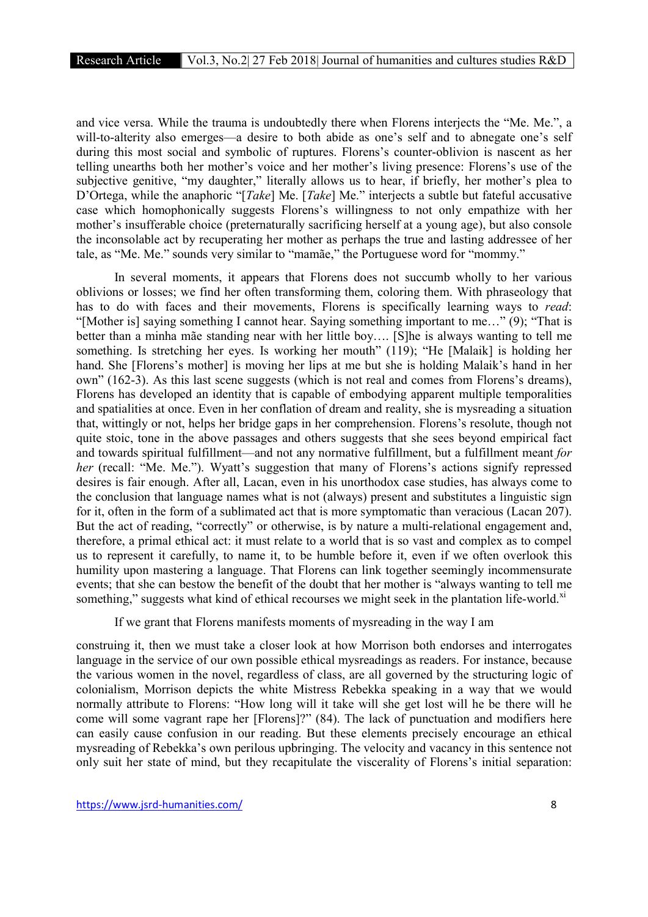and vice versa. While the trauma is undoubtedly there when Florens interjects the "Me. Me.", a will-to-alterity also emerges—a desire to both abide as one's self and to abnegate one's self during this most social and symbolic of ruptures. Florens's counter-oblivion is nascent as her telling unearths both her mother's voice and her mother's living presence: Florens's use of the subjective genitive, "my daughter," literally allows us to hear, if briefly, her mother's plea to D'Ortega, while the anaphoric "[*Take*] Me. [*Take*] Me." interjects a subtle but fateful accusative case which homophonically suggests Florens's willingness to not only empathize with her mother's insufferable choice (preternaturally sacrificing herself at a young age), but also console the inconsolable act by recuperating her mother as perhaps the true and lasting addressee of her tale, as "Me. Me." sounds very similar to "mamãe," the Portuguese word for "mommy."

In several moments, it appears that Florens does not succumb wholly to her various oblivions or losses; we find her often transforming them, coloring them. With phraseology that has to do with faces and their movements, Florens is specifically learning ways to *read*: "[Mother is] saying something I cannot hear. Saying something important to me…" (9); "That is better than a minha mãe standing near with her little boy…. [S]he is always wanting to tell me something. Is stretching her eyes. Is working her mouth" (119); "He [Malaik] is holding her hand. She [Florens's mother] is moving her lips at me but she is holding Malaik's hand in her own" (162-3). As this last scene suggests (which is not real and comes from Florens's dreams), Florens has developed an identity that is capable of embodying apparent multiple temporalities and spatialities at once. Even in her conflation of dream and reality, she is mysreading a situation that, wittingly or not, helps her bridge gaps in her comprehension. Florens's resolute, though not quite stoic, tone in the above passages and others suggests that she sees beyond empirical fact and towards spiritual fulfillment—and not any normative fulfillment, but a fulfillment meant *for her* (recall: "Me. Me."). Wyatt's suggestion that many of Florens's actions signify repressed desires is fair enough. After all, Lacan, even in his unorthodox case studies, has always come to the conclusion that language names what is not (always) present and substitutes a linguistic sign for it, often in the form of a sublimated act that is more symptomatic than veracious (Lacan 207). But the act of reading, "correctly" or otherwise, is by nature a multi-relational engagement and, therefore, a primal ethical act: it must relate to a world that is so vast and complex as to compel us to represent it carefully, to name it, to be humble before it, even if we often overlook this humility upon mastering a language. That Florens can link together seemingly incommensurate events; that she can bestow the benefit of the doubt that her mother is "always wanting to tell me something," suggests what kind of ethical recourses we might seek in the plantation life-world.[xi]

If we grant that Florens manifests moments of mysreading in the way I am construing it, then we must take a closer look at how Morrison both endorses and interrogates language in the service of our own possible ethical mysreadings as readers. For instance, because the various women in the novel, regardless of class, are all governed by the structuring logic of colonialism, Morrison depicts the white Mistress Rebekka speaking in a way that we would normally attribute to Florens: "How long will it take will she get lost will he be there will he come will some vagrant rape her [Florens]?" (84). The lack of punctuation and modifiers here can easily cause confusion in our reading. But these elements precisely encourage an ethical mysreading of Rebekka's own perilous upbringing. The velocity and vacancy in this sentence not only suit her state of mind, but they recapitulate the viscerality of Florens's initial separation: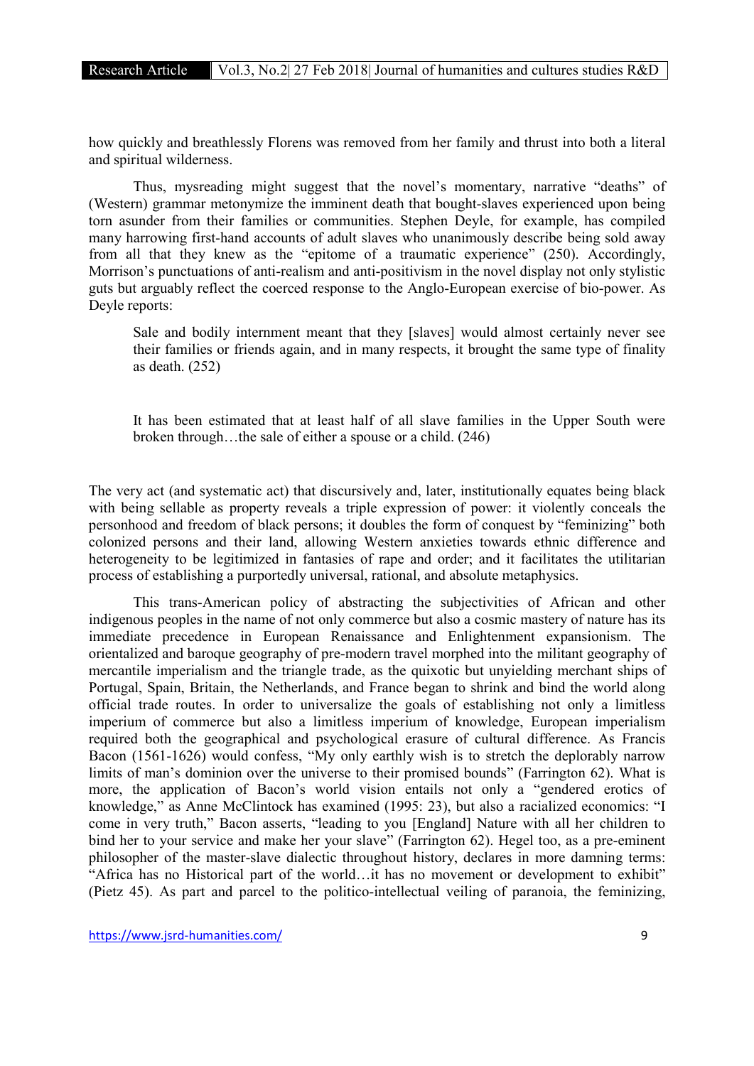how quickly and breathlessly Florens was removed from her family and thrust into both a literal and spiritual wilderness.

Thus, mysreading might suggest that the novel's momentary, narrative "deaths" of (Western) grammar metonymize the imminent death that bought-slaves experienced upon being torn asunder from their families or communities. Stephen Deyle, for example, has compiled many harrowing first-hand accounts of adult slaves who unanimously describe being sold away from all that they knew as the "epitome of a traumatic experience" (250). Accordingly, Morrison's punctuations of anti-realism and anti-positivism in the novel display not only stylistic guts but arguably reflect the coerced response to the Anglo-European exercise of bio-power. As Deyle reports:

> Sale and bodily internment meant that they [slaves] would almost certainly never see their families or friends again, and in many respects, it brought the same type of finality as death. (252)
>
> It has been estimated that at least half of all slave families in the Upper South were broken through…the sale of either a spouse or a child. (246)

The very act (and systematic act) that discursively and, later, institutionally equates being black with being sellable as property reveals a triple expression of power: it violently conceals the personhood and freedom of black persons; it doubles the form of conquest by "feminizing" both colonized persons and their land, allowing Western anxieties towards ethnic difference and heterogeneity to be legitimized in fantasies of rape and order; and it facilitates the utilitarian process of establishing a purportedly universal, rational, and absolute metaphysics.

This trans-American policy of abstracting the subjectivities of African and other indigenous peoples in the name of not only commerce but also a cosmic mastery of nature has its immediate precedence in European Renaissance and Enlightenment expansionism. The orientalized and baroque geography of pre-modern travel morphed into the militant geography of mercantile imperialism and the triangle trade, as the quixotic but unyielding merchant ships of Portugal, Spain, Britain, the Netherlands, and France began to shrink and bind the world along official trade routes. In order to universalize the goals of establishing not only a limitless imperium of commerce but also a limitless imperium of knowledge, European imperialism required both the geographical and psychological erasure of cultural difference. As Francis Bacon (1561-1626) would confess, "My only earthly wish is to stretch the deplorably narrow limits of man's dominion over the universe to their promised bounds" (Farrington 62). What is more, the application of Bacon's world vision entails not only a "gendered erotics of knowledge," as Anne McClintock has examined (1995: 23), but also a racialized economics: "I come in very truth," Bacon asserts, "leading to you [England] Nature with all her children to bind her to your service and make her your slave" (Farrington 62). Hegel too, as a pre-eminent philosopher of the master-slave dialectic throughout history, declares in more damning terms: "Africa has no Historical part of the world…it has no movement or development to exhibit" (Pietz 45). As part and parcel to the politico-intellectual veiling of paranoia, the feminizing,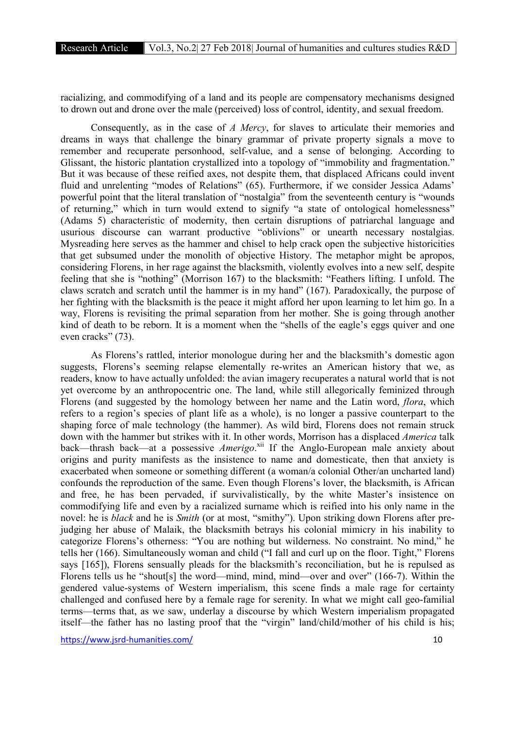racializing, and commodifying of a land and its people are compensatory mechanisms designed to drown out and drone over the male (perceived) loss of control, identity, and sexual freedom.

Consequently, as in the case of *A Mercy*, for slaves to articulate their memories and dreams in ways that challenge the binary grammar of private property signals a move to remember and recuperate personhood, self-value, and a sense of belonging. According to Glissant, the historic plantation crystallized into a topology of "immobility and fragmentation." But it was because of these reified axes, not despite them, that displaced Africans could invent fluid and unrelenting "modes of Relations" (65). Furthermore, if we consider Jessica Adams' powerful point that the literal translation of "nostalgia" from the seventeenth century is "wounds of returning," which in turn would extend to signify "a state of ontological homelessness" (Adams 5) characteristic of modernity, then certain disruptions of patriarchal language and usurious discourse can warrant productive "oblivions" or unearth necessary nostalgias. Mysreading here serves as the hammer and chisel to help crack open the subjective historicities that get subsumed under the monolith of objective History. The metaphor might be apropos, considering Florens, in her rage against the blacksmith, violently evolves into a new self, despite feeling that she is "nothing" (Morrison 167) to the blacksmith: "Feathers lifting. I unfold. The claws scratch and scratch until the hammer is in my hand" (167). Paradoxically, the purpose of her fighting with the blacksmith is the peace it might afford her upon learning to let him go. In a way, Florens is revisiting the primal separation from her mother. She is going through another kind of death to be reborn. It is a moment when the "shells of the eagle's eggs quiver and one even cracks" (73).

As Florens's rattled, interior monologue during her and the blacksmith's domestic agon suggests, Florens's seeming relapse elementally re-writes an American history that we, as readers, know to have actually unfolded: the avian imagery recuperates a natural world that is not yet overcome by an anthropocentric one. The land, while still allegorically feminized through Florens (and suggested by the homology between her name and the Latin word, *flora*, which refers to a region's species of plant life as a whole), is no longer a passive counterpart to the shaping force of male technology (the hammer). As wild bird, Florens does not remain struck down with the hammer but strikes with it. In other words, Morrison has a displaced *America* talk back—thrash back—at a possessive *Amerigo*.[xii] If the Anglo-European male anxiety about origins and purity manifests as the insistence to name and domesticate, then that anxiety is exacerbated when someone or something different (a woman/a colonial Other/an uncharted land) confounds the reproduction of the same. Even though Florens's lover, the blacksmith, is African and free, he has been pervaded, if survivalistically, by the white Master's insistence on commodifying life and even by a racialized surname which is reified into his only name in the novel: he is *black* and he is *Smith* (or at most, "smithy"). Upon striking down Florens after pre-judging her abuse of Malaik, the blacksmith betrays his colonial mimicry in his inability to categorize Florens's otherness: "You are nothing but wilderness. No constraint. No mind," he tells her (166). Simultaneously woman and child ("I fall and curl up on the floor. Tight," Florens says [165]), Florens sensually pleads for the blacksmith's reconciliation, but he is repulsed as Florens tells us he "shout[s] the word—mind, mind, mind—over and over" (166-7). Within the gendered value-systems of Western imperialism, this scene finds a male rage for certainty challenged and confused here by a female rage for serenity. In what we might call geo-familial terms—terms that, as we saw, underlay a discourse by which Western imperialism propagated itself—the father has no lasting proof that the "virgin" land/child/mother of his child is his;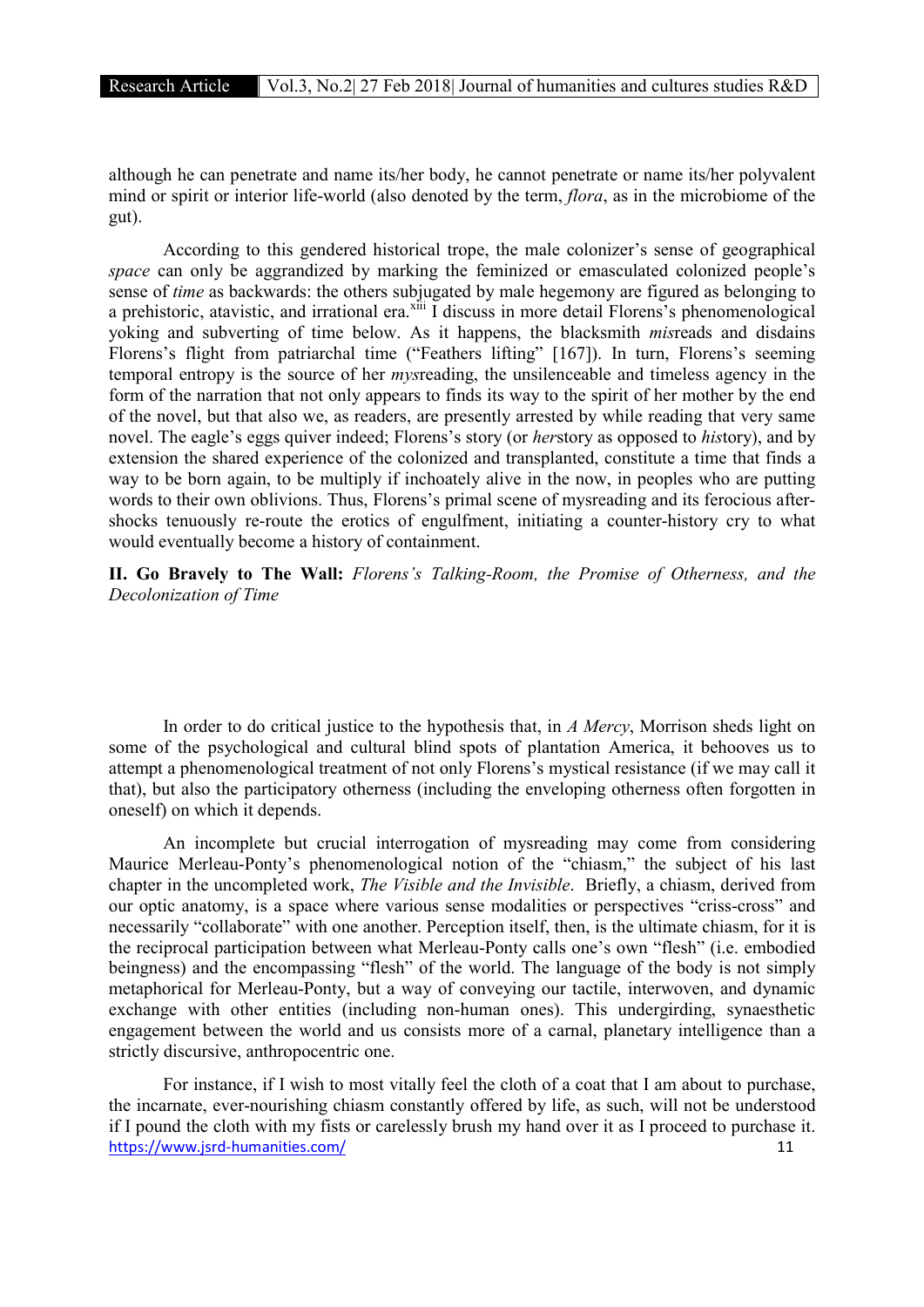although he can penetrate and name its/her body, he cannot penetrate or name its/her polyvalent mind or spirit or interior life-world (also denoted by the term, *flora*, as in the microbiome of the gut).

According to this gendered historical trope, the male colonizer's sense of geographical *space* can only be aggrandized by marking the feminized or emasculated colonized people's sense of *time* as backwards: the others subjugated by male hegemony are figured as belonging to a prehistoric, atavistic, and irrational era.[xiii] I discuss in more detail Florens's phenomenological yoking and subverting of time below. As it happens, the blacksmith *mis*reads and disdains Florens's flight from patriarchal time ("Feathers lifting" [167]). In turn, Florens's seeming temporal entropy is the source of her *mys*reading, the unsilenceable and timeless agency in the form of the narration that not only appears to finds its way to the spirit of her mother by the end of the novel, but that also we, as readers, are presently arrested by while reading that very same novel. The eagle's eggs quiver indeed; Florens's story (or *her*story as opposed to *his*tory), and by extension the shared experience of the colonized and transplanted, constitute a time that finds a way to be born again, to be multiply if inchoately alive in the now, in peoples who are putting words to their own oblivions. Thus, Florens's primal scene of mysreading and its ferocious after-shocks tenuously re-route the erotics of engulfment, initiating a counter-history cry to what would eventually become a history of containment.

## II. Go Bravely to The Wall: *Florens's Talking-Room, the Promise of Otherness, and the Decolonization of Time*

In order to do critical justice to the hypothesis that, in *A Mercy*, Morrison sheds light on some of the psychological and cultural blind spots of plantation America, it behooves us to attempt a phenomenological treatment of not only Florens's mystical resistance (if we may call it that), but also the participatory otherness (including the enveloping otherness often forgotten in oneself) on which it depends.

An incomplete but crucial interrogation of mysreading may come from considering Maurice Merleau-Ponty's phenomenological notion of the "chiasm," the subject of his last chapter in the uncompleted work, *The Visible and the Invisible*. Briefly, a chiasm, derived from our optic anatomy, is a space where various sense modalities or perspectives "criss-cross" and necessarily "collaborate" with one another. Perception itself, then, is the ultimate chiasm, for it is the reciprocal participation between what Merleau-Ponty calls one's own "flesh" (i.e. embodied beingness) and the encompassing "flesh" of the world. The language of the body is not simply metaphorical for Merleau-Ponty, but a way of conveying our tactile, interwoven, and dynamic exchange with other entities (including non-human ones). This undergirding, synaesthetic engagement between the world and us consists more of a carnal, planetary intelligence than a strictly discursive, anthropocentric one.

For instance, if I wish to most vitally feel the cloth of a coat that I am about to purchase, the incarnate, ever-nourishing chiasm constantly offered by life, as such, will not be understood if I pound the cloth with my fists or carelessly brush my hand over it as I proceed to purchase it.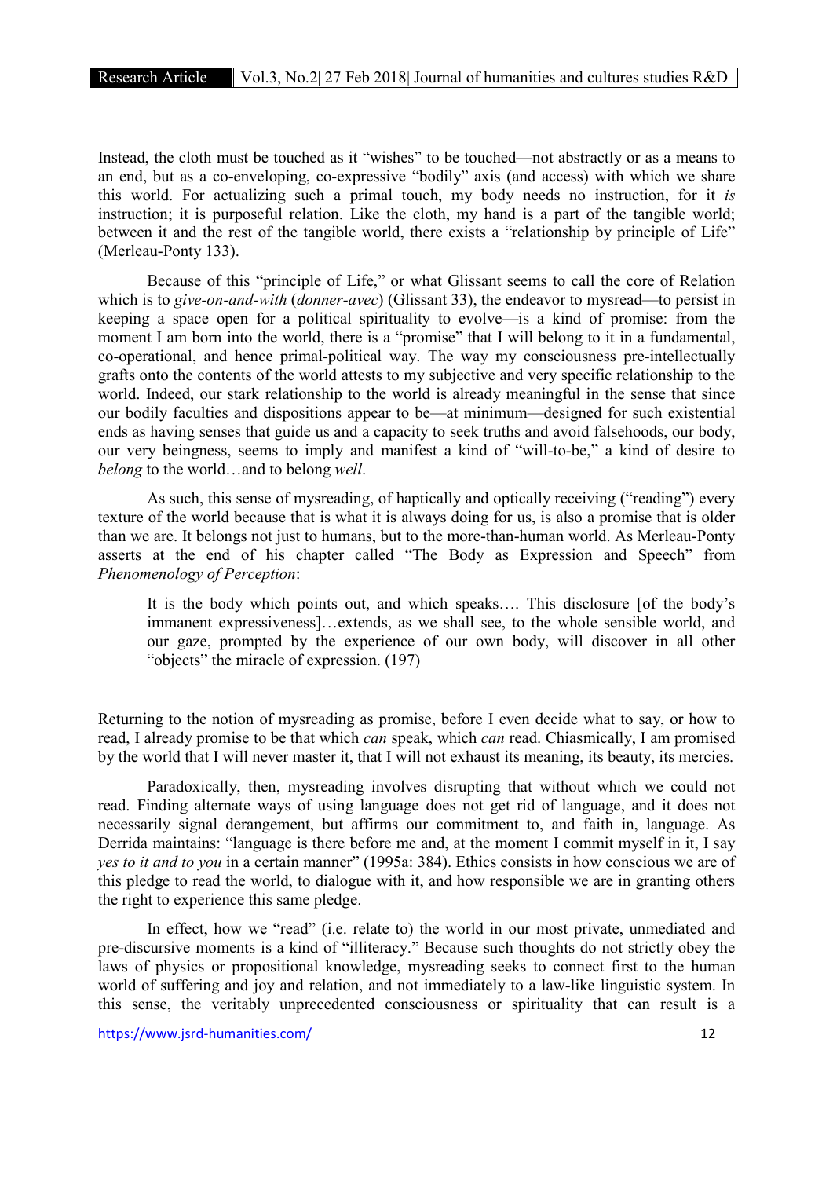Instead, the cloth must be touched as it "wishes" to be touched—not abstractly or as a means to an end, but as a co-enveloping, co-expressive "bodily" axis (and access) with which we share this world. For actualizing such a primal touch, my body needs no instruction, for it *is* instruction; it is purposeful relation. Like the cloth, my hand is a part of the tangible world; between it and the rest of the tangible world, there exists a "relationship by principle of Life" (Merleau-Ponty 133).

Because of this "principle of Life," or what Glissant seems to call the core of Relation which is to *give-on-and-with* (*donner-avec*) (Glissant 33), the endeavor to mysread—to persist in keeping a space open for a political spirituality to evolve—is a kind of promise: from the moment I am born into the world, there is a "promise" that I will belong to it in a fundamental, co-operational, and hence primal-political way. The way my consciousness pre-intellectually grafts onto the contents of the world attests to my subjective and very specific relationship to the world. Indeed, our stark relationship to the world is already meaningful in the sense that since our bodily faculties and dispositions appear to be—at minimum—designed for such existential ends as having senses that guide us and a capacity to seek truths and avoid falsehoods, our body, our very beingness, seems to imply and manifest a kind of "will-to-be," a kind of desire to *belong* to the world…and to belong *well*.

As such, this sense of mysreading, of haptically and optically receiving ("reading") every texture of the world because that is what it is always doing for us, is also a promise that is older than we are. It belongs not just to humans, but to the more-than-human world. As Merleau-Ponty asserts at the end of his chapter called "The Body as Expression and Speech" from *Phenomenology of Perception*:

> It is the body which points out, and which speaks…. This disclosure [of the body's immanent expressiveness]…extends, as we shall see, to the whole sensible world, and our gaze, prompted by the experience of our own body, will discover in all other "objects" the miracle of expression. (197)

Returning to the notion of mysreading as promise, before I even decide what to say, or how to read, I already promise to be that which *can* speak, which *can* read. Chiasmically, I am promised by the world that I will never master it, that I will not exhaust its meaning, its beauty, its mercies.

Paradoxically, then, mysreading involves disrupting that without which we could not read. Finding alternate ways of using language does not get rid of language, and it does not necessarily signal derangement, but affirms our commitment to, and faith in, language. As Derrida maintains: "language is there before me and, at the moment I commit myself in it, I say *yes to it and to you* in a certain manner" (1995a: 384). Ethics consists in how conscious we are of this pledge to read the world, to dialogue with it, and how responsible we are in granting others the right to experience this same pledge.

In effect, how we "read" (i.e. relate to) the world in our most private, unmediated and pre-discursive moments is a kind of "illiteracy." Because such thoughts do not strictly obey the laws of physics or propositional knowledge, mysreading seeks to connect first to the human world of suffering and joy and relation, and not immediately to a law-like linguistic system. In this sense, the veritably unprecedented consciousness or spirituality that can result is a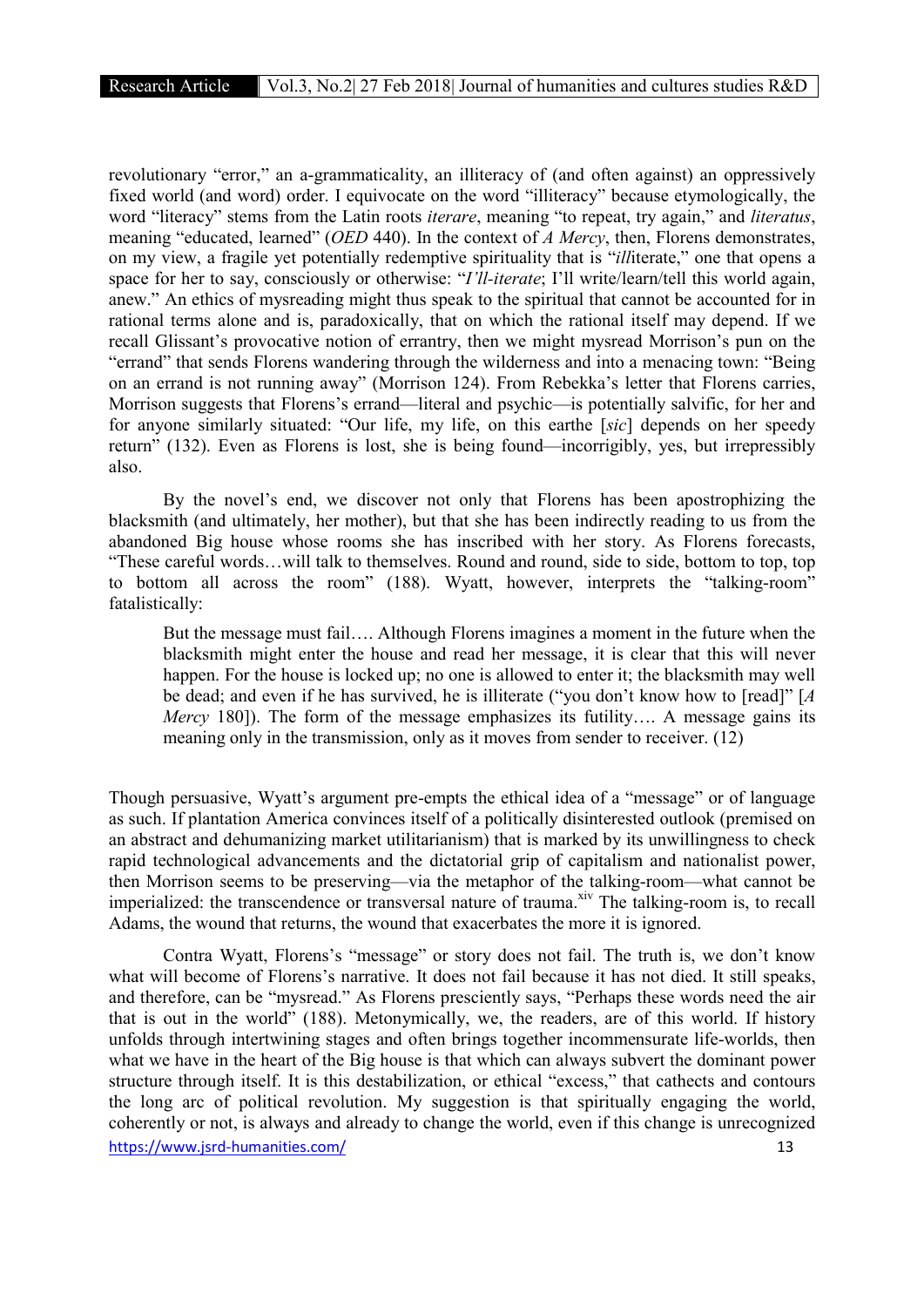revolutionary "error," an a-grammaticality, an illiteracy of (and often against) an oppressively fixed world (and word) order. I equivocate on the word "illiteracy" because etymologically, the word "literacy" stems from the Latin roots *iterare*, meaning "to repeat, try again," and *literatus*, meaning "educated, learned" (*OED* 440). In the context of *A Mercy*, then, Florens demonstrates, on my view, a fragile yet potentially redemptive spirituality that is "*ill*iterate," one that opens a space for her to say, consciously or otherwise: "*I'll-iterate*; I'll write/learn/tell this world again, anew." An ethics of mysreading might thus speak to the spiritual that cannot be accounted for in rational terms alone and is, paradoxically, that on which the rational itself may depend. If we recall Glissant's provocative notion of errantry, then we might mysread Morrison's pun on the "errand" that sends Florens wandering through the wilderness and into a menacing town: "Being on an errand is not running away" (Morrison 124). From Rebekka's letter that Florens carries, Morrison suggests that Florens's errand—literal and psychic—is potentially salvific, for her and for anyone similarly situated: "Our life, my life, on this earthe [*sic*] depends on her speedy return" (132). Even as Florens is lost, she is being found—incorrigibly, yes, but irrepressibly also.

By the novel's end, we discover not only that Florens has been apostrophizing the blacksmith (and ultimately, her mother), but that she has been indirectly reading to us from the abandoned Big house whose rooms she has inscribed with her story. As Florens forecasts, "These careful words…will talk to themselves. Round and round, side to side, bottom to top, top to bottom all across the room" (188). Wyatt, however, interprets the "talking-room" fatalistically:

> But the message must fail…. Although Florens imagines a moment in the future when the blacksmith might enter the house and read her message, it is clear that this will never happen. For the house is locked up; no one is allowed to enter it; the blacksmith may well be dead; and even if he has survived, he is illiterate ("you don't know how to [read]" [*A Mercy* 180]). The form of the message emphasizes its futility…. A message gains its meaning only in the transmission, only as it moves from sender to receiver. (12)

Though persuasive, Wyatt's argument pre-empts the ethical idea of a "message" or of language as such. If plantation America convinces itself of a politically disinterested outlook (premised on an abstract and dehumanizing market utilitarianism) that is marked by its unwillingness to check rapid technological advancements and the dictatorial grip of capitalism and nationalist power, then Morrison seems to be preserving—via the metaphor of the talking-room—what cannot be imperialized: the transcendence or transversal nature of trauma.[xiv] The talking-room is, to recall Adams, the wound that returns, the wound that exacerbates the more it is ignored.

Contra Wyatt, Florens's "message" or story does not fail. The truth is, we don't know what will become of Florens's narrative. It does not fail because it has not died. It still speaks, and therefore, can be "mysread." As Florens presciently says, "Perhaps these words need the air that is out in the world" (188). Metonymically, we, the readers, are of this world. If history unfolds through intertwining stages and often brings together incommensurate life-worlds, then what we have in the heart of the Big house is that which can always subvert the dominant power structure through itself. It is this destabilization, or ethical "excess," that cathects and contours the long arc of political revolution. My suggestion is that spiritually engaging the world, coherently or not, is always and already to change the world, even if this change is unrecognized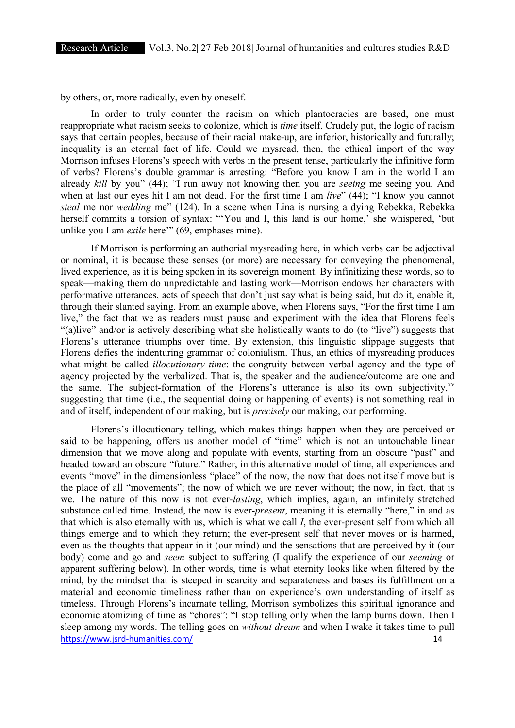by others, or, more radically, even by oneself.

In order to truly counter the racism on which plantocracies are based, one must reappropriate what racism seeks to colonize, which is *time* itself. Crudely put, the logic of racism says that certain peoples, because of their racial make-up, are inferior, historically and futurally; inequality is an eternal fact of life. Could we mysread, then, the ethical import of the way Morrison infuses Florens's speech with verbs in the present tense, particularly the infinitive form of verbs? Florens's double grammar is arresting: "Before you know I am in the world I am already *kill* by you" (44); "I run away not knowing then you are *seeing* me seeing you. And when at last our eyes hit I am not dead. For the first time I am *live*" (44); "I know you cannot *steal* me nor *wedding* me" (124). In a scene when Lina is nursing a dying Rebekka, Rebekka herself commits a torsion of syntax: "'You and I, this land is our home,' she whispered, 'but unlike you I am *exile* here'" (69, emphases mine).

If Morrison is performing an authorial mysreading here, in which verbs can be adjectival or nominal, it is because these senses (or more) are necessary for conveying the phenomenal, lived experience, as it is being spoken in its sovereign moment. By infinitizing these words, so to speak—making them do unpredictable and lasting work—Morrison endows her characters with performative utterances, acts of speech that don't just say what is being said, but do it, enable it, through their slanted saying. From an example above, when Florens says, "For the first time I am live," the fact that we as readers must pause and experiment with the idea that Florens feels "(a)live" and/or is actively describing what she holistically wants to do (to "live") suggests that Florens's utterance triumphs over time. By extension, this linguistic slippage suggests that Florens defies the indenturing grammar of colonialism. Thus, an ethics of mysreading produces what might be called *illocutionary time*: the congruity between verbal agency and the type of agency projected by the verbalized. That is, the speaker and the audience/outcome are one and the same. The subject-formation of the Florens's utterance is also its own subjectivity,[xv] suggesting that time (i.e., the sequential doing or happening of events) is not something real in and of itself, independent of our making, but is *precisely* our making, our performing.

Florens's illocutionary telling, which makes things happen when they are perceived or said to be happening, offers us another model of "time" which is not an untouchable linear dimension that we move along and populate with events, starting from an obscure "past" and headed toward an obscure "future." Rather, in this alternative model of time, all experiences and events "move" in the dimensionless "place" of the now, the now that does not itself move but is the place of all "movements"; the now of which we are never without; the now, in fact, that is we. The nature of this now is not ever-*lasting*, which implies, again, an infinitely stretched substance called time. Instead, the now is ever-*present*, meaning it is eternally "here," in and as that which is also eternally with us, which is what we call *I*, the ever-present self from which all things emerge and to which they return; the ever-present self that never moves or is harmed, even as the thoughts that appear in it (our mind) and the sensations that are perceived by it (our body) come and go and *seem* subject to suffering (I qualify the experience of our *seeming* or apparent suffering below). In other words, time is what eternity looks like when filtered by the mind, by the mindset that is steeped in scarcity and separateness and bases its fulfillment on a material and economic timeliness rather than on experience's own understanding of itself as timeless. Through Florens's incarnate telling, Morrison symbolizes this spiritual ignorance and economic atomizing of time as "chores": "I stop telling only when the lamp burns down. Then I sleep among my words. The telling goes on *without dream* and when I wake it takes time to pull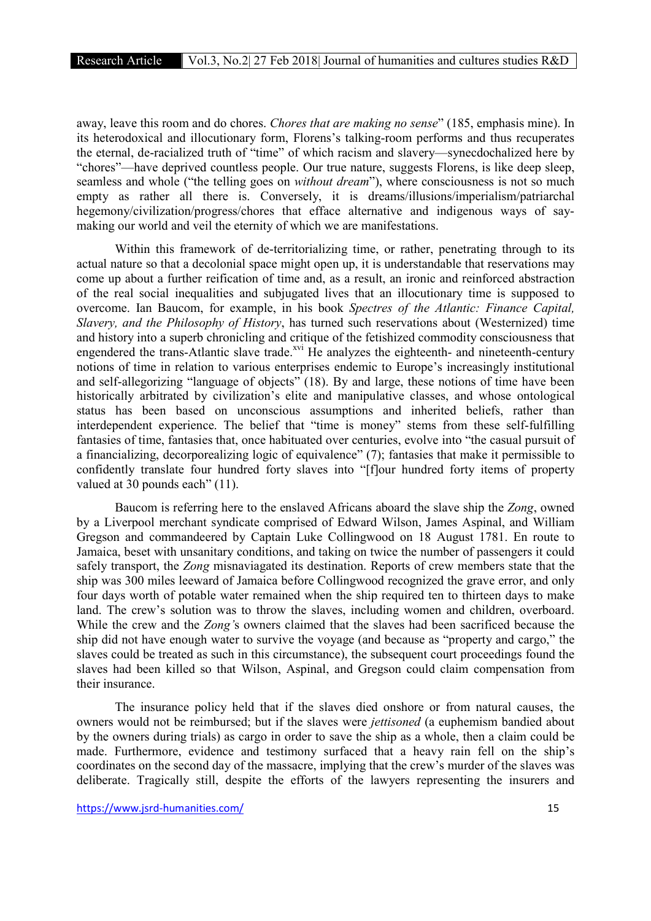away, leave this room and do chores. *Chores that are making no sense*" (185, emphasis mine). In its heterodoxical and illocutionary form, Florens's talking-room performs and thus recuperates the eternal, de-racialized truth of "time" of which racism and slavery—synecdochalized here by "chores"—have deprived countless people. Our true nature, suggests Florens, is like deep sleep, seamless and whole ("the telling goes on *without dream*"), where consciousness is not so much empty as rather all there is. Conversely, it is dreams/illusions/imperialism/patriarchal hegemony/civilization/progress/chores that efface alternative and indigenous ways of say-making our world and veil the eternity of which we are manifestations.

Within this framework of de-territorializing time, or rather, penetrating through to its actual nature so that a decolonial space might open up, it is understandable that reservations may come up about a further reification of time and, as a result, an ironic and reinforced abstraction of the real social inequalities and subjugated lives that an illocutionary time is supposed to overcome. Ian Baucom, for example, in his book *Spectres of the Atlantic: Finance Capital, Slavery, and the Philosophy of History*, has turned such reservations about (Westernized) time and history into a superb chronicling and critique of the fetishized commodity consciousness that engendered the trans-Atlantic slave trade.[xvi] He analyzes the eighteenth- and nineteenth-century notions of time in relation to various enterprises endemic to Europe's increasingly institutional and self-allegorizing "language of objects" (18). By and large, these notions of time have been historically arbitrated by civilization's elite and manipulative classes, and whose ontological status has been based on unconscious assumptions and inherited beliefs, rather than interdependent experience. The belief that "time is money" stems from these self-fulfilling fantasies of time, fantasies that, once habituated over centuries, evolve into "the casual pursuit of a financializing, decorporealizing logic of equivalence" (7); fantasies that make it permissible to confidently translate four hundred forty slaves into "[f]our hundred forty items of property valued at 30 pounds each" (11).

Baucom is referring here to the enslaved Africans aboard the slave ship the *Zong*, owned by a Liverpool merchant syndicate comprised of Edward Wilson, James Aspinal, and William Gregson and commandeered by Captain Luke Collingwood on 18 August 1781. En route to Jamaica, beset with unsanitary conditions, and taking on twice the number of passengers it could safely transport, the *Zong* misnaviagated its destination. Reports of crew members state that the ship was 300 miles leeward of Jamaica before Collingwood recognized the grave error, and only four days worth of potable water remained when the ship required ten to thirteen days to make land. The crew's solution was to throw the slaves, including women and children, overboard. While the crew and the *Zong's* owners claimed that the slaves had been sacrificed because the ship did not have enough water to survive the voyage (and because as "property and cargo," the slaves could be treated as such in this circumstance), the subsequent court proceedings found the slaves had been killed so that Wilson, Aspinal, and Gregson could claim compensation from their insurance.

The insurance policy held that if the slaves died onshore or from natural causes, the owners would not be reimbursed; but if the slaves were *jettisoned* (a euphemism bandied about by the owners during trials) as cargo in order to save the ship as a whole, then a claim could be made. Furthermore, evidence and testimony surfaced that a heavy rain fell on the ship's coordinates on the second day of the massacre, implying that the crew's murder of the slaves was deliberate. Tragically still, despite the efforts of the lawyers representing the insurers and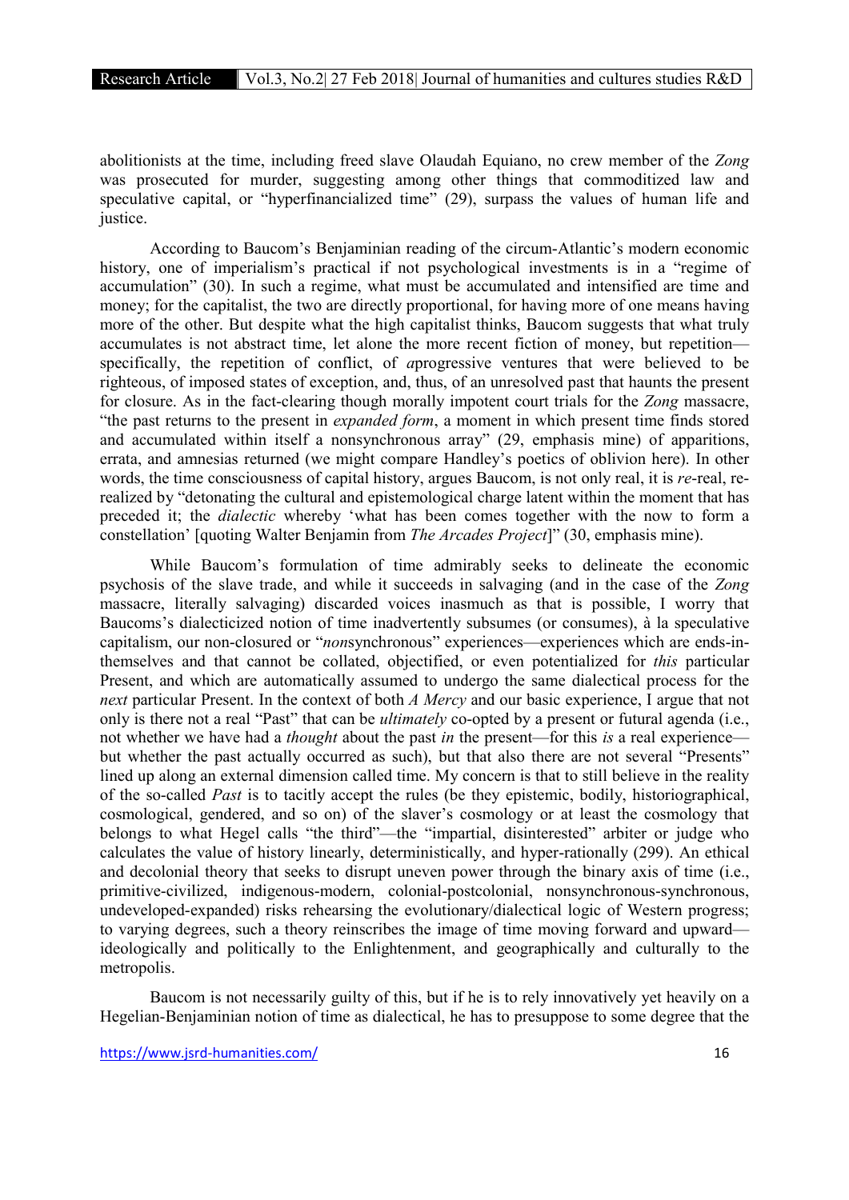abolitionists at the time, including freed slave Olaudah Equiano, no crew member of the *Zong* was prosecuted for murder, suggesting among other things that commoditized law and speculative capital, or "hyperfinancialized time" (29), surpass the values of human life and justice.

According to Baucom's Benjaminian reading of the circum-Atlantic's modern economic history, one of imperialism's practical if not psychological investments is in a "regime of accumulation" (30). In such a regime, what must be accumulated and intensified are time and money; for the capitalist, the two are directly proportional, for having more of one means having more of the other. But despite what the high capitalist thinks, Baucom suggests that what truly accumulates is not abstract time, let alone the more recent fiction of money, but repetition—specifically, the repetition of conflict, of *a*progressive ventures that were believed to be righteous, of imposed states of exception, and, thus, of an unresolved past that haunts the present for closure. As in the fact-clearing though morally impotent court trials for the *Zong* massacre, "the past returns to the present in *expanded form*, a moment in which present time finds stored and accumulated within itself a nonsynchronous array" (29, emphasis mine) of apparitions, errata, and amnesias returned (we might compare Handley's poetics of oblivion here). In other words, the time consciousness of capital history, argues Baucom, is not only real, it is *re*-real, re-realized by "detonating the cultural and epistemological charge latent within the moment that has preceded it; the *dialectic* whereby 'what has been comes together with the now to form a constellation' [quoting Walter Benjamin from *The Arcades Project*]" (30, emphasis mine).

While Baucom's formulation of time admirably seeks to delineate the economic psychosis of the slave trade, and while it succeeds in salvaging (and in the case of the *Zong* massacre, literally salvaging) discarded voices inasmuch as that is possible, I worry that Baucoms's dialecticized notion of time inadvertently subsumes (or consumes), à la speculative capitalism, our non-closured or "*non*synchronous" experiences—experiences which are ends-in-themselves and that cannot be collated, objectified, or even potentialized for *this* particular Present, and which are automatically assumed to undergo the same dialectical process for the *next* particular Present. In the context of both *A Mercy* and our basic experience, I argue that not only is there not a real "Past" that can be *ultimately* co-opted by a present or futural agenda (i.e., not whether we have had a *thought* about the past *in* the present—for this *is* a real experience—but whether the past actually occurred as such), but that also there are not several "Presents" lined up along an external dimension called time. My concern is that to still believe in the reality of the so-called *Past* is to tacitly accept the rules (be they epistemic, bodily, historiographical, cosmological, gendered, and so on) of the slaver's cosmology or at least the cosmology that belongs to what Hegel calls "the third"—the "impartial, disinterested" arbiter or judge who calculates the value of history linearly, deterministically, and hyper-rationally (299). An ethical and decolonial theory that seeks to disrupt uneven power through the binary axis of time (i.e., primitive-civilized, indigenous-modern, colonial-postcolonial, nonsynchronous-synchronous, undeveloped-expanded) risks rehearsing the evolutionary/dialectical logic of Western progress; to varying degrees, such a theory reinscribes the image of time moving forward and upward—ideologically and politically to the Enlightenment, and geographically and culturally to the metropolis.

Baucom is not necessarily guilty of this, but if he is to rely innovatively yet heavily on a Hegelian-Benjaminian notion of time as dialectical, he has to presuppose to some degree that the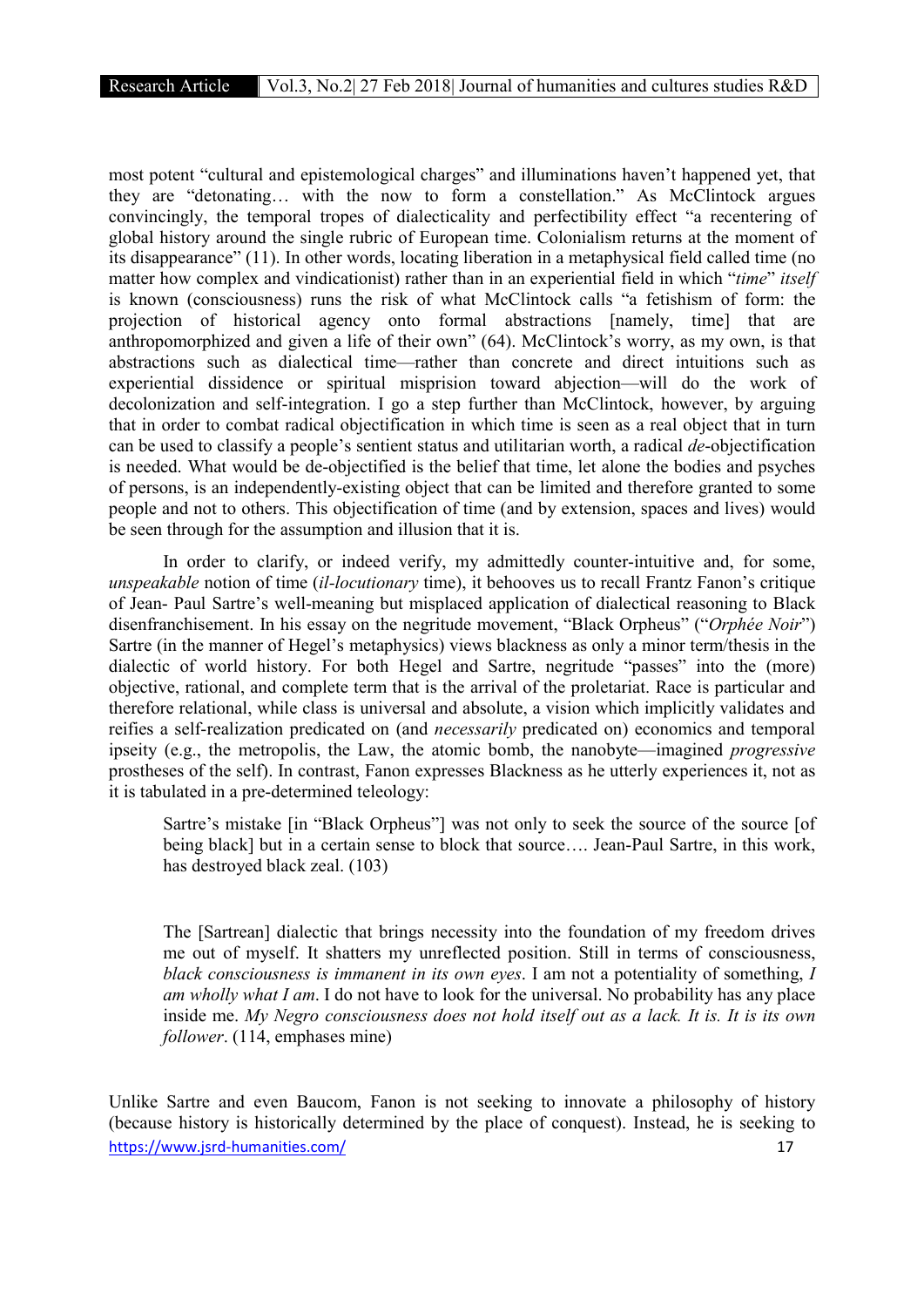most potent "cultural and epistemological charges" and illuminations haven't happened yet, that they are "detonating… with the now to form a constellation." As McClintock argues convincingly, the temporal tropes of dialecticality and perfectibility effect "a recentering of global history around the single rubric of European time. Colonialism returns at the moment of its disappearance" (11). In other words, locating liberation in a metaphysical field called time (no matter how complex and vindicationist) rather than in an experiential field in which "*time*" *itself* is known (consciousness) runs the risk of what McClintock calls "a fetishism of form: the projection of historical agency onto formal abstractions [namely, time] that are anthropomorphized and given a life of their own" (64). McClintock's worry, as my own, is that abstractions such as dialectical time—rather than concrete and direct intuitions such as experiential dissidence or spiritual misprision toward abjection—will do the work of decolonization and self-integration. I go a step further than McClintock, however, by arguing that in order to combat radical objectification in which time is seen as a real object that in turn can be used to classify a people's sentient status and utilitarian worth, a radical *de*-objectification is needed. What would be de-objectified is the belief that time, let alone the bodies and psyches of persons, is an independently-existing object that can be limited and therefore granted to some people and not to others. This objectification of time (and by extension, spaces and lives) would be seen through for the assumption and illusion that it is.

In order to clarify, or indeed verify, my admittedly counter-intuitive and, for some, *unspeakable* notion of time (*il-locutionary* time), it behooves us to recall Frantz Fanon's critique of Jean- Paul Sartre's well-meaning but misplaced application of dialectical reasoning to Black disenfranchisement. In his essay on the negritude movement, "Black Orpheus" ("*Orphée Noir*") Sartre (in the manner of Hegel's metaphysics) views blackness as only a minor term/thesis in the dialectic of world history. For both Hegel and Sartre, negritude "passes" into the (more) objective, rational, and complete term that is the arrival of the proletariat. Race is particular and therefore relational, while class is universal and absolute, a vision which implicitly validates and reifies a self-realization predicated on (and *necessarily* predicated on) economics and temporal ipseity (e.g., the metropolis, the Law, the atomic bomb, the nanobyte—imagined *progressive* prostheses of the self). In contrast, Fanon expresses Blackness as he utterly experiences it, not as it is tabulated in a pre-determined teleology:

> Sartre's mistake [in "Black Orpheus"] was not only to seek the source of the source [of being black] but in a certain sense to block that source…. Jean-Paul Sartre, in this work, has destroyed black zeal. (103)

> The [Sartrean] dialectic that brings necessity into the foundation of my freedom drives me out of myself. It shatters my unreflected position. Still in terms of consciousness, *black consciousness is immanent in its own eyes*. I am not a potentiality of something, *I am wholly what I am*. I do not have to look for the universal. No probability has any place inside me. *My Negro consciousness does not hold itself out as a lack. It is. It is its own follower*. (114, emphases mine)

Unlike Sartre and even Baucom, Fanon is not seeking to innovate a philosophy of history (because history is historically determined by the place of conquest). Instead, he is seeking to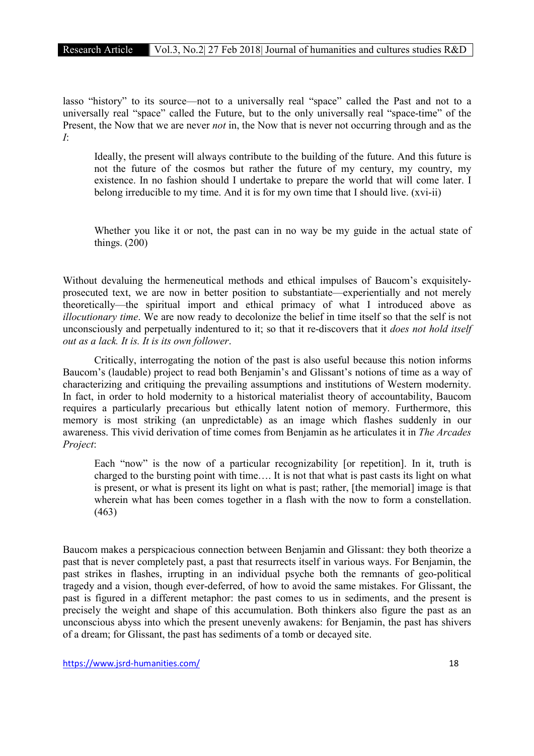lasso "history" to its source—not to a universally real "space" called the Past and not to a universally real "space" called the Future, but to the only universally real "space-time" of the Present, the Now that we are never *not* in, the Now that is never not occurring through and as the *I*:

> Ideally, the present will always contribute to the building of the future. And this future is not the future of the cosmos but rather the future of my century, my country, my existence. In no fashion should I undertake to prepare the world that will come later. I belong irreducible to my time. And it is for my own time that I should live. (xvi-ii)

> Whether you like it or not, the past can in no way be my guide in the actual state of things. (200)

Without devaluing the hermeneutical methods and ethical impulses of Baucom's exquisitely-prosecuted text, we are now in better position to substantiate—experientially and not merely theoretically—the spiritual import and ethical primacy of what I introduced above as *illocutionary time*. We are now ready to decolonize the belief in time itself so that the self is not unconsciously and perpetually indentured to it; so that it re-discovers that it *does not hold itself out as a lack. It is. It is its own follower*.

Critically, interrogating the notion of the past is also useful because this notion informs Baucom's (laudable) project to read both Benjamin's and Glissant's notions of time as a way of characterizing and critiquing the prevailing assumptions and institutions of Western modernity. In fact, in order to hold modernity to a historical materialist theory of accountability, Baucom requires a particularly precarious but ethically latent notion of memory. Furthermore, this memory is most striking (an unpredictable) as an image which flashes suddenly in our awareness. This vivid derivation of time comes from Benjamin as he articulates it in *The Arcades Project*:

> Each "now" is the now of a particular recognizability [or repetition]. In it, truth is charged to the bursting point with time…. It is not that what is past casts its light on what is present, or what is present its light on what is past; rather, [the memorial] image is that wherein what has been comes together in a flash with the now to form a constellation. (463)

Baucom makes a perspicacious connection between Benjamin and Glissant: they both theorize a past that is never completely past, a past that resurrects itself in various ways. For Benjamin, the past strikes in flashes, irrupting in an individual psyche both the remnants of geo-political tragedy and a vision, though ever-deferred, of how to avoid the same mistakes. For Glissant, the past is figured in a different metaphor: the past comes to us in sediments, and the present is precisely the weight and shape of this accumulation. Both thinkers also figure the past as an unconscious abyss into which the present unevenly awakens: for Benjamin, the past has shivers of a dream; for Glissant, the past has sediments of a tomb or decayed site.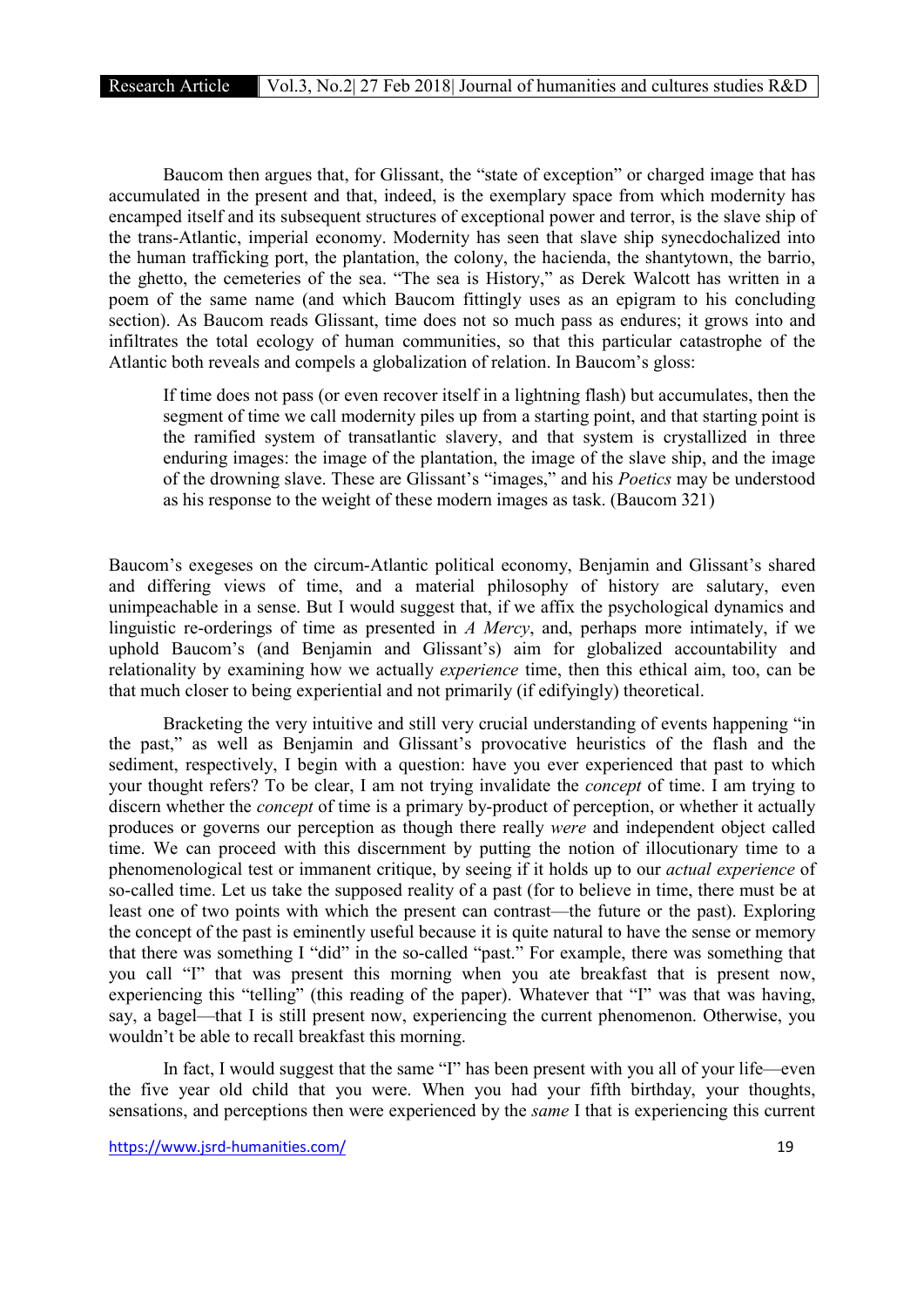Baucom then argues that, for Glissant, the "state of exception" or charged image that has accumulated in the present and that, indeed, is the exemplary space from which modernity has encamped itself and its subsequent structures of exceptional power and terror, is the slave ship of the trans-Atlantic, imperial economy. Modernity has seen that slave ship synecdochalized into the human trafficking port, the plantation, the colony, the hacienda, the shantytown, the barrio, the ghetto, the cemeteries of the sea. "The sea is History," as Derek Walcott has written in a poem of the same name (and which Baucom fittingly uses as an epigram to his concluding section). As Baucom reads Glissant, time does not so much pass as endures; it grows into and infiltrates the total ecology of human communities, so that this particular catastrophe of the Atlantic both reveals and compels a globalization of relation. In Baucom's gloss:

> If time does not pass (or even recover itself in a lightning flash) but accumulates, then the segment of time we call modernity piles up from a starting point, and that starting point is the ramified system of transatlantic slavery, and that system is crystallized in three enduring images: the image of the plantation, the image of the slave ship, and the image of the drowning slave. These are Glissant's "images," and his *Poetics* may be understood as his response to the weight of these modern images as task. (Baucom 321)

Baucom's exegeses on the circum-Atlantic political economy, Benjamin and Glissant's shared and differing views of time, and a material philosophy of history are salutary, even unimpeachable in a sense. But I would suggest that, if we affix the psychological dynamics and linguistic re-orderings of time as presented in *A Mercy*, and, perhaps more intimately, if we uphold Baucom's (and Benjamin and Glissant's) aim for globalized accountability and relationality by examining how we actually *experience* time, then this ethical aim, too, can be that much closer to being experiential and not primarily (if edifyingly) theoretical.

Bracketing the very intuitive and still very crucial understanding of events happening "in the past," as well as Benjamin and Glissant's provocative heuristics of the flash and the sediment, respectively, I begin with a question: have you ever experienced that past to which your thought refers? To be clear, I am not trying invalidate the *concept* of time. I am trying to discern whether the *concept* of time is a primary by-product of perception, or whether it actually produces or governs our perception as though there really *were* and independent object called time. We can proceed with this discernment by putting the notion of illocutionary time to a phenomenological test or immanent critique, by seeing if it holds up to our *actual experience* of so-called time. Let us take the supposed reality of a past (for to believe in time, there must be at least one of two points with which the present can contrast—the future or the past). Exploring the concept of the past is eminently useful because it is quite natural to have the sense or memory that there was something I "did" in the so-called "past." For example, there was something that you call "I" that was present this morning when you ate breakfast that is present now, experiencing this "telling" (this reading of the paper). Whatever that "I" was that was having, say, a bagel—that I is still present now, experiencing the current phenomenon. Otherwise, you wouldn't be able to recall breakfast this morning.

In fact, I would suggest that the same "I" has been present with you all of your life—even the five year old child that you were. When you had your fifth birthday, your thoughts, sensations, and perceptions then were experienced by the *same* I that is experiencing this current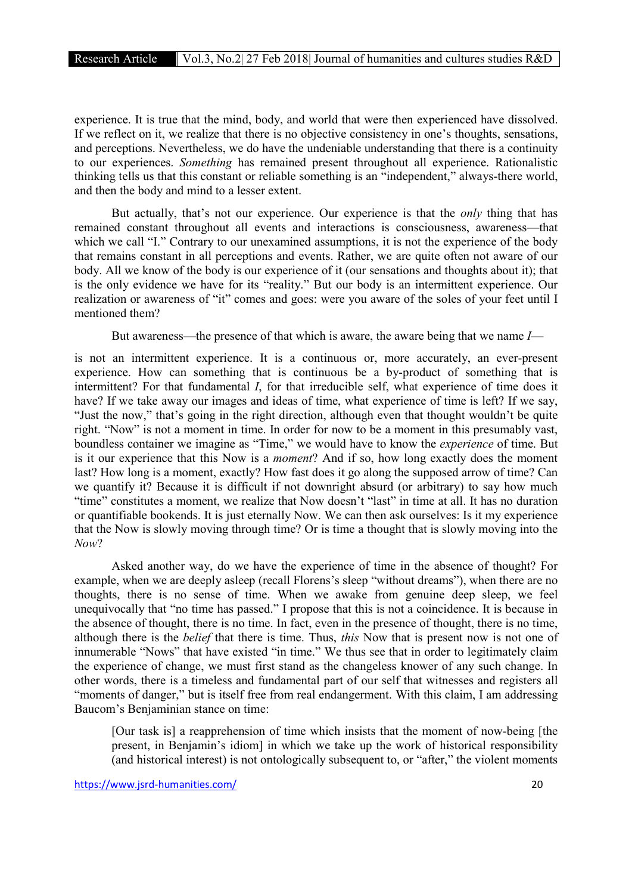experience. It is true that the mind, body, and world that were then experienced have dissolved. If we reflect on it, we realize that there is no objective consistency in one's thoughts, sensations, and perceptions. Nevertheless, we do have the undeniable understanding that there is a continuity to our experiences. *Something* has remained present throughout all experience. Rationalistic thinking tells us that this constant or reliable something is an "independent," always-there world, and then the body and mind to a lesser extent.

But actually, that's not our experience. Our experience is that the *only* thing that has remained constant throughout all events and interactions is consciousness, awareness—that which we call "I." Contrary to our unexamined assumptions, it is not the experience of the body that remains constant in all perceptions and events. Rather, we are quite often not aware of our body. All we know of the body is our experience of it (our sensations and thoughts about it); that is the only evidence we have for its "reality." But our body is an intermittent experience. Our realization or awareness of "it" comes and goes: were you aware of the soles of your feet until I mentioned them?

But awareness—the presence of that which is aware, the aware being that we name *I*—

is not an intermittent experience. It is a continuous or, more accurately, an ever-present experience. How can something that is continuous be a by-product of something that is intermittent? For that fundamental *I*, for that irreducible self, what experience of time does it have? If we take away our images and ideas of time, what experience of time is left? If we say, "Just the now," that's going in the right direction, although even that thought wouldn't be quite right. "Now" is not a moment in time. In order for now to be a moment in this presumably vast, boundless container we imagine as "Time," we would have to know the *experience* of time. But is it our experience that this Now is a *moment*? And if so, how long exactly does the moment last? How long is a moment, exactly? How fast does it go along the supposed arrow of time? Can we quantify it? Because it is difficult if not downright absurd (or arbitrary) to say how much "time" constitutes a moment, we realize that Now doesn't "last" in time at all. It has no duration or quantifiable bookends. It is just eternally Now. We can then ask ourselves: Is it my experience that the Now is slowly moving through time? Or is time a thought that is slowly moving into the *Now*?

Asked another way, do we have the experience of time in the absence of thought? For example, when we are deeply asleep (recall Florens's sleep "without dreams"), when there are no thoughts, there is no sense of time. When we awake from genuine deep sleep, we feel unequivocally that "no time has passed." I propose that this is not a coincidence. It is because in the absence of thought, there is no time. In fact, even in the presence of thought, there is no time, although there is the *belief* that there is time. Thus, *this* Now that is present now is not one of innumerable "Nows" that have existed "in time." We thus see that in order to legitimately claim the experience of change, we must first stand as the changeless knower of any such change. In other words, there is a timeless and fundamental part of our self that witnesses and registers all "moments of danger," but is itself free from real endangerment. With this claim, I am addressing Baucom's Benjaminian stance on time:

> [Our task is] a reapprehension of time which insists that the moment of now-being [the present, in Benjamin's idiom] in which we take up the work of historical responsibility (and historical interest) is not ontologically subsequent to, or "after," the violent moments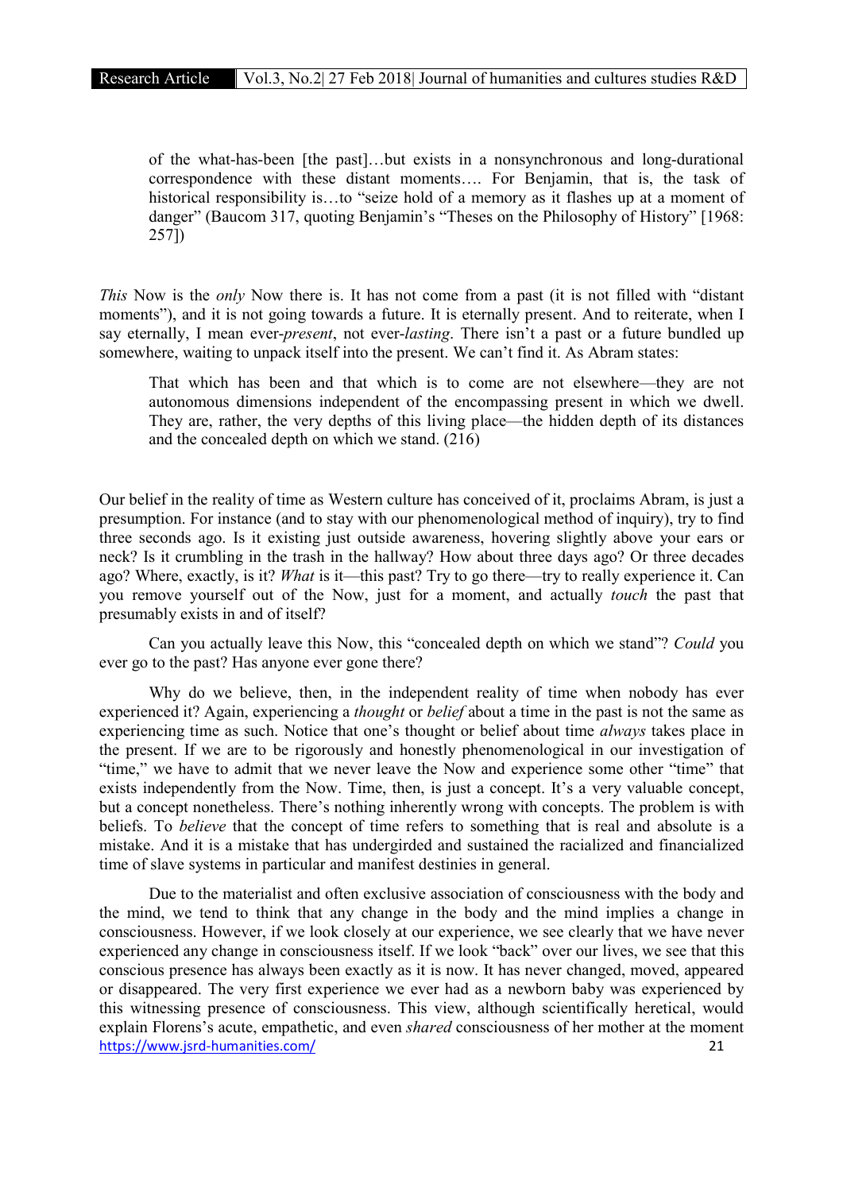> of the what-has-been [the past]…but exists in a nonsynchronous and long-durational correspondence with these distant moments…. For Benjamin, that is, the task of historical responsibility is…to "seize hold of a memory as it flashes up at a moment of danger" (Baucom 317, quoting Benjamin's "Theses on the Philosophy of History" [1968: 257])

*This* Now is the *only* Now there is. It has not come from a past (it is not filled with "distant moments"), and it is not going towards a future. It is eternally present. And to reiterate, when I say eternally, I mean ever-*present*, not ever-*lasting*. There isn't a past or a future bundled up somewhere, waiting to unpack itself into the present. We can't find it. As Abram states:

> That which has been and that which is to come are not elsewhere—they are not autonomous dimensions independent of the encompassing present in which we dwell. They are, rather, the very depths of this living place—the hidden depth of its distances and the concealed depth on which we stand. (216)

Our belief in the reality of time as Western culture has conceived of it, proclaims Abram, is just a presumption. For instance (and to stay with our phenomenological method of inquiry), try to find three seconds ago. Is it existing just outside awareness, hovering slightly above your ears or neck? Is it crumbling in the trash in the hallway? How about three days ago? Or three decades ago? Where, exactly, is it? *What* is it—this past? Try to go there—try to really experience it. Can you remove yourself out of the Now, just for a moment, and actually *touch* the past that presumably exists in and of itself?

Can you actually leave this Now, this "concealed depth on which we stand"? *Could* you ever go to the past? Has anyone ever gone there?

Why do we believe, then, in the independent reality of time when nobody has ever experienced it? Again, experiencing a *thought* or *belief* about a time in the past is not the same as experiencing time as such. Notice that one's thought or belief about time *always* takes place in the present. If we are to be rigorously and honestly phenomenological in our investigation of "time," we have to admit that we never leave the Now and experience some other "time" that exists independently from the Now. Time, then, is just a concept. It's a very valuable concept, but a concept nonetheless. There's nothing inherently wrong with concepts. The problem is with beliefs. To *believe* that the concept of time refers to something that is real and absolute is a mistake. And it is a mistake that has undergirded and sustained the racialized and financialized time of slave systems in particular and manifest destinies in general.

Due to the materialist and often exclusive association of consciousness with the body and the mind, we tend to think that any change in the body and the mind implies a change in consciousness. However, if we look closely at our experience, we see clearly that we have never experienced any change in consciousness itself. If we look "back" over our lives, we see that this conscious presence has always been exactly as it is now. It has never changed, moved, appeared or disappeared. The very first experience we ever had as a newborn baby was experienced by this witnessing presence of consciousness. This view, although scientifically heretical, would explain Florens's acute, empathetic, and even *shared* consciousness of her mother at the moment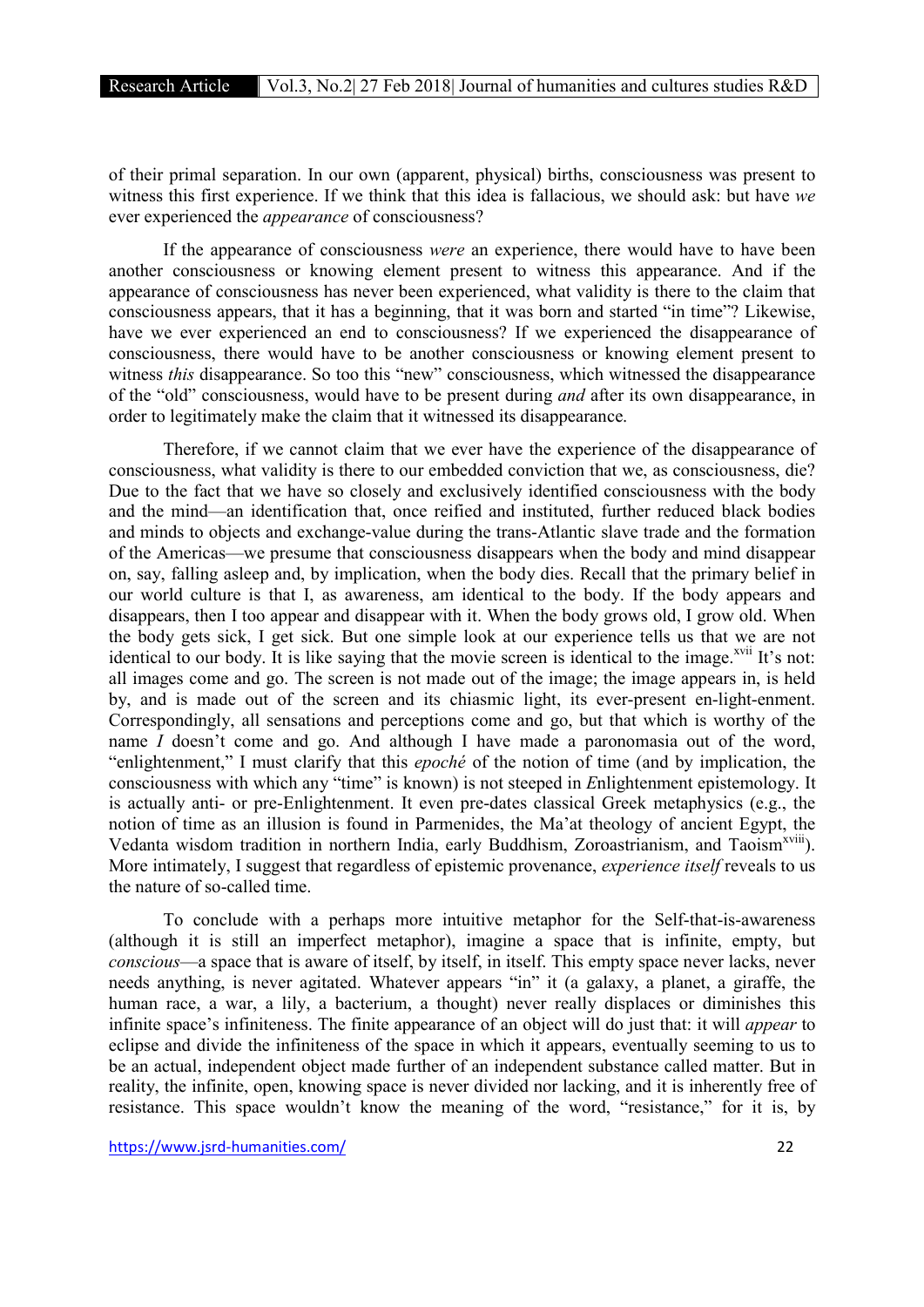of their primal separation. In our own (apparent, physical) births, consciousness was present to witness this first experience. If we think that this idea is fallacious, we should ask: but have *we* ever experienced the *appearance* of consciousness?

If the appearance of consciousness *were* an experience, there would have to have been another consciousness or knowing element present to witness this appearance. And if the appearance of consciousness has never been experienced, what validity is there to the claim that consciousness appears, that it has a beginning, that it was born and started "in time"? Likewise, have we ever experienced an end to consciousness? If we experienced the disappearance of consciousness, there would have to be another consciousness or knowing element present to witness *this* disappearance. So too this "new" consciousness, which witnessed the disappearance of the "old" consciousness, would have to be present during *and* after its own disappearance, in order to legitimately make the claim that it witnessed its disappearance.

Therefore, if we cannot claim that we ever have the experience of the disappearance of consciousness, what validity is there to our embedded conviction that we, as consciousness, die? Due to the fact that we have so closely and exclusively identified consciousness with the body and the mind—an identification that, once reified and instituted, further reduced black bodies and minds to objects and exchange-value during the trans-Atlantic slave trade and the formation of the Americas—we presume that consciousness disappears when the body and mind disappear on, say, falling asleep and, by implication, when the body dies. Recall that the primary belief in our world culture is that I, as awareness, am identical to the body. If the body appears and disappears, then I too appear and disappear with it. When the body grows old, I grow old. When the body gets sick, I get sick. But one simple look at our experience tells us that we are not identical to our body. It is like saying that the movie screen is identical to the image.[xvii] It's not: all images come and go. The screen is not made out of the image; the image appears in, is held by, and is made out of the screen and its chiasmic light, its ever-present en-light-enment. Correspondingly, all sensations and perceptions come and go, but that which is worthy of the name *I* doesn't come and go. And although I have made a paronomasia out of the word, "enlightenment," I must clarify that this *epoché* of the notion of time (and by implication, the consciousness with which any "time" is known) is not steeped in *E*nlightenment epistemology. It is actually anti- or pre-Enlightenment. It even pre-dates classical Greek metaphysics (e.g., the notion of time as an illusion is found in Parmenides, the Ma'at theology of ancient Egypt, the Vedanta wisdom tradition in northern India, early Buddhism, Zoroastrianism, and Taoism[xviii]). More intimately, I suggest that regardless of epistemic provenance, *experience itself* reveals to us the nature of so-called time.

To conclude with a perhaps more intuitive metaphor for the Self-that-is-awareness (although it is still an imperfect metaphor), imagine a space that is infinite, empty, but *conscious*—a space that is aware of itself, by itself, in itself. This empty space never lacks, never needs anything, is never agitated. Whatever appears "in" it (a galaxy, a planet, a giraffe, the human race, a war, a lily, a bacterium, a thought) never really displaces or diminishes this infinite space's infiniteness. The finite appearance of an object will do just that: it will *appear* to eclipse and divide the infiniteness of the space in which it appears, eventually seeming to us to be an actual, independent object made further of an independent substance called matter. But in reality, the infinite, open, knowing space is never divided nor lacking, and it is inherently free of resistance. This space wouldn't know the meaning of the word, "resistance," for it is, by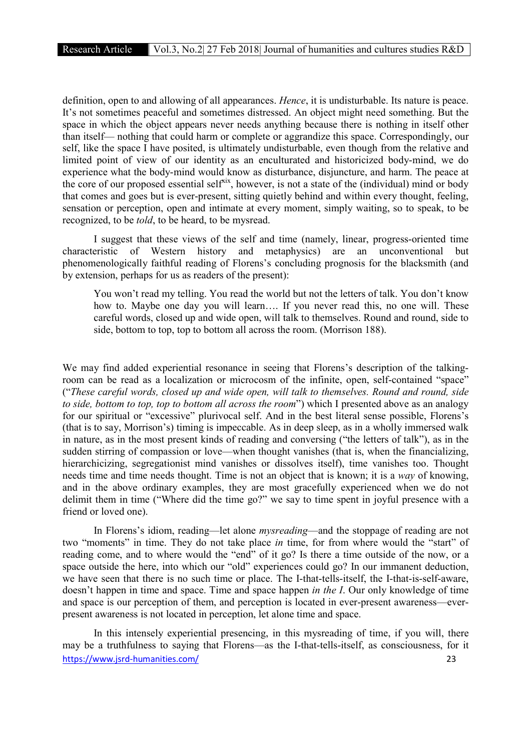definition, open to and allowing of all appearances. *Hence*, it is undisturbable. Its nature is peace. It's not sometimes peaceful and sometimes distressed. An object might need something. But the space in which the object appears never needs anything because there is nothing in itself other than itself— nothing that could harm or complete or aggrandize this space. Correspondingly, our self, like the space I have posited, is ultimately undisturbable, even though from the relative and limited point of view of our identity as an enculturated and historicized body-mind, we do experience what the body-mind would know as disturbance, disjuncture, and harm. The peace at the core of our proposed essential self[xix], however, is not a state of the (individual) mind or body that comes and goes but is ever-present, sitting quietly behind and within every thought, feeling, sensation or perception, open and intimate at every moment, simply waiting, so to speak, to be recognized, to be *told*, to be heard, to be mysread.

I suggest that these views of the self and time (namely, linear, progress-oriented time characteristic of Western history and metaphysics) are an unconventional but phenomenologically faithful reading of Florens's concluding prognosis for the blacksmith (and by extension, perhaps for us as readers of the present):

> You won't read my telling. You read the world but not the letters of talk. You don't know how to. Maybe one day you will learn…. If you never read this, no one will. These careful words, closed up and wide open, will talk to themselves. Round and round, side to side, bottom to top, top to bottom all across the room. (Morrison 188).

We may find added experiential resonance in seeing that Florens's description of the talking-room can be read as a localization or microcosm of the infinite, open, self-contained "space" ("*These careful words, closed up and wide open, will talk to themselves. Round and round, side to side, bottom to top, top to bottom all across the room*") which I presented above as an analogy for our spiritual or "excessive" plurivocal self. And in the best literal sense possible, Florens's (that is to say, Morrison's) timing is impeccable. As in deep sleep, as in a wholly immersed walk in nature, as in the most present kinds of reading and conversing ("the letters of talk"), as in the sudden stirring of compassion or love—when thought vanishes (that is, when the financializing, hierarchicizing, segregationist mind vanishes or dissolves itself), time vanishes too. Thought needs time and time needs thought. Time is not an object that is known; it is a *way* of knowing, and in the above ordinary examples, they are most gracefully experienced when we do not delimit them in time ("Where did the time go?" we say to time spent in joyful presence with a friend or loved one).

In Florens's idiom, reading—let alone *mysreading*—and the stoppage of reading are not two "moments" in time. They do not take place *in* time, for from where would the "start" of reading come, and to where would the "end" of it go? Is there a time outside of the now, or a space outside the here, into which our "old" experiences could go? In our immanent deduction, we have seen that there is no such time or place. The I-that-tells-itself, the I-that-is-self-aware, doesn't happen in time and space. Time and space happen *in the I*. Our only knowledge of time and space is our perception of them, and perception is located in ever-present awareness—ever-present awareness is not located in perception, let alone time and space.

In this intensely experiential presencing, in this mysreading of time, if you will, there may be a truthfulness to saying that Florens—as the I-that-tells-itself, as consciousness, for it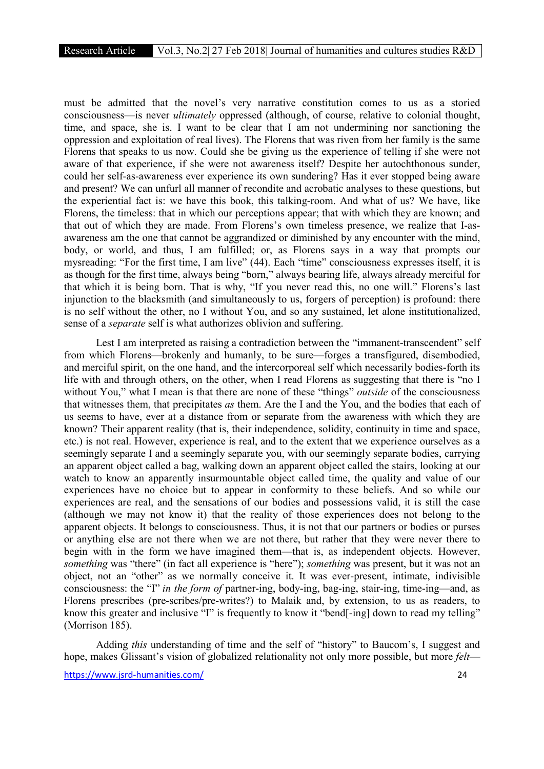must be admitted that the novel's very narrative constitution comes to us as a storied consciousness—is never *ultimately* oppressed (although, of course, relative to colonial thought, time, and space, she is. I want to be clear that I am not undermining nor sanctioning the oppression and exploitation of real lives). The Florens that was riven from her family is the same Florens that speaks to us now. Could she be giving us the experience of telling if she were not aware of that experience, if she were not awareness itself? Despite her autochthonous sunder, could her self-as-awareness ever experience its own sundering? Has it ever stopped being aware and present? We can unfurl all manner of recondite and acrobatic analyses to these questions, but the experiential fact is: we have this book, this talking-room. And what of us? We have, like Florens, the timeless: that in which our perceptions appear; that with which they are known; and that out of which they are made. From Florens's own timeless presence, we realize that I-as-awareness am the one that cannot be aggrandized or diminished by any encounter with the mind, body, or world, and thus, I am fulfilled; or, as Florens says in a way that prompts our mysreading: "For the first time, I am live" (44). Each "time" consciousness expresses itself, it is as though for the first time, always being "born," always bearing life, always already merciful for that which it is being born. That is why, "If you never read this, no one will." Florens's last injunction to the blacksmith (and simultaneously to us, forgers of perception) is profound: there is no self without the other, no I without You, and so any sustained, let alone institutionalized, sense of a *separate* self is what authorizes oblivion and suffering.

Lest I am interpreted as raising a contradiction between the "immanent-transcendent" self from which Florens—brokenly and humanly, to be sure—forges a transfigured, disembodied, and merciful spirit, on the one hand, and the intercorporeal self which necessarily bodies-forth its life with and through others, on the other, when I read Florens as suggesting that there is "no I without You," what I mean is that there are none of these "things" *outside* of the consciousness that witnesses them, that precipitates *as* them. Are the I and the You, and the bodies that each of us seems to have, ever at a distance from or separate from the awareness with which they are known? Their apparent reality (that is, their independence, solidity, continuity in time and space, etc.) is not real. However, experience is real, and to the extent that we experience ourselves as a seemingly separate I and a seemingly separate you, with our seemingly separate bodies, carrying an apparent object called a bag, walking down an apparent object called the stairs, looking at our watch to know an apparently insurmountable object called time, the quality and value of our experiences have no choice but to appear in conformity to these beliefs. And so while our experiences are real, and the sensations of our bodies and possessions valid, it is still the case (although we may not know it) that the reality of those experiences does not belong to the apparent objects. It belongs to consciousness. Thus, it is not that our partners or bodies or purses or anything else are not there when we are not there, but rather that they were never there to begin with in the form we have imagined them—that is, as independent objects. However, *something* was "there" (in fact all experience is "here"); *something* was present, but it was not an object, not an "other" as we normally conceive it. It was ever-present, intimate, indivisible consciousness: the "I" *in the form of* partner-ing, body-ing, bag-ing, stair-ing, time-ing—and, as Florens prescribes (pre-scribes/pre-writes?) to Malaik and, by extension, to us as readers, to know this greater and inclusive "I" is frequently to know it "bend[-ing] down to read my telling" (Morrison 185).

Adding *this* understanding of time and the self of "history" to Baucom's, I suggest and hope, makes Glissant's vision of globalized relationality not only more possible, but more *felt*—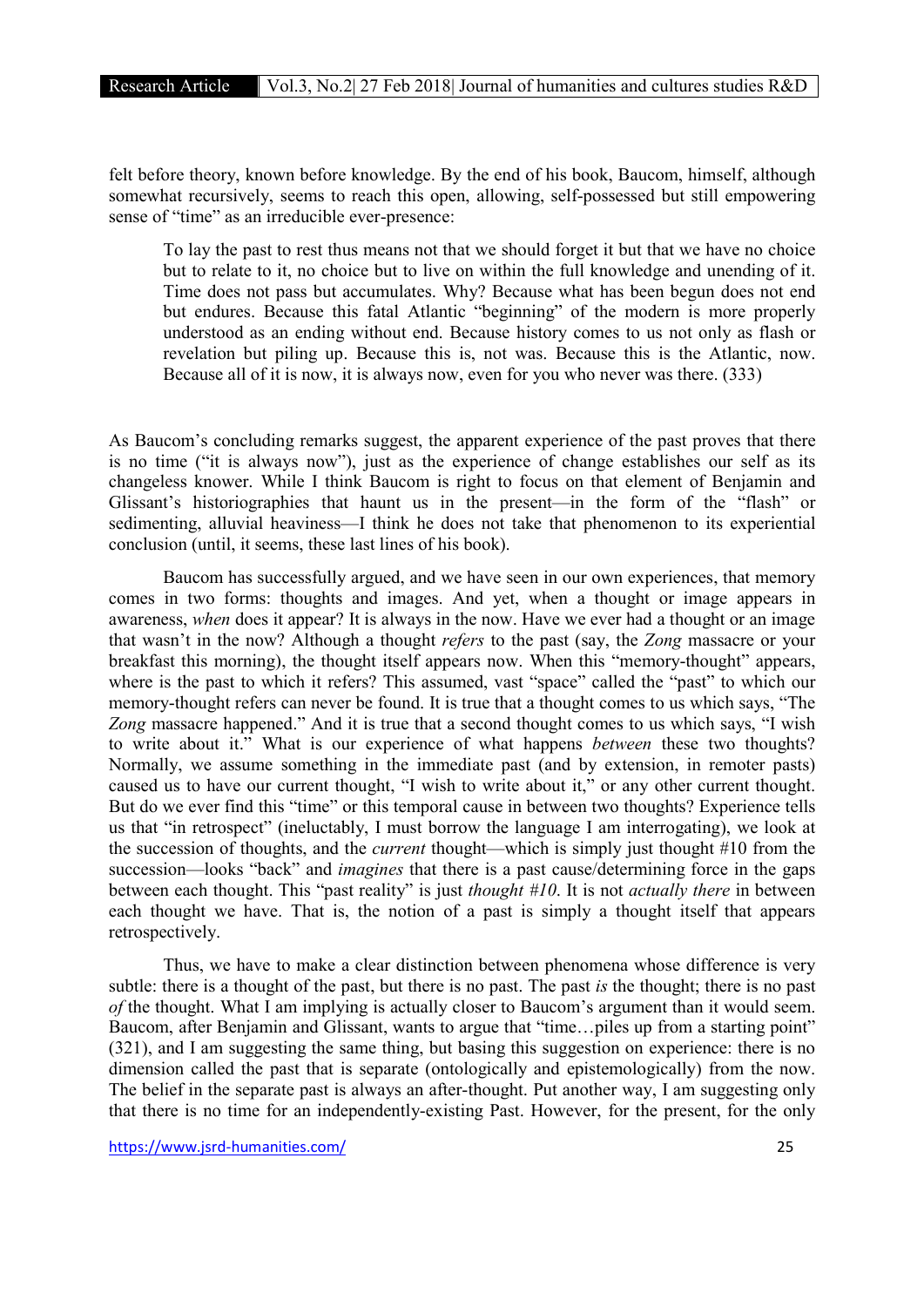felt before theory, known before knowledge. By the end of his book, Baucom, himself, although somewhat recursively, seems to reach this open, allowing, self-possessed but still empowering sense of "time" as an irreducible ever-presence:

> To lay the past to rest thus means not that we should forget it but that we have no choice but to relate to it, no choice but to live on within the full knowledge and unending of it. Time does not pass but accumulates. Why? Because what has been begun does not end but endures. Because this fatal Atlantic "beginning" of the modern is more properly understood as an ending without end. Because history comes to us not only as flash or revelation but piling up. Because this is, not was. Because this is the Atlantic, now. Because all of it is now, it is always now, even for you who never was there. (333)

As Baucom's concluding remarks suggest, the apparent experience of the past proves that there is no time ("it is always now"), just as the experience of change establishes our self as its changeless knower. While I think Baucom is right to focus on that element of Benjamin and Glissant's historiographies that haunt us in the present—in the form of the "flash" or sedimenting, alluvial heaviness—I think he does not take that phenomenon to its experiential conclusion (until, it seems, these last lines of his book).

Baucom has successfully argued, and we have seen in our own experiences, that memory comes in two forms: thoughts and images. And yet, when a thought or image appears in awareness, *when* does it appear? It is always in the now. Have we ever had a thought or an image that wasn't in the now? Although a thought *refers* to the past (say, the *Zong* massacre or your breakfast this morning), the thought itself appears now. When this "memory-thought" appears, where is the past to which it refers? This assumed, vast "space" called the "past" to which our memory-thought refers can never be found. It is true that a thought comes to us which says, "The *Zong* massacre happened." And it is true that a second thought comes to us which says, "I wish to write about it." What is our experience of what happens *between* these two thoughts? Normally, we assume something in the immediate past (and by extension, in remoter pasts) caused us to have our current thought, "I wish to write about it," or any other current thought. But do we ever find this "time" or this temporal cause in between two thoughts? Experience tells us that "in retrospect" (ineluctably, I must borrow the language I am interrogating), we look at the succession of thoughts, and the *current* thought—which is simply just thought #10 from the succession—looks "back" and *imagines* that there is a past cause/determining force in the gaps between each thought. This "past reality" is just *thought #10*. It is not *actually there* in between each thought we have. That is, the notion of a past is simply a thought itself that appears retrospectively.

Thus, we have to make a clear distinction between phenomena whose difference is very subtle: there is a thought of the past, but there is no past. The past *is* the thought; there is no past *of* the thought. What I am implying is actually closer to Baucom's argument than it would seem. Baucom, after Benjamin and Glissant, wants to argue that "time…piles up from a starting point" (321), and I am suggesting the same thing, but basing this suggestion on experience: there is no dimension called the past that is separate (ontologically and epistemologically) from the now. The belief in the separate past is always an after-thought. Put another way, I am suggesting only that there is no time for an independently-existing Past. However, for the present, for the only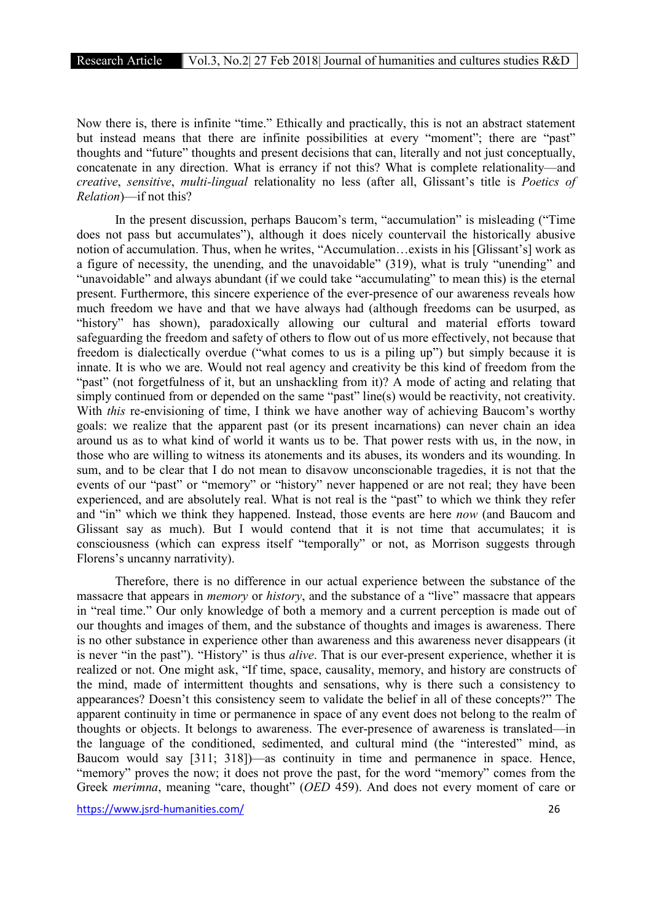Now there is, there is infinite "time." Ethically and practically, this is not an abstract statement but instead means that there are infinite possibilities at every "moment"; there are "past" thoughts and "future" thoughts and present decisions that can, literally and not just conceptually, concatenate in any direction. What is errancy if not this? What is complete relationality—and *creative*, *sensitive*, *multi-lingual* relationality no less (after all, Glissant's title is *Poetics of Relation*)—if not this?

In the present discussion, perhaps Baucom's term, "accumulation" is misleading ("Time does not pass but accumulates"), although it does nicely countervail the historically abusive notion of accumulation. Thus, when he writes, "Accumulation…exists in his [Glissant's] work as a figure of necessity, the unending, and the unavoidable" (319), what is truly "unending" and "unavoidable" and always abundant (if we could take "accumulating" to mean this) is the eternal present. Furthermore, this sincere experience of the ever-presence of our awareness reveals how much freedom we have and that we have always had (although freedoms can be usurped, as "history" has shown), paradoxically allowing our cultural and material efforts toward safeguarding the freedom and safety of others to flow out of us more effectively, not because that freedom is dialectically overdue ("what comes to us is a piling up") but simply because it is innate. It is who we are. Would not real agency and creativity be this kind of freedom from the "past" (not forgetfulness of it, but an unshackling from it)? A mode of acting and relating that simply continued from or depended on the same "past" line(s) would be reactivity, not creativity. With *this* re-envisioning of time, I think we have another way of achieving Baucom's worthy goals: we realize that the apparent past (or its present incarnations) can never chain an idea around us as to what kind of world it wants us to be. That power rests with us, in the now, in those who are willing to witness its atonements and its abuses, its wonders and its wounding. In sum, and to be clear that I do not mean to disavow unconscionable tragedies, it is not that the events of our "past" or "memory" or "history" never happened or are not real; they have been experienced, and are absolutely real. What is not real is the "past" to which we think they refer and "in" which we think they happened. Instead, those events are here *now* (and Baucom and Glissant say as much). But I would contend that it is not time that accumulates; it is consciousness (which can express itself "temporally" or not, as Morrison suggests through Florens's uncanny narrativity).

Therefore, there is no difference in our actual experience between the substance of the massacre that appears in *memory* or *history*, and the substance of a "live" massacre that appears in "real time." Our only knowledge of both a memory and a current perception is made out of our thoughts and images of them, and the substance of thoughts and images is awareness. There is no other substance in experience other than awareness and this awareness never disappears (it is never "in the past"). "History" is thus *alive*. That is our ever-present experience, whether it is realized or not. One might ask, "If time, space, causality, memory, and history are constructs of the mind, made of intermittent thoughts and sensations, why is there such a consistency to appearances? Doesn't this consistency seem to validate the belief in all of these concepts?" The apparent continuity in time or permanence in space of any event does not belong to the realm of thoughts or objects. It belongs to awareness. The ever-presence of awareness is translated—in the language of the conditioned, sedimented, and cultural mind (the "interested" mind, as Baucom would say [311; 318])—as continuity in time and permanence in space. Hence, "memory" proves the now; it does not prove the past, for the word "memory" comes from the Greek *merimna*, meaning "care, thought" (*OED* 459). And does not every moment of care or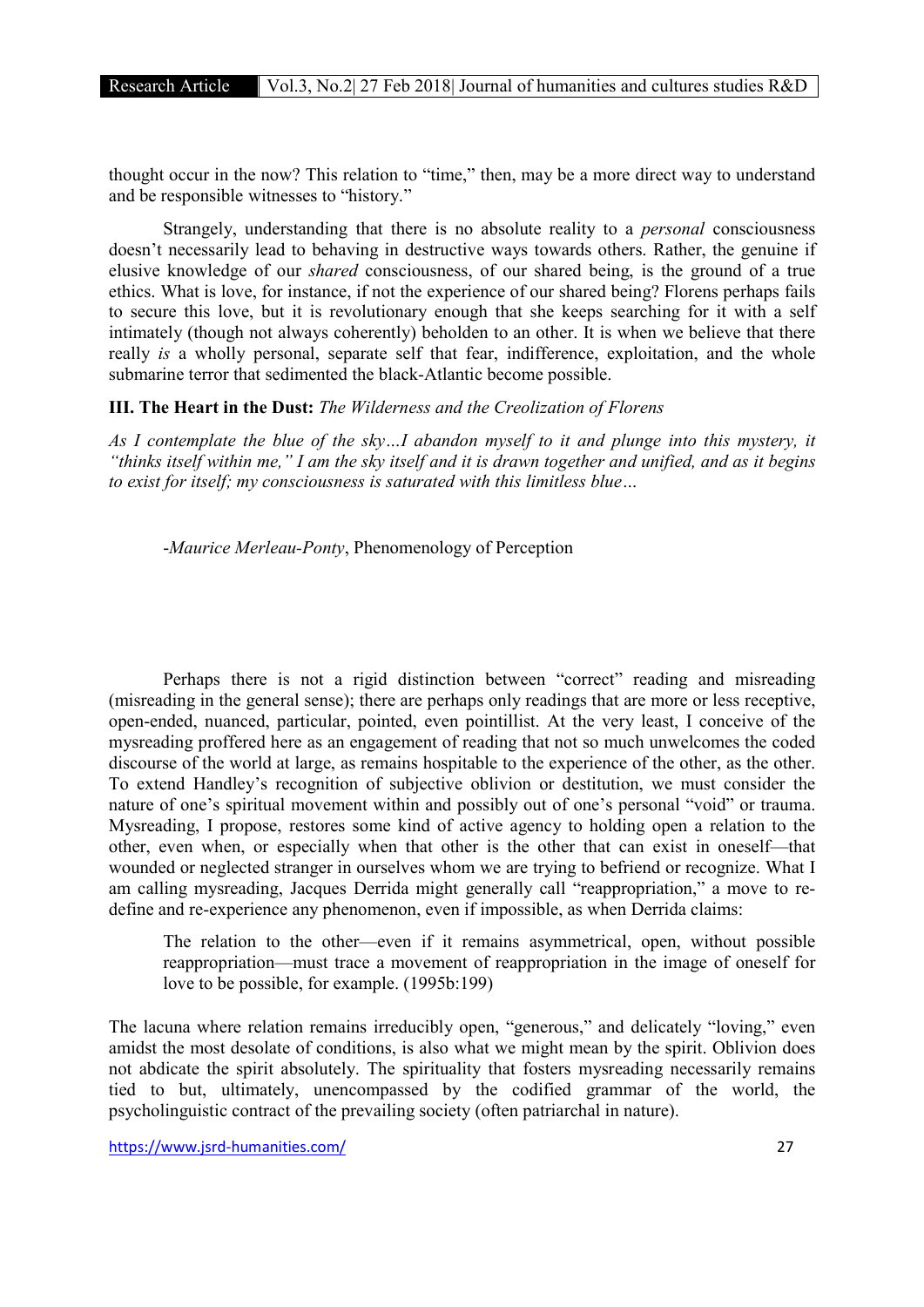thought occur in the now? This relation to "time," then, may be a more direct way to understand and be responsible witnesses to "history."

Strangely, understanding that there is no absolute reality to a *personal* consciousness doesn't necessarily lead to behaving in destructive ways towards others. Rather, the genuine if elusive knowledge of our *shared* consciousness, of our shared being, is the ground of a true ethics. What is love, for instance, if not the experience of our shared being? Florens perhaps fails to secure this love, but it is revolutionary enough that she keeps searching for it with a self intimately (though not always coherently) beholden to an other. It is when we believe that there really *is* a wholly personal, separate self that fear, indifference, exploitation, and the whole submarine terror that sedimented the black-Atlantic become possible.

## III. The Heart in the Dust: *The Wilderness and the Creolization of Florens*

*As I contemplate the blue of the sky…I abandon myself to it and plunge into this mystery, it "thinks itself within me," I am the sky itself and it is drawn together and unified, and as it begins to exist for itself; my consciousness is saturated with this limitless blue…*

-*Maurice Merleau-Ponty*, Phenomenology of Perception

Perhaps there is not a rigid distinction between "correct" reading and misreading (misreading in the general sense); there are perhaps only readings that are more or less receptive, open-ended, nuanced, particular, pointed, even pointillist. At the very least, I conceive of the mysreading proffered here as an engagement of reading that not so much unwelcomes the coded discourse of the world at large, as remains hospitable to the experience of the other, as the other. To extend Handley's recognition of subjective oblivion or destitution, we must consider the nature of one's spiritual movement within and possibly out of one's personal "void" or trauma. Mysreading, I propose, restores some kind of active agency to holding open a relation to the other, even when, or especially when that other is the other that can exist in oneself—that wounded or neglected stranger in ourselves whom we are trying to befriend or recognize. What I am calling mysreading, Jacques Derrida might generally call "reappropriation," a move to re-define and re-experience any phenomenon, even if impossible, as when Derrida claims:

> The relation to the other—even if it remains asymmetrical, open, without possible reappropriation—must trace a movement of reappropriation in the image of oneself for love to be possible, for example. (1995b:199)

The lacuna where relation remains irreducibly open, "generous," and delicately "loving," even amidst the most desolate of conditions, is also what we might mean by the spirit. Oblivion does not abdicate the spirit absolutely. The spirituality that fosters mysreading necessarily remains tied to but, ultimately, unencompassed by the codified grammar of the world, the psycholinguistic contract of the prevailing society (often patriarchal in nature).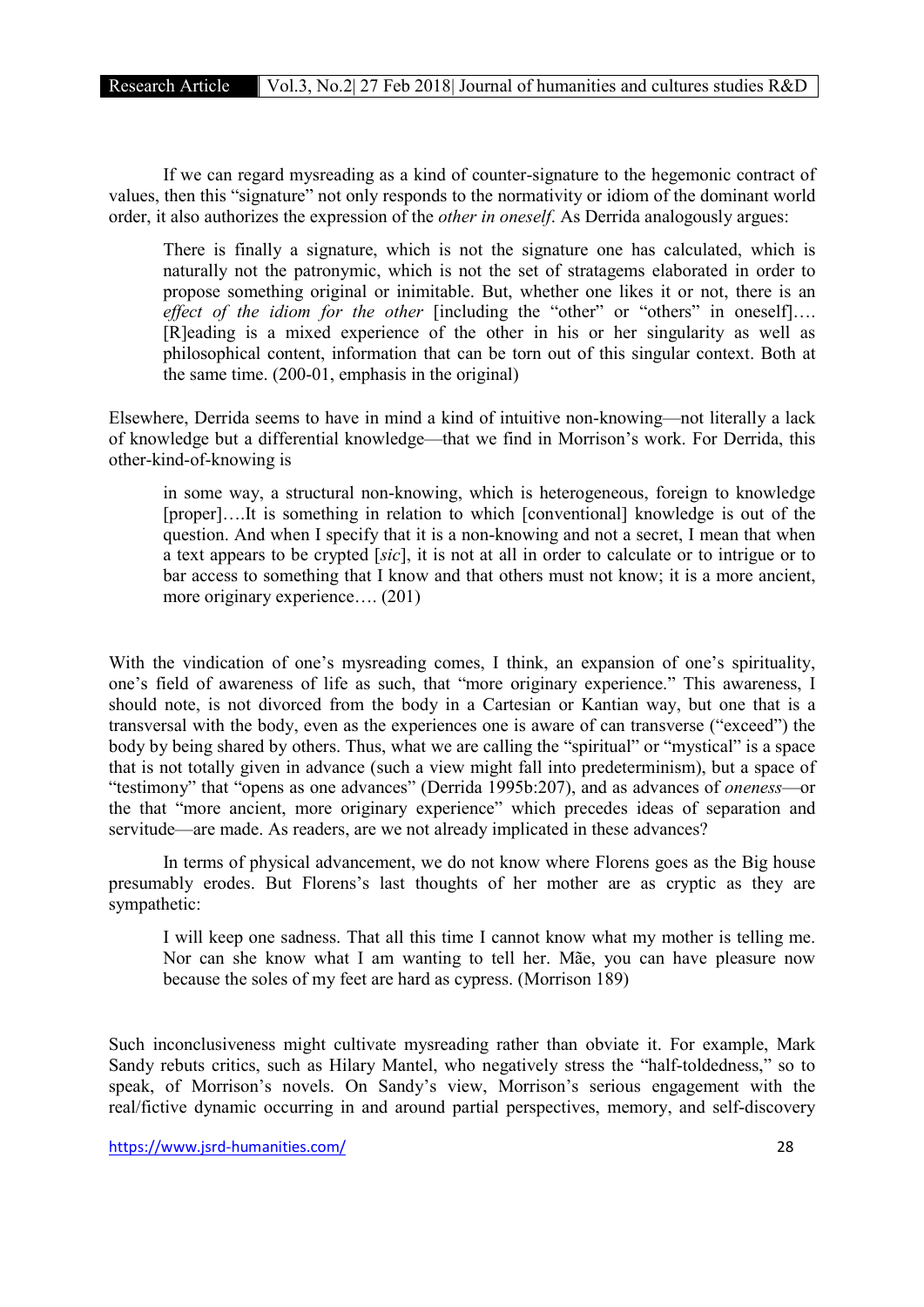If we can regard mysreading as a kind of counter-signature to the hegemonic contract of values, then this "signature" not only responds to the normativity or idiom of the dominant world order, it also authorizes the expression of the *other in oneself*. As Derrida analogously argues:

> There is finally a signature, which is not the signature one has calculated, which is naturally not the patronymic, which is not the set of stratagems elaborated in order to propose something original or inimitable. But, whether one likes it or not, there is an *effect of the idiom for the other* [including the "other" or "others" in oneself]…. [R]eading is a mixed experience of the other in his or her singularity as well as philosophical content, information that can be torn out of this singular context. Both at the same time. (200-01, emphasis in the original)

Elsewhere, Derrida seems to have in mind a kind of intuitive non-knowing—not literally a lack of knowledge but a differential knowledge—that we find in Morrison's work. For Derrida, this other-kind-of-knowing is

> in some way, a structural non-knowing, which is heterogeneous, foreign to knowledge [proper]….It is something in relation to which [conventional] knowledge is out of the question. And when I specify that it is a non-knowing and not a secret, I mean that when a text appears to be crypted [*sic*], it is not at all in order to calculate or to intrigue or to bar access to something that I know and that others must not know; it is a more ancient, more originary experience…. (201)

With the vindication of one's mysreading comes, I think, an expansion of one's spirituality, one's field of awareness of life as such, that "more originary experience." This awareness, I should note, is not divorced from the body in a Cartesian or Kantian way, but one that is a transversal with the body, even as the experiences one is aware of can transverse ("exceed") the body by being shared by others. Thus, what we are calling the "spiritual" or "mystical" is a space that is not totally given in advance (such a view might fall into predeterminism), but a space of "testimony" that "opens as one advances" (Derrida 1995b:207), and as advances of *oneness*—or the that "more ancient, more originary experience" which precedes ideas of separation and servitude—are made. As readers, are we not already implicated in these advances?

In terms of physical advancement, we do not know where Florens goes as the Big house presumably erodes. But Florens's last thoughts of her mother are as cryptic as they are sympathetic:

> I will keep one sadness. That all this time I cannot know what my mother is telling me. Nor can she know what I am wanting to tell her. Mãe, you can have pleasure now because the soles of my feet are hard as cypress. (Morrison 189)

Such inconclusiveness might cultivate mysreading rather than obviate it. For example, Mark Sandy rebuts critics, such as Hilary Mantel, who negatively stress the "half-toldedness," so to speak, of Morrison's novels. On Sandy's view, Morrison's serious engagement with the real/fictive dynamic occurring in and around partial perspectives, memory, and self-discovery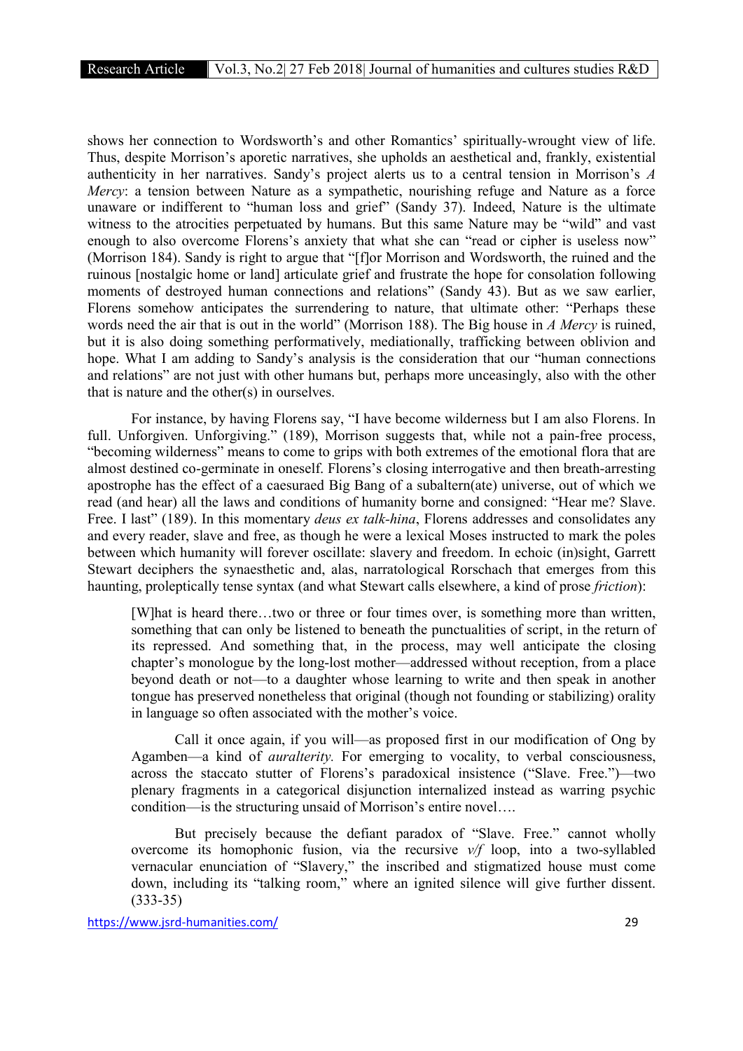shows her connection to Wordsworth's and other Romantics' spiritually-wrought view of life. Thus, despite Morrison's aporetic narratives, she upholds an aesthetical and, frankly, existential authenticity in her narratives. Sandy's project alerts us to a central tension in Morrison's *A Mercy*: a tension between Nature as a sympathetic, nourishing refuge and Nature as a force unaware or indifferent to "human loss and grief" (Sandy 37). Indeed, Nature is the ultimate witness to the atrocities perpetuated by humans. But this same Nature may be "wild" and vast enough to also overcome Florens's anxiety that what she can "read or cipher is useless now" (Morrison 184). Sandy is right to argue that "[f]or Morrison and Wordsworth, the ruined and the ruinous [nostalgic home or land] articulate grief and frustrate the hope for consolation following moments of destroyed human connections and relations" (Sandy 43). But as we saw earlier, Florens somehow anticipates the surrendering to nature, that ultimate other: "Perhaps these words need the air that is out in the world" (Morrison 188). The Big house in *A Mercy* is ruined, but it is also doing something performatively, mediationally, trafficking between oblivion and hope. What I am adding to Sandy's analysis is the consideration that our "human connections and relations" are not just with other humans but, perhaps more unceasingly, also with the other that is nature and the other(s) in ourselves.

For instance, by having Florens say, "I have become wilderness but I am also Florens. In full. Unforgiven. Unforgiving." (189), Morrison suggests that, while not a pain-free process, "becoming wilderness" means to come to grips with both extremes of the emotional flora that are almost destined co-germinate in oneself. Florens's closing interrogative and then breath-arresting apostrophe has the effect of a caesuraed Big Bang of a subaltern(ate) universe, out of which we read (and hear) all the laws and conditions of humanity borne and consigned: "Hear me? Slave. Free. I last" (189). In this momentary *deus ex talk-hina*, Florens addresses and consolidates any and every reader, slave and free, as though he were a lexical Moses instructed to mark the poles between which humanity will forever oscillate: slavery and freedom. In echoic (in)sight, Garrett Stewart deciphers the synaesthetic and, alas, narratological Rorschach that emerges from this haunting, proleptically tense syntax (and what Stewart calls elsewhere, a kind of prose *friction*):

> [W]hat is heard there…two or three or four times over, is something more than written, something that can only be listened to beneath the punctualities of script, in the return of its repressed. And something that, in the process, may well anticipate the closing chapter's monologue by the long-lost mother—addressed without reception, from a place beyond death or not—to a daughter whose learning to write and then speak in another tongue has preserved nonetheless that original (though not founding or stabilizing) orality in language so often associated with the mother's voice.
>
> Call it once again, if you will—as proposed first in our modification of Ong by Agamben—a kind of *auralterity.* For emerging to vocality, to verbal consciousness, across the staccato stutter of Florens's paradoxical insistence ("Slave. Free.")—two plenary fragments in a categorical disjunction internalized instead as warring psychic condition—is the structuring unsaid of Morrison's entire novel….
>
> But precisely because the defiant paradox of "Slave. Free." cannot wholly overcome its homophonic fusion, via the recursive *v/f* loop, into a two-syllabled vernacular enunciation of "Slavery," the inscribed and stigmatized house must come down, including its "talking room," where an ignited silence will give further dissent. (333-35)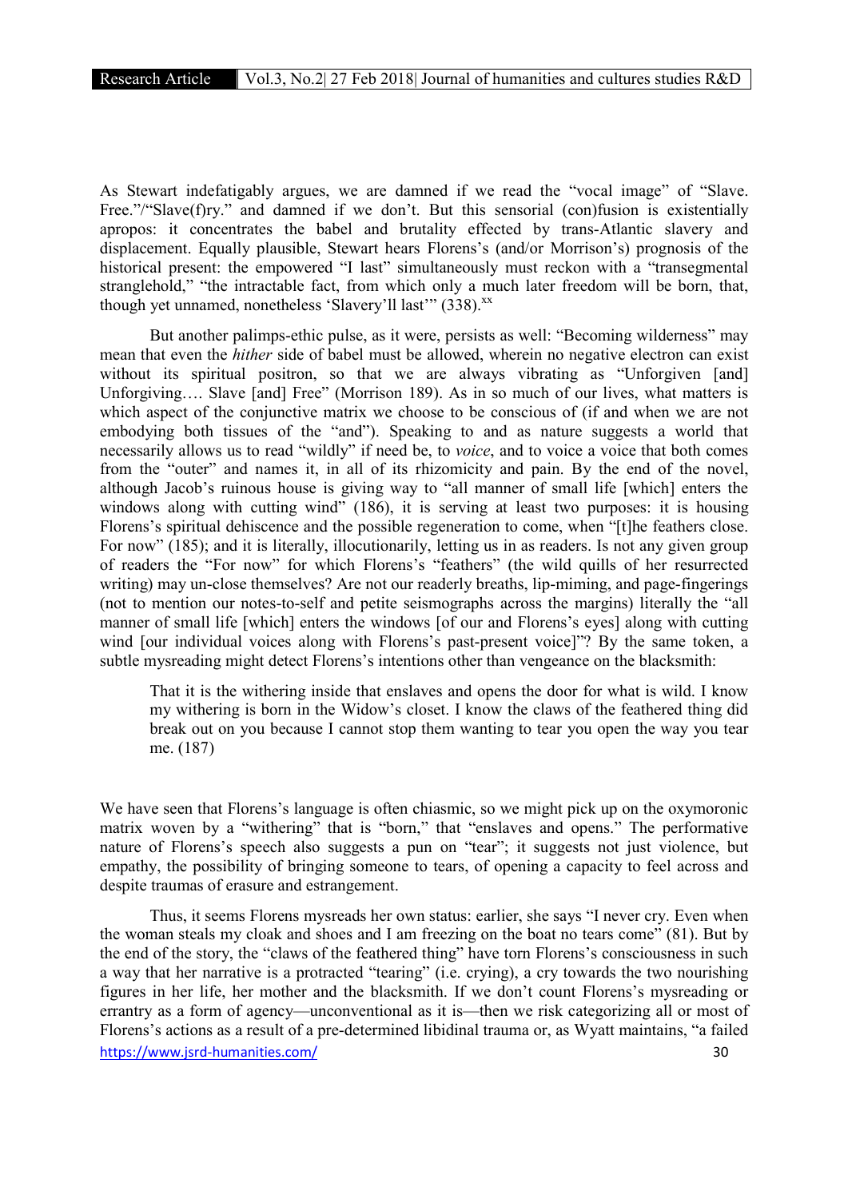As Stewart indefatigably argues, we are damned if we read the "vocal image" of "Slave. Free."/"Slave(f)ry." and damned if we don't. But this sensorial (con)fusion is existentially apropos: it concentrates the babel and brutality effected by trans-Atlantic slavery and displacement. Equally plausible, Stewart hears Florens's (and/or Morrison's) prognosis of the historical present: the empowered "I last" simultaneously must reckon with a "transegmental stranglehold," "the intractable fact, from which only a much later freedom will be born, that, though yet unnamed, nonetheless 'Slavery'll last'" (338).[xx]

But another palimps-ethic pulse, as it were, persists as well: "Becoming wilderness" may mean that even the *hither* side of babel must be allowed, wherein no negative electron can exist without its spiritual positron, so that we are always vibrating as "Unforgiven [and] Unforgiving…. Slave [and] Free" (Morrison 189). As in so much of our lives, what matters is which aspect of the conjunctive matrix we choose to be conscious of (if and when we are not embodying both tissues of the "and"). Speaking to and as nature suggests a world that necessarily allows us to read "wildly" if need be, to *voice*, and to voice a voice that both comes from the "outer" and names it, in all of its rhizomicity and pain. By the end of the novel, although Jacob's ruinous house is giving way to "all manner of small life [which] enters the windows along with cutting wind" (186), it is serving at least two purposes: it is housing Florens's spiritual dehiscence and the possible regeneration to come, when "[t]he feathers close. For now" (185); and it is literally, illocutionarily, letting us in as readers. Is not any given group of readers the "For now" for which Florens's "feathers" (the wild quills of her resurrected writing) may un-close themselves? Are not our readerly breaths, lip-miming, and page-fingerings (not to mention our notes-to-self and petite seismographs across the margins) literally the "all manner of small life [which] enters the windows [of our and Florens's eyes] along with cutting wind [our individual voices along with Florens's past-present voice]"? By the same token, a subtle mysreading might detect Florens's intentions other than vengeance on the blacksmith:

> That it is the withering inside that enslaves and opens the door for what is wild. I know my withering is born in the Widow's closet. I know the claws of the feathered thing did break out on you because I cannot stop them wanting to tear you open the way you tear me. (187)

We have seen that Florens's language is often chiasmic, so we might pick up on the oxymoronic matrix woven by a "withering" that is "born," that "enslaves and opens." The performative nature of Florens's speech also suggests a pun on "tear"; it suggests not just violence, but empathy, the possibility of bringing someone to tears, of opening a capacity to feel across and despite traumas of erasure and estrangement.

Thus, it seems Florens mysreads her own status: earlier, she says "I never cry. Even when the woman steals my cloak and shoes and I am freezing on the boat no tears come" (81). But by the end of the story, the "claws of the feathered thing" have torn Florens's consciousness in such a way that her narrative is a protracted "tearing" (i.e. crying), a cry towards the two nourishing figures in her life, her mother and the blacksmith. If we don't count Florens's mysreading or errantry as a form of agency—unconventional as it is—then we risk categorizing all or most of Florens's actions as a result of a pre-determined libidinal trauma or, as Wyatt maintains, "a failed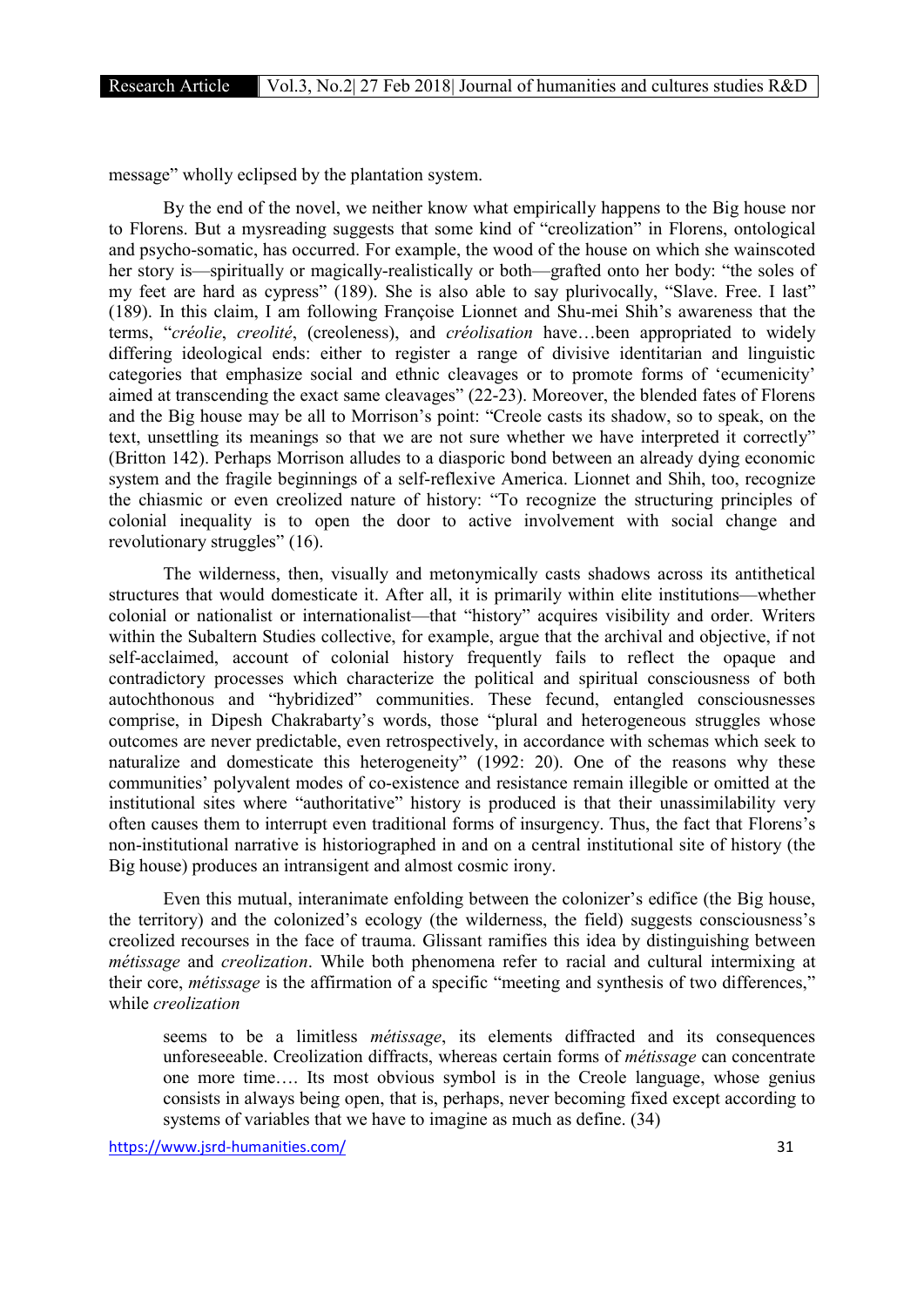message" wholly eclipsed by the plantation system.

By the end of the novel, we neither know what empirically happens to the Big house nor to Florens. But a mysreading suggests that some kind of "creolization" in Florens, ontological and psycho-somatic, has occurred. For example, the wood of the house on which she wainscoted her story is—spiritually or magically-realistically or both—grafted onto her body: "the soles of my feet are hard as cypress" (189). She is also able to say plurivocally, "Slave. Free. I last" (189). In this claim, I am following Françoise Lionnet and Shu-mei Shih's awareness that the terms, "*créolie*, *creolité*, (creoleness), and *créolisation* have…been appropriated to widely differing ideological ends: either to register a range of divisive identitarian and linguistic categories that emphasize social and ethnic cleavages or to promote forms of 'ecumenicity' aimed at transcending the exact same cleavages" (22-23). Moreover, the blended fates of Florens and the Big house may be all to Morrison's point: "Creole casts its shadow, so to speak, on the text, unsettling its meanings so that we are not sure whether we have interpreted it correctly" (Britton 142). Perhaps Morrison alludes to a diasporic bond between an already dying economic system and the fragile beginnings of a self-reflexive America. Lionnet and Shih, too, recognize the chiasmic or even creolized nature of history: "To recognize the structuring principles of colonial inequality is to open the door to active involvement with social change and revolutionary struggles" (16).

The wilderness, then, visually and metonymically casts shadows across its antithetical structures that would domesticate it. After all, it is primarily within elite institutions—whether colonial or nationalist or internationalist—that "history" acquires visibility and order. Writers within the Subaltern Studies collective, for example, argue that the archival and objective, if not self-acclaimed, account of colonial history frequently fails to reflect the opaque and contradictory processes which characterize the political and spiritual consciousness of both autochthonous and "hybridized" communities. These fecund, entangled consciousnesses comprise, in Dipesh Chakrabarty's words, those "plural and heterogeneous struggles whose outcomes are never predictable, even retrospectively, in accordance with schemas which seek to naturalize and domesticate this heterogeneity" (1992: 20). One of the reasons why these communities' polyvalent modes of co-existence and resistance remain illegible or omitted at the institutional sites where "authoritative" history is produced is that their unassimilability very often causes them to interrupt even traditional forms of insurgency. Thus, the fact that Florens's non-institutional narrative is historiographed in and on a central institutional site of history (the Big house) produces an intransigent and almost cosmic irony.

Even this mutual, interanimate enfolding between the colonizer's edifice (the Big house, the territory) and the colonized's ecology (the wilderness, the field) suggests consciousness's creolized recourses in the face of trauma. Glissant ramifies this idea by distinguishing between *métissage* and *creolization*. While both phenomena refer to racial and cultural intermixing at their core, *métissage* is the affirmation of a specific "meeting and synthesis of two differences," while *creolization*

> seems to be a limitless *métissage*, its elements diffracted and its consequences unforeseeable. Creolization diffracts, whereas certain forms of *métissage* can concentrate one more time…. Its most obvious symbol is in the Creole language, whose genius consists in always being open, that is, perhaps, never becoming fixed except according to systems of variables that we have to imagine as much as define. (34)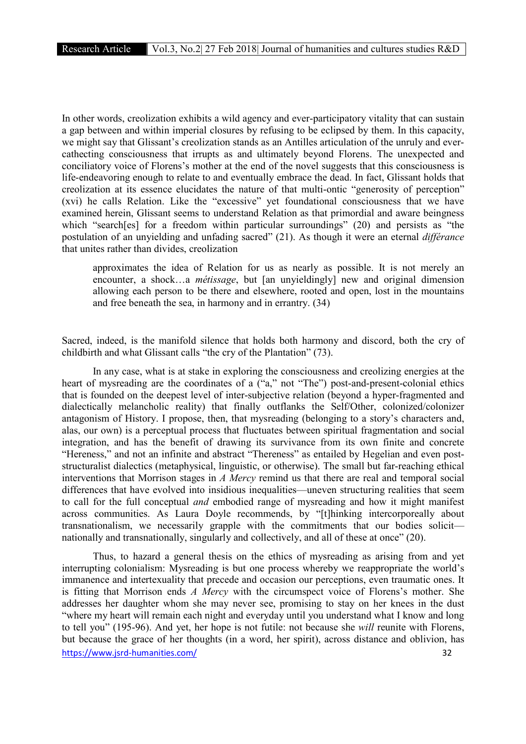In other words, creolization exhibits a wild agency and ever-participatory vitality that can sustain a gap between and within imperial closures by refusing to be eclipsed by them. In this capacity, we might say that Glissant's creolization stands as an Antilles articulation of the unruly and ever-cathecting consciousness that irrupts as and ultimately beyond Florens. The unexpected and conciliatory voice of Florens's mother at the end of the novel suggests that this consciousness is life-endeavoring enough to relate to and eventually embrace the dead. In fact, Glissant holds that creolization at its essence elucidates the nature of that multi-ontic "generosity of perception" (xvi) he calls Relation. Like the "excessive" yet foundational consciousness that we have examined herein, Glissant seems to understand Relation as that primordial and aware beingness which "search[es] for a freedom within particular surroundings" (20) and persists as "the postulation of an unyielding and unfading sacred" (21). As though it were an eternal *différance* that unites rather than divides, creolization

> approximates the idea of Relation for us as nearly as possible. It is not merely an encounter, a shock…a *métissage*, but [an unyieldingly] new and original dimension allowing each person to be there and elsewhere, rooted and open, lost in the mountains and free beneath the sea, in harmony and in errantry. (34)

Sacred, indeed, is the manifold silence that holds both harmony and discord, both the cry of childbirth and what Glissant calls "the cry of the Plantation" (73).

In any case, what is at stake in exploring the consciousness and creolizing energies at the heart of mysreading are the coordinates of a ("a," not "The") post-and-present-colonial ethics that is founded on the deepest level of inter-subjective relation (beyond a hyper-fragmented and dialectically melancholic reality) that finally outflanks the Self/Other, colonized/colonizer antagonism of History. I propose, then, that mysreading (belonging to a story's characters and, alas, our own) is a perceptual process that fluctuates between spiritual fragmentation and social integration, and has the benefit of drawing its survivance from its own finite and concrete "Hereness," and not an infinite and abstract "Thereness" as entailed by Hegelian and even post-structuralist dialectics (metaphysical, linguistic, or otherwise). The small but far-reaching ethical interventions that Morrison stages in *A Mercy* remind us that there are real and temporal social differences that have evolved into insidious inequalities—uneven structuring realities that seem to call for the full conceptual *and* embodied range of mysreading and how it might manifest across communities. As Laura Doyle recommends, by "[t]hinking intercorporeally about transnationalism, we necessarily grapple with the commitments that our bodies solicit—nationally and transnationally, singularly and collectively, and all of these at once" (20).

Thus, to hazard a general thesis on the ethics of mysreading as arising from and yet interrupting colonialism: Mysreading is but one process whereby we reappropriate the world's immanence and intertexuality that precede and occasion our perceptions, even traumatic ones. It is fitting that Morrison ends *A Mercy* with the circumspect voice of Florens's mother. She addresses her daughter whom she may never see, promising to stay on her knees in the dust "where my heart will remain each night and everyday until you understand what I know and long to tell you" (195-96). And yet, her hope is not futile: not because she *will* reunite with Florens, but because the grace of her thoughts (in a word, her spirit), across distance and oblivion, has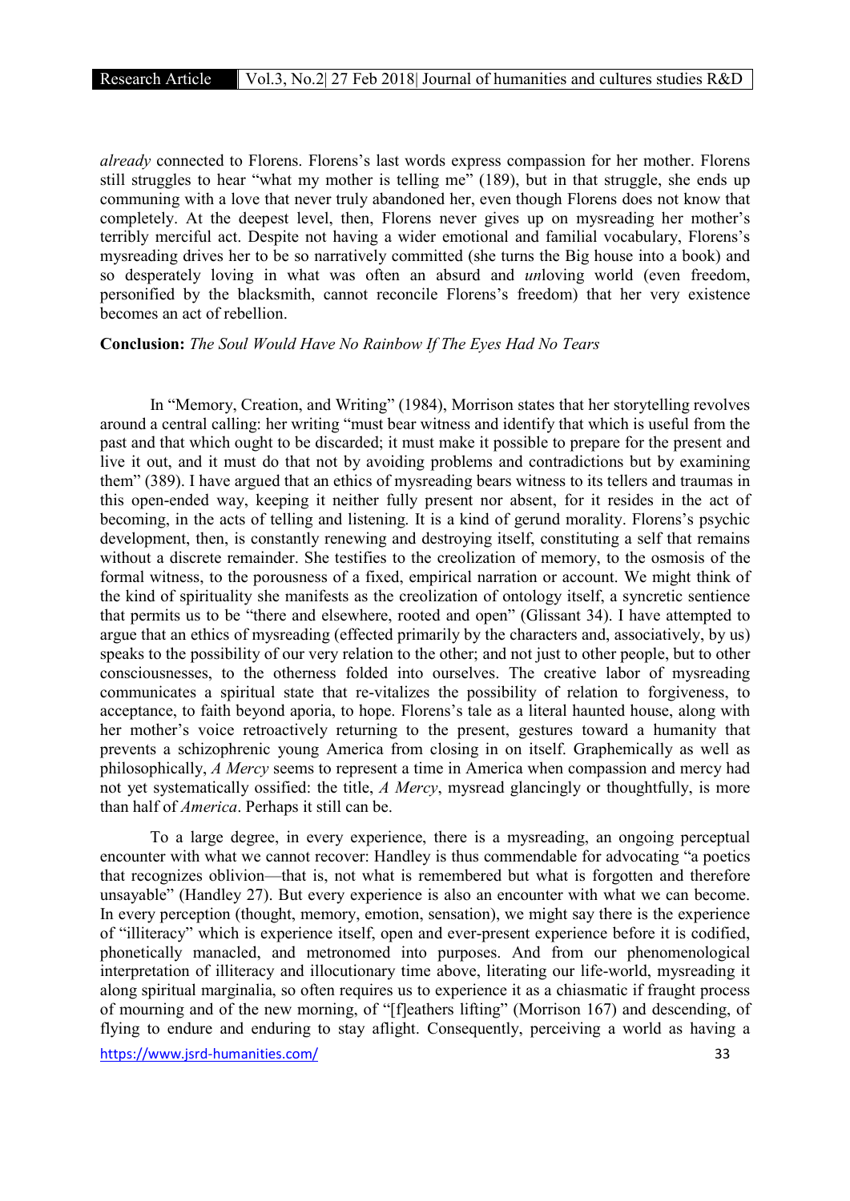*already* connected to Florens. Florens's last words express compassion for her mother. Florens still struggles to hear "what my mother is telling me" (189), but in that struggle, she ends up communing with a love that never truly abandoned her, even though Florens does not know that completely. At the deepest level, then, Florens never gives up on mysreading her mother's terribly merciful act. Despite not having a wider emotional and familial vocabulary, Florens's mysreading drives her to be so narratively committed (she turns the Big house into a book) and so desperately loving in what was often an absurd and *un*loving world (even freedom, personified by the blacksmith, cannot reconcile Florens's freedom) that her very existence becomes an act of rebellion.

**Conclusion:** *The Soul Would Have No Rainbow If The Eyes Had No Tears*

In "Memory, Creation, and Writing" (1984), Morrison states that her storytelling revolves around a central calling: her writing "must bear witness and identify that which is useful from the past and that which ought to be discarded; it must make it possible to prepare for the present and live it out, and it must do that not by avoiding problems and contradictions but by examining them" (389). I have argued that an ethics of mysreading bears witness to its tellers and traumas in this open-ended way, keeping it neither fully present nor absent, for it resides in the act of becoming, in the acts of telling and listening. It is a kind of gerund morality. Florens's psychic development, then, is constantly renewing and destroying itself, constituting a self that remains without a discrete remainder. She testifies to the creolization of memory, to the osmosis of the formal witness, to the porousness of a fixed, empirical narration or account. We might think of the kind of spirituality she manifests as the creolization of ontology itself, a syncretic sentience that permits us to be "there and elsewhere, rooted and open" (Glissant 34). I have attempted to argue that an ethics of mysreading (effected primarily by the characters and, associatively, by us) speaks to the possibility of our very relation to the other; and not just to other people, but to other consciousnesses, to the otherness folded into ourselves. The creative labor of mysreading communicates a spiritual state that re-vitalizes the possibility of relation to forgiveness, to acceptance, to faith beyond aporia, to hope. Florens's tale as a literal haunted house, along with her mother's voice retroactively returning to the present, gestures toward a humanity that prevents a schizophrenic young America from closing in on itself. Graphemically as well as philosophically, *A Mercy* seems to represent a time in America when compassion and mercy had not yet systematically ossified: the title, *A Mercy*, mysread glancingly or thoughtfully, is more than half of *America*. Perhaps it still can be.

To a large degree, in every experience, there is a mysreading, an ongoing perceptual encounter with what we cannot recover: Handley is thus commendable for advocating "a poetics that recognizes oblivion—that is, not what is remembered but what is forgotten and therefore unsayable" (Handley 27). But every experience is also an encounter with what we can become. In every perception (thought, memory, emotion, sensation), we might say there is the experience of "illiteracy" which is experience itself, open and ever-present experience before it is codified, phonetically manacled, and metronomed into purposes. And from our phenomenological interpretation of illiteracy and illocutionary time above, literating our life-world, mysreading it along spiritual marginalia, so often requires us to experience it as a chiasmatic if fraught process of mourning and of the new morning, of "[f]eathers lifting" (Morrison 167) and descending, of flying to endure and enduring to stay aflight. Consequently, perceiving a world as having a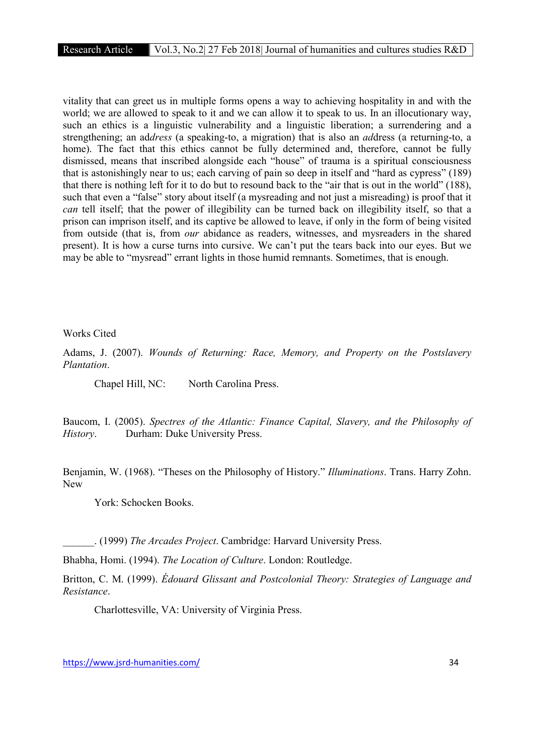vitality that can greet us in multiple forms opens a way to achieving hospitality in and with the world; we are allowed to speak to it and we can allow it to speak to us. In an illocutionary way, such an ethics is a linguistic vulnerability and a linguistic liberation; a surrendering and a strengthening; an ad*dress* (a speaking-to, a migration) that is also an *ad*dress (a returning-to, a home). The fact that this ethics cannot be fully determined and, therefore, cannot be fully dismissed, means that inscribed alongside each "house" of trauma is a spiritual consciousness that is astonishingly near to us; each carving of pain so deep in itself and "hard as cypress" (189) that there is nothing left for it to do but to resound back to the "air that is out in the world" (188), such that even a "false" story about itself (a mysreading and not just a misreading) is proof that it *can* tell itself; that the power of illegibility can be turned back on illegibility itself, so that a prison can imprison itself, and its captive be allowed to leave, if only in the form of being visited from outside (that is, from *our* abidance as readers, witnesses, and mysreaders in the shared present). It is how a curse turns into cursive. We can't put the tears back into our eyes. But we may be able to "mysread" errant lights in those humid remnants. Sometimes, that is enough.

## Works Cited

Adams, J. (2007). *Wounds of Returning: Race, Memory, and Property on the Postslavery Plantation*. Chapel Hill, NC: North Carolina Press.

Baucom, I. (2005). *Spectres of the Atlantic: Finance Capital, Slavery, and the Philosophy of History*. Durham: Duke University Press.

Benjamin, W. (1968). "Theses on the Philosophy of History." *Illuminations*. Trans. Harry Zohn. New York: Schocken Books.

______. (1999) *The Arcades Project*. Cambridge: Harvard University Press.

Bhabha, Homi. (1994). *The Location of Culture*. London: Routledge.

Britton, C. M. (1999). *Édouard Glissant and Postcolonial Theory: Strategies of Language and Resistance*. Charlottesville, VA: University of Virginia Press.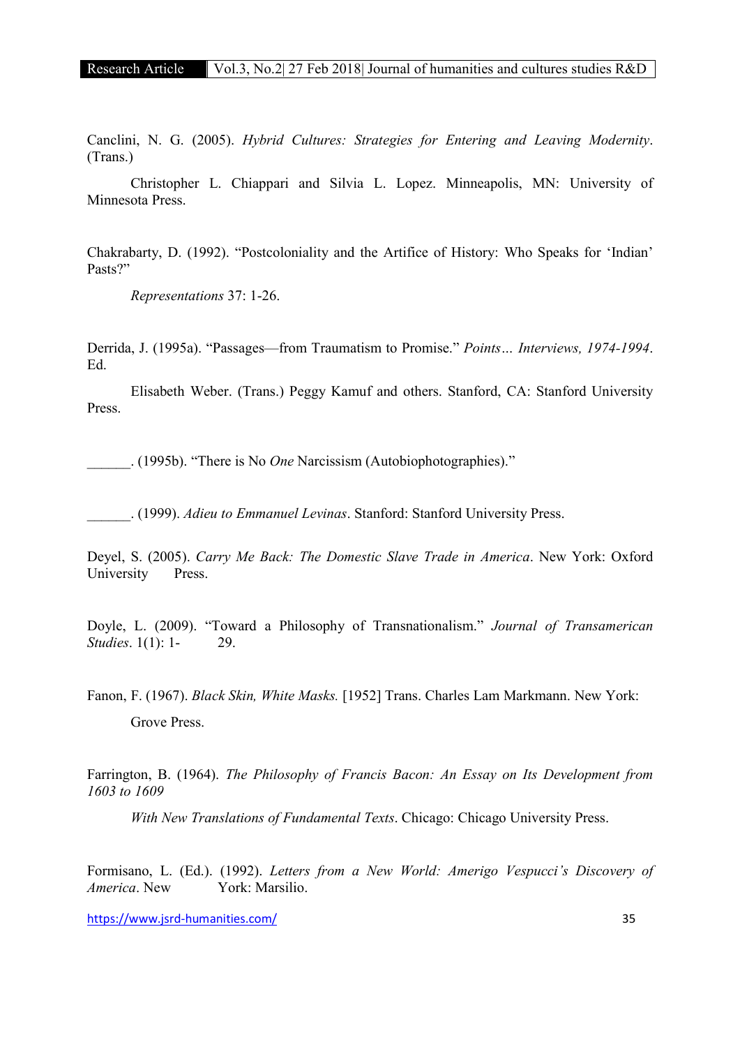Canclini, N. G. (2005). *Hybrid Cultures: Strategies for Entering and Leaving Modernity*. (Trans.) Christopher L. Chiappari and Silvia L. Lopez. Minneapolis, MN: University of Minnesota Press.

Chakrabarty, D. (1992). "Postcoloniality and the Artifice of History: Who Speaks for 'Indian' Pasts?" *Representations* 37: 1-26.

Derrida, J. (1995a). "Passages—from Traumatism to Promise." *Points… Interviews, 1974-1994*. Ed. Elisabeth Weber. (Trans.) Peggy Kamuf and others. Stanford, CA: Stanford University Press.

______. (1995b). "There is No *One* Narcissism (Autobiophotographies)."

______. (1999). *Adieu to Emmanuel Levinas*. Stanford: Stanford University Press.

Deyel, S. (2005). *Carry Me Back: The Domestic Slave Trade in America*. New York: Oxford University Press.

Doyle, L. (2009). "Toward a Philosophy of Transnationalism." *Journal of Transamerican Studies*. 1(1): 1- 29.

Fanon, F. (1967). *Black Skin, White Masks.* [1952] Trans. Charles Lam Markmann. New York: Grove Press.

Farrington, B. (1964). *The Philosophy of Francis Bacon: An Essay on Its Development from 1603 to 1609 With New Translations of Fundamental Texts*. Chicago: Chicago University Press.

Formisano, L. (Ed.). (1992). *Letters from a New World: Amerigo Vespucci's Discovery of America*. New York: Marsilio.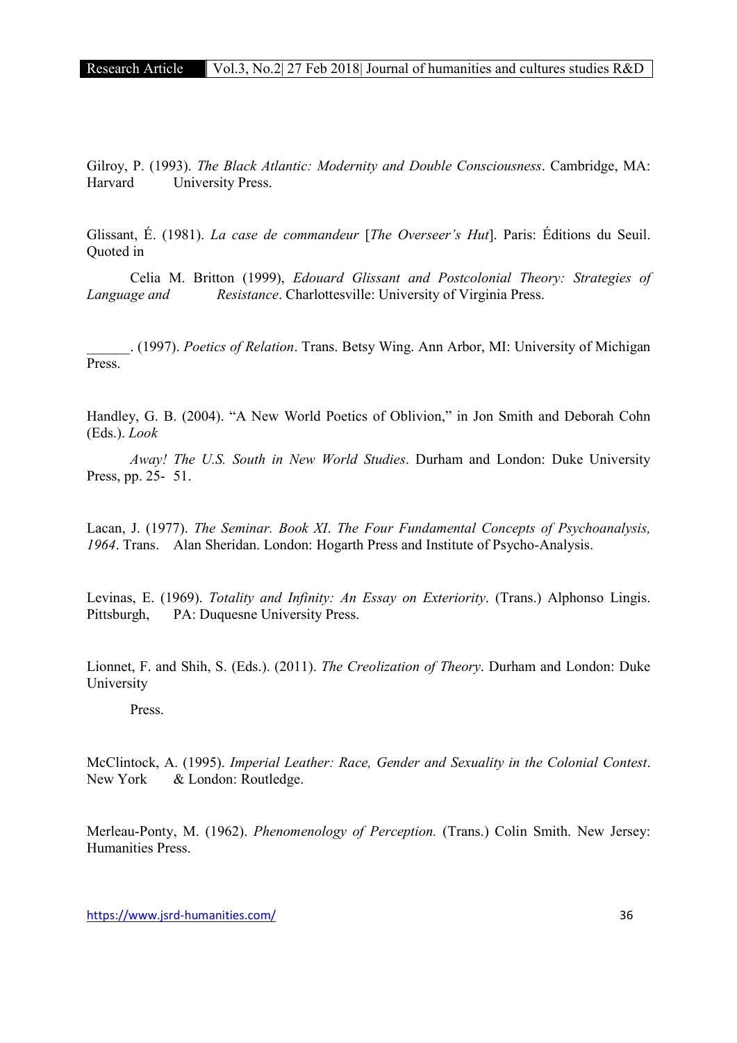Gilroy, P. (1993). *The Black Atlantic: Modernity and Double Consciousness*. Cambridge, MA: Harvard University Press.

Glissant, É. (1981). *La case de commandeur* [*The Overseer's Hut*]. Paris: Éditions du Seuil. Quoted in Celia M. Britton (1999), *Edouard Glissant and Postcolonial Theory: Strategies of Language and Resistance*. Charlottesville: University of Virginia Press.

______. (1997). *Poetics of Relation*. Trans. Betsy Wing. Ann Arbor, MI: University of Michigan Press.

Handley, G. B. (2004). "A New World Poetics of Oblivion," in Jon Smith and Deborah Cohn (Eds.). *Look Away! The U.S. South in New World Studies*. Durham and London: Duke University Press, pp. 25- 51.

Lacan, J. (1977). *The Seminar. Book XI. The Four Fundamental Concepts of Psychoanalysis, 1964*. Trans. Alan Sheridan. London: Hogarth Press and Institute of Psycho-Analysis.

Levinas, E. (1969). *Totality and Infinity: An Essay on Exteriority*. (Trans.) Alphonso Lingis. Pittsburgh, PA: Duquesne University Press.

Lionnet, F. and Shih, S. (Eds.). (2011). *The Creolization of Theory*. Durham and London: Duke University Press.

McClintock, A. (1995). *Imperial Leather: Race, Gender and Sexuality in the Colonial Contest*. New York & London: Routledge.

Merleau-Ponty, M. (1962). *Phenomenology of Perception.* (Trans.) Colin Smith. New Jersey: Humanities Press.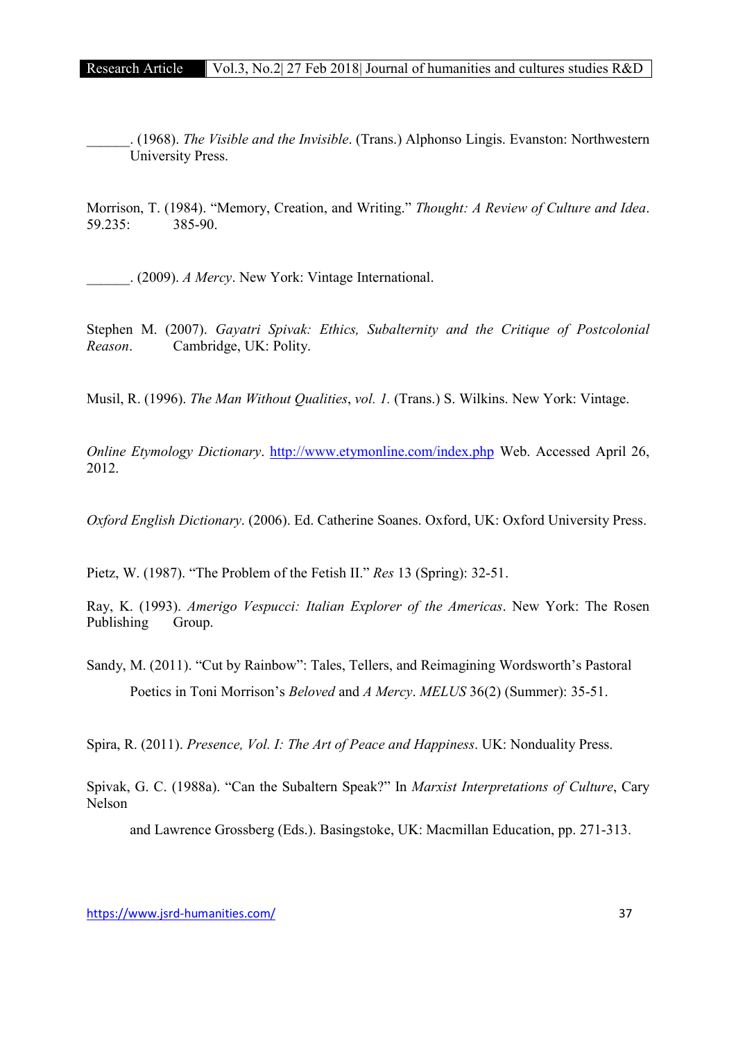______. (1968). *The Visible and the Invisible*. (Trans.) Alphonso Lingis. Evanston: Northwestern University Press.

Morrison, T. (1984). "Memory, Creation, and Writing." *Thought: A Review of Culture and Idea*. 59.235: 385-90.

______. (2009). *A Mercy*. New York: Vintage International.

Stephen M. (2007). *Gayatri Spivak: Ethics, Subalternity and the Critique of Postcolonial Reason*. Cambridge, UK: Polity.

Musil, R. (1996). *The Man Without Qualities*, *vol. 1.* (Trans.) S. Wilkins. New York: Vintage.

*Online Etymology Dictionary*. http://www.etymonline.com/index.php Web. Accessed April 26, 2012.

*Oxford English Dictionary*. (2006). Ed. Catherine Soanes. Oxford, UK: Oxford University Press.

Pietz, W. (1987). "The Problem of the Fetish II." *Res* 13 (Spring): 32-51.

Ray, K. (1993). *Amerigo Vespucci: Italian Explorer of the Americas*. New York: The Rosen Publishing Group.

Sandy, M. (2011). "Cut by Rainbow": Tales, Tellers, and Reimagining Wordsworth's Pastoral Poetics in Toni Morrison's *Beloved* and *A Mercy*. *MELUS* 36(2) (Summer): 35-51.

Spira, R. (2011). *Presence, Vol. I: The Art of Peace and Happiness*. UK: Nonduality Press.

Spivak, G. C. (1988a). "Can the Subaltern Speak?" In *Marxist Interpretations of Culture*, Cary Nelson and Lawrence Grossberg (Eds.). Basingstoke, UK: Macmillan Education, pp. 271-313.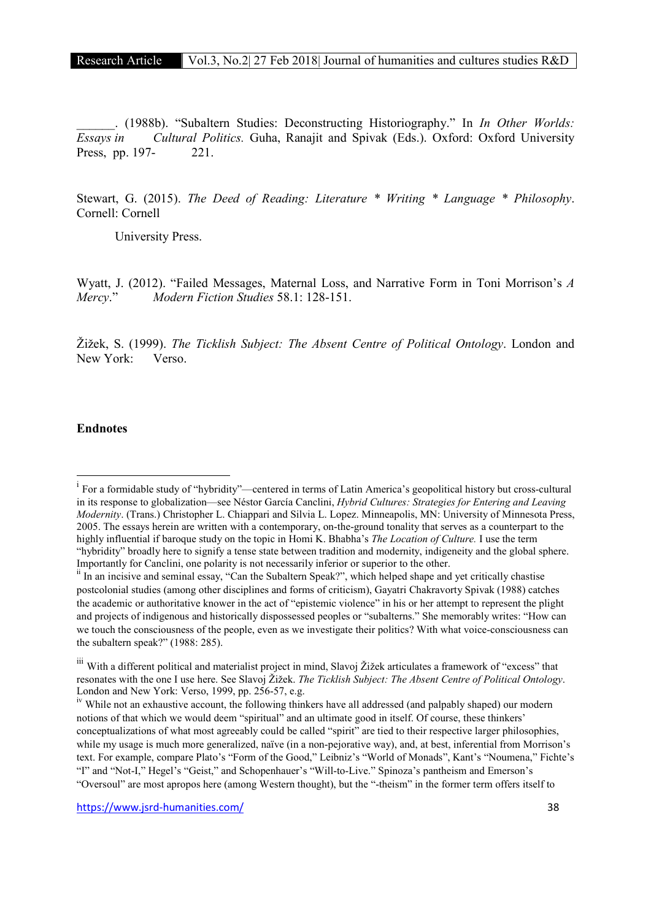______. (1988b). "Subaltern Studies: Deconstructing Historiography." In *In Other Worlds: Essays in Cultural Politics.* Guha, Ranajit and Spivak (Eds.). Oxford: Oxford University Press, pp. 197- 221.

Stewart, G. (2015). *The Deed of Reading: Literature * Writing * Language * Philosophy*. Cornell: Cornell University Press.

Wyatt, J. (2012). "Failed Messages, Maternal Loss, and Narrative Form in Toni Morrison's *A Mercy*." *Modern Fiction Studies* 58.1: 128-151.

Žižek, S. (1999). *The Ticklish Subject: The Absent Centre of Political Ontology*. London and New York: Verso.

## Endnotes

[i] For a formidable study of "hybridity"—centered in terms of Latin America's geopolitical history but cross-cultural in its response to globalization—see Néstor García Canclini, *Hybrid Cultures: Strategies for Entering and Leaving Modernity*. (Trans.) Christopher L. Chiappari and Silvia L. Lopez. Minneapolis, MN: University of Minnesota Press, 2005. The essays herein are written with a contemporary, on-the-ground tonality that serves as a counterpart to the highly influential if baroque study on the topic in Homi K. Bhabha's *The Location of Culture.* I use the term "hybridity" broadly here to signify a tense state between tradition and modernity, indigeneity and the global sphere. Importantly for Canclini, one polarity is not necessarily inferior or superior to the other.

[ii] In an incisive and seminal essay, "Can the Subaltern Speak?", which helped shape and yet critically chastise postcolonial studies (among other disciplines and forms of criticism), Gayatri Chakravorty Spivak (1988) catches the academic or authoritative knower in the act of "epistemic violence" in his or her attempt to represent the plight and projects of indigenous and historically dispossessed peoples or "subalterns." She memorably writes: "How can we touch the consciousness of the people, even as we investigate their politics? With what voice-consciousness can the subaltern speak?" (1988: 285).

[iii] With a different political and materialist project in mind, Slavoj Žižek articulates a framework of "excess" that resonates with the one I use here. See Slavoj Žižek. *The Ticklish Subject: The Absent Centre of Political Ontology*. London and New York: Verso, 1999, pp. 256-57, e.g.

[iv] While not an exhaustive account, the following thinkers have all addressed (and palpably shaped) our modern notions of that which we would deem "spiritual" and an ultimate good in itself. Of course, these thinkers' conceptualizations of what most agreeably could be called "spirit" are tied to their respective larger philosophies, while my usage is much more generalized, naïve (in a non-pejorative way), and, at best, inferential from Morrison's text. For example, compare Plato's "Form of the Good," Leibniz's "World of Monads", Kant's "Noumena," Fichte's "I" and "Not-I," Hegel's "Geist," and Schopenhauer's "Will-to-Live." Spinoza's pantheism and Emerson's "Oversoul" are most apropos here (among Western thought), but the "-theism" in the former term offers itself to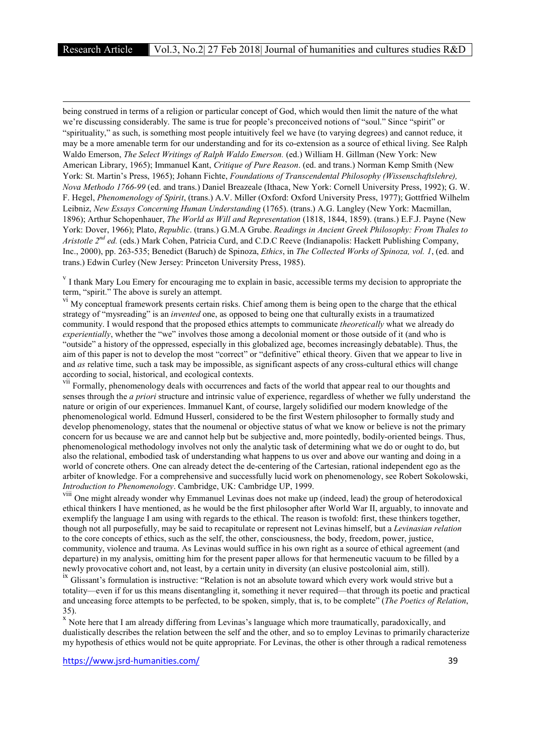being construed in terms of a religion or particular concept of God, which would then limit the nature of the what we're discussing considerably. The same is true for people's preconceived notions of "soul." Since "spirit" or "spirituality," as such, is something most people intuitively feel we have (to varying degrees) and cannot reduce, it may be a more amenable term for our understanding and for its co-extension as a source of ethical living. See Ralph Waldo Emerson, *The Select Writings of Ralph Waldo Emerson.* (ed.) William H. Gillman (New York: New American Library, 1965); Immanuel Kant, *Critique of Pure Reason*. (ed. and trans.) Norman Kemp Smith (New York: St. Martin's Press, 1965); Johann Fichte, *Foundations of Transcendental Philosophy (Wissenschaftslehre), Nova Methodo 1766-99* (ed. and trans.) Daniel Breazeale (Ithaca, New York: Cornell University Press, 1992); G. W. F. Hegel, *Phenomenology of Spirit*, (trans.) A.V. Miller (Oxford: Oxford University Press, 1977); Gottfried Wilhelm Leibniz, *New Essays Concerning Human Understanding* (1765). (trans.) A.G. Langley (New York: Macmillan, 1896); Arthur Schopenhauer, *The World as Will and Representation* (1818, 1844, 1859). (trans.) E.F.J. Payne (New York: Dover, 1966); Plato, *Republic*. (trans.) G.M.A Grube. *Readings in Ancient Greek Philosophy: From Thales to Aristotle 2nd ed.* (eds.) Mark Cohen, Patricia Curd, and C.D.C Reeve (Indianapolis: Hackett Publishing Company, Inc., 2000), pp. 263-535; Benedict (Baruch) de Spinoza, *Ethics*, in *The Collected Works of Spinoza, vol. 1*, (ed. and trans.) Edwin Curley (New Jersey: Princeton University Press, 1985).

[v] I thank Mary Lou Emery for encouraging me to explain in basic, accessible terms my decision to appropriate the term, "spirit." The above is surely an attempt.

[vi] My conceptual framework presents certain risks. Chief among them is being open to the charge that the ethical strategy of "mysreading" is an *invented* one, as opposed to being one that culturally exists in a traumatized community. I would respond that the proposed ethics attempts to communicate *theoretically* what we already do *experientially*, whether the "we" involves those among a decolonial moment or those outside of it (and who is "outside" a history of the oppressed, especially in this globalized age, becomes increasingly debatable). Thus, the aim of this paper is not to develop the most "correct" or "definitive" ethical theory. Given that we appear to live in and *as* relative time, such a task may be impossible, as significant aspects of any cross-cultural ethics will change according to social, historical, and ecological contexts.

[vii] Formally, phenomenology deals with occurrences and facts of the world that appear real to our thoughts and senses through the *a priori* structure and intrinsic value of experience, regardless of whether we fully understand the nature or origin of our experiences. Immanuel Kant, of course, largely solidified our modern knowledge of the phenomenological world. Edmund Husserl, considered to be the first Western philosopher to formally study and develop phenomenology, states that the noumenal or objective status of what we know or believe is not the primary concern for us because we are and cannot help but be subjective and, more pointedly, bodily-oriented beings. Thus, phenomenological methodology involves not only the analytic task of determining what we do or ought to do, but also the relational, embodied task of understanding what happens to us over and above our wanting and doing in a world of concrete others. One can already detect the de-centering of the Cartesian, rational independent ego as the arbiter of knowledge. For a comprehensive and successfully lucid work on phenomenology, see Robert Sokolowski, *Introduction to Phenomenology*. Cambridge, UK: Cambridge UP, 1999.

[viii] One might already wonder why Emmanuel Levinas does not make up (indeed, lead) the group of heterodoxical ethical thinkers I have mentioned, as he would be the first philosopher after World War II, arguably, to innovate and exemplify the language I am using with regards to the ethical. The reason is twofold: first, these thinkers together, though not all purposefully, may be said to recapitulate or represent not Levinas himself, but a *Levinasian relation* to the core concepts of ethics, such as the self, the other, consciousness, the body, freedom, power, justice, community, violence and trauma. As Levinas would suffice in his own right as a source of ethical agreement (and departure) in my analysis, omitting him for the present paper allows for that hermeneutic vacuum to be filled by a newly provocative cohort and, not least, by a certain unity in diversity (an elusive postcolonial aim, still).

[ix] Glissant's formulation is instructive: "Relation is not an absolute toward which every work would strive but a totality—even if for us this means disentangling it, something it never required—that through its poetic and practical and unceasing force attempts to be perfected, to be spoken, simply, that is, to be complete" (*The Poetics of Relation*, 35).

[x] Note here that I am already differing from Levinas's language which more traumatically, paradoxically, and dualistically describes the relation between the self and the other, and so to employ Levinas to primarily characterize my hypothesis of ethics would not be quite appropriate. For Levinas, the other is other through a radical remoteness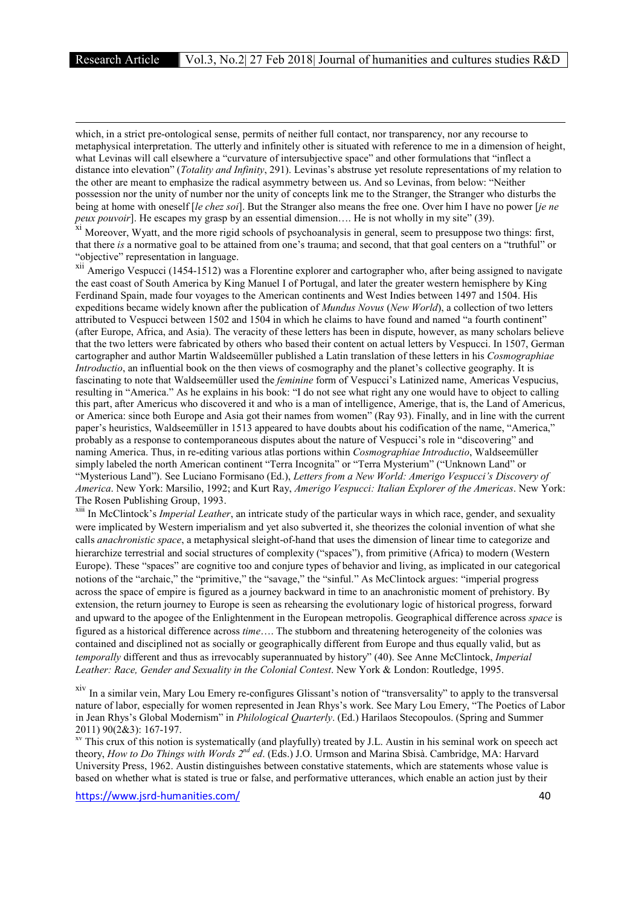which, in a strict pre-ontological sense, permits of neither full contact, nor transparency, nor any recourse to metaphysical interpretation. The utterly and infinitely other is situated with reference to me in a dimension of height, what Levinas will call elsewhere a "curvature of intersubjective space" and other formulations that "inflect a distance into elevation" (*Totality and Infinity*, 291). Levinas's abstruse yet resolute representations of my relation to the other are meant to emphasize the radical asymmetry between us. And so Levinas, from below: "Neither possession nor the unity of number nor the unity of concepts link me to the Stranger, the Stranger who disturbs the being at home with oneself [*le chez soi*]. But the Stranger also means the free one. Over him I have no power [*je ne peux pouvoir*]. He escapes my grasp by an essential dimension…. He is not wholly in my site" (39).

[xi] Moreover, Wyatt, and the more rigid schools of psychoanalysis in general, seem to presuppose two things: first, that there *is* a normative goal to be attained from one's trauma; and second, that that goal centers on a "truthful" or "objective" representation in language.

[xii] Amerigo Vespucci (1454-1512) was a Florentine explorer and cartographer who, after being assigned to navigate the east coast of South America by King Manuel I of Portugal, and later the greater western hemisphere by King Ferdinand Spain, made four voyages to the American continents and West Indies between 1497 and 1504. His expeditions became widely known after the publication of *Mundus Novus* (*New World*), a collection of two letters attributed to Vespucci between 1502 and 1504 in which he claims to have found and named "a fourth continent" (after Europe, Africa, and Asia). The veracity of these letters has been in dispute, however, as many scholars believe that the two letters were fabricated by others who based their content on actual letters by Vespucci. In 1507, German cartographer and author Martin Waldseemüller published a Latin translation of these letters in his *Cosmographiae Introductio*, an influential book on the then views of cosmography and the planet's collective geography. It is fascinating to note that Waldseemüller used the *feminine* form of Vespucci's Latinized name, Americas Vespucius, resulting in "America." As he explains in his book: "I do not see what right any one would have to object to calling this part, after Americus who discovered it and who is a man of intelligence, Amerige, that is, the Land of Americus, or America: since both Europe and Asia got their names from women" (Ray 93). Finally, and in line with the current paper's heuristics, Waldseemüller in 1513 appeared to have doubts about his codification of the name, "America," probably as a response to contemporaneous disputes about the nature of Vespucci's role in "discovering" and naming America. Thus, in re-editing various atlas portions within *Cosmographiae Introductio*, Waldseemüller simply labeled the north American continent "Terra Incognita" or "Terra Mysterium" ("Unknown Land" or "Mysterious Land"). See Luciano Formisano (Ed.), *Letters from a New World: Amerigo Vespucci's Discovery of America*. New York: Marsilio, 1992; and Kurt Ray, *Amerigo Vespucci: Italian Explorer of the Americas*. New York: The Rosen Publishing Group, 1993.

[xiii] In McClintock's *Imperial Leather*, an intricate study of the particular ways in which race, gender, and sexuality were implicated by Western imperialism and yet also subverted it, she theorizes the colonial invention of what she calls *anachronistic space*, a metaphysical sleight-of-hand that uses the dimension of linear time to categorize and hierarchize terrestrial and social structures of complexity ("spaces"), from primitive (Africa) to modern (Western Europe). These "spaces" are cognitive too and conjure types of behavior and living, as implicated in our categorical notions of the "archaic," the "primitive," the "savage," the "sinful." As McClintock argues: "imperial progress across the space of empire is figured as a journey backward in time to an anachronistic moment of prehistory. By extension, the return journey to Europe is seen as rehearsing the evolutionary logic of historical progress, forward and upward to the apogee of the Enlightenment in the European metropolis. Geographical difference across *space* is figured as a historical difference across *time*…. The stubborn and threatening heterogeneity of the colonies was contained and disciplined not as socially or geographically different from Europe and thus equally valid, but as *temporally* different and thus as irrevocably superannuated by history" (40). See Anne McClintock, *Imperial Leather: Race, Gender and Sexuality in the Colonial Contest*. New York & London: Routledge, 1995.

[xiv] In a similar vein, Mary Lou Emery re-configures Glissant's notion of "transversality" to apply to the transversal nature of labor, especially for women represented in Jean Rhys's work. See Mary Lou Emery, "The Poetics of Labor in Jean Rhys's Global Modernism" in *Philological Quarterly*. (Ed.) Harilaos Stecopoulos. (Spring and Summer 2011) 90(2&3): 167-197.

[xv] This crux of this notion is systematically (and playfully) treated by J.L. Austin in his seminal work on speech act theory, *How to Do Things with Words 2nd ed*. (Eds.) J.O. Urmson and Marina Sbisà. Cambridge, MA: Harvard University Press, 1962. Austin distinguishes between constative statements, which are statements whose value is based on whether what is stated is true or false, and performative utterances, which enable an action just by their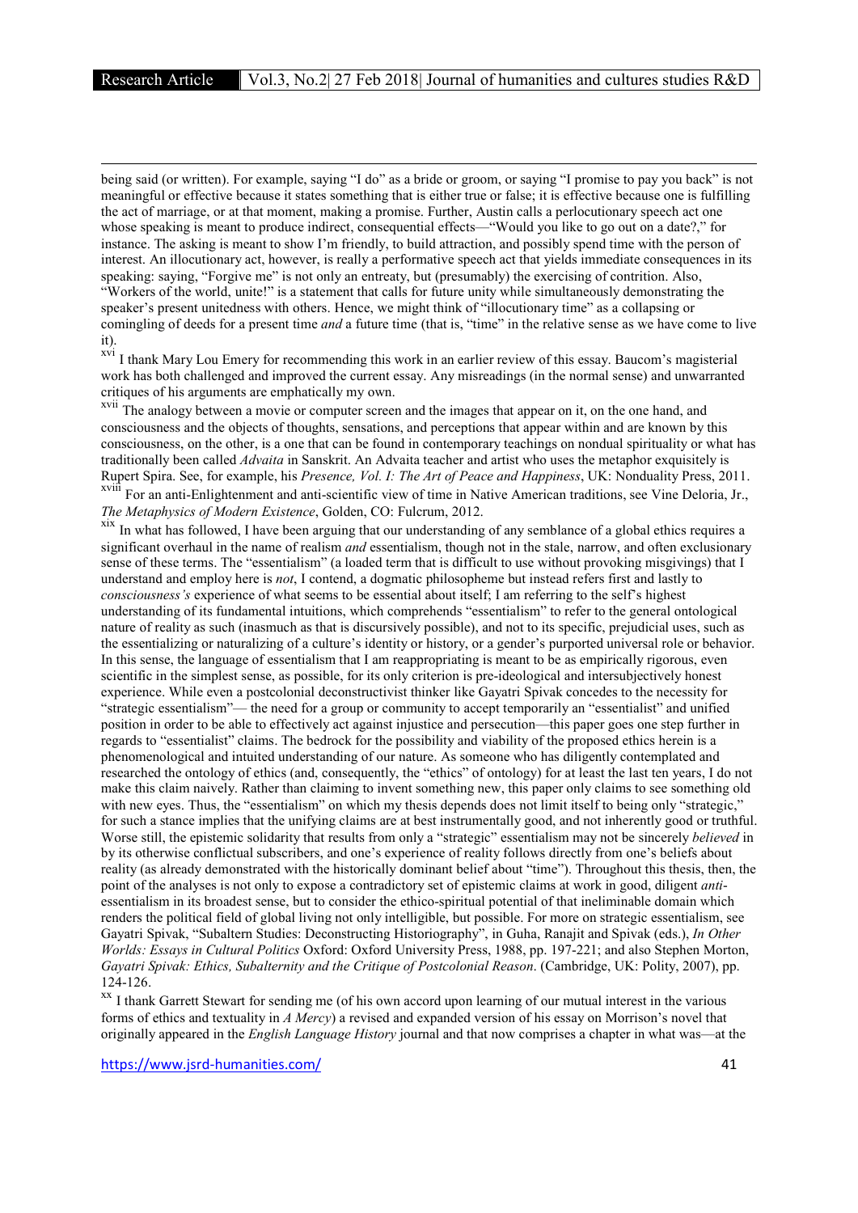being said (or written). For example, saying "I do" as a bride or groom, or saying "I promise to pay you back" is not meaningful or effective because it states something that is either true or false; it is effective because one is fulfilling the act of marriage, or at that moment, making a promise. Further, Austin calls a perlocutionary speech act one whose speaking is meant to produce indirect, consequential effects—"Would you like to go out on a date?," for instance. The asking is meant to show I'm friendly, to build attraction, and possibly spend time with the person of interest. An illocutionary act, however, is really a performative speech act that yields immediate consequences in its speaking: saying, "Forgive me" is not only an entreaty, but (presumably) the exercising of contrition. Also, "Workers of the world, unite!" is a statement that calls for future unity while simultaneously demonstrating the speaker's present unitedness with others. Hence, we might think of "illocutionary time" as a collapsing or comingling of deeds for a present time *and* a future time (that is, "time" in the relative sense as we have come to live it).

[xvi] I thank Mary Lou Emery for recommending this work in an earlier review of this essay. Baucom's magisterial work has both challenged and improved the current essay. Any misreadings (in the normal sense) and unwarranted critiques of his arguments are emphatically my own.

[xvii] The analogy between a movie or computer screen and the images that appear on it, on the one hand, and consciousness and the objects of thoughts, sensations, and perceptions that appear within and are known by this consciousness, on the other, is a one that can be found in contemporary teachings on nondual spirituality or what has traditionally been called *Advaita* in Sanskrit. An Advaita teacher and artist who uses the metaphor exquisitely is Rupert Spira. See, for example, his *Presence, Vol. I: The Art of Peace and Happiness*, UK: Nonduality Press, 2011.

[xviii] For an anti-Enlightenment and anti-scientific view of time in Native American traditions, see Vine Deloria, Jr., *The Metaphysics of Modern Existence*, Golden, CO: Fulcrum, 2012.

[xix] In what has followed, I have been arguing that our understanding of any semblance of a global ethics requires a significant overhaul in the name of realism *and* essentialism, though not in the stale, narrow, and often exclusionary sense of these terms. The "essentialism" (a loaded term that is difficult to use without provoking misgivings) that I understand and employ here is *not*, I contend, a dogmatic philosopheme but instead refers first and lastly to *consciousness's* experience of what seems to be essential about itself; I am referring to the self's highest understanding of its fundamental intuitions, which comprehends "essentialism" to refer to the general ontological nature of reality as such (inasmuch as that is discursively possible), and not to its specific, prejudicial uses, such as the essentializing or naturalizing of a culture's identity or history, or a gender's purported universal role or behavior. In this sense, the language of essentialism that I am reappropriating is meant to be as empirically rigorous, even scientific in the simplest sense, as possible, for its only criterion is pre-ideological and intersubjectively honest experience. While even a postcolonial deconstructivist thinker like Gayatri Spivak concedes to the necessity for "strategic essentialism"— the need for a group or community to accept temporarily an "essentialist" and unified position in order to be able to effectively act against injustice and persecution—this paper goes one step further in regards to "essentialist" claims. The bedrock for the possibility and viability of the proposed ethics herein is a phenomenological and intuited understanding of our nature. As someone who has diligently contemplated and researched the ontology of ethics (and, consequently, the "ethics" of ontology) for at least the last ten years, I do not make this claim naively. Rather than claiming to invent something new, this paper only claims to see something old with new eyes. Thus, the "essentialism" on which my thesis depends does not limit itself to being only "strategic," for such a stance implies that the unifying claims are at best instrumentally good, and not inherently good or truthful. Worse still, the epistemic solidarity that results from only a "strategic" essentialism may not be sincerely *believed* in by its otherwise conflictual subscribers, and one's experience of reality follows directly from one's beliefs about reality (as already demonstrated with the historically dominant belief about "time"). Throughout this thesis, then, the point of the analyses is not only to expose a contradictory set of epistemic claims at work in good, diligent *anti*-essentialism in its broadest sense, but to consider the ethico-spiritual potential of that ineliminable domain which renders the political field of global living not only intelligible, but possible. For more on strategic essentialism, see Gayatri Spivak, "Subaltern Studies: Deconstructing Historiography", in Guha, Ranajit and Spivak (eds.), *In Other Worlds: Essays in Cultural Politics* Oxford: Oxford University Press, 1988, pp. 197-221; and also Stephen Morton, *Gayatri Spivak: Ethics, Subalternity and the Critique of Postcolonial Reason*. (Cambridge, UK: Polity, 2007), pp. 124-126.

[xx] I thank Garrett Stewart for sending me (of his own accord upon learning of our mutual interest in the various forms of ethics and textuality in *A Mercy*) a revised and expanded version of his essay on Morrison's novel that originally appeared in the *English Language History* journal and that now comprises a chapter in what was—at the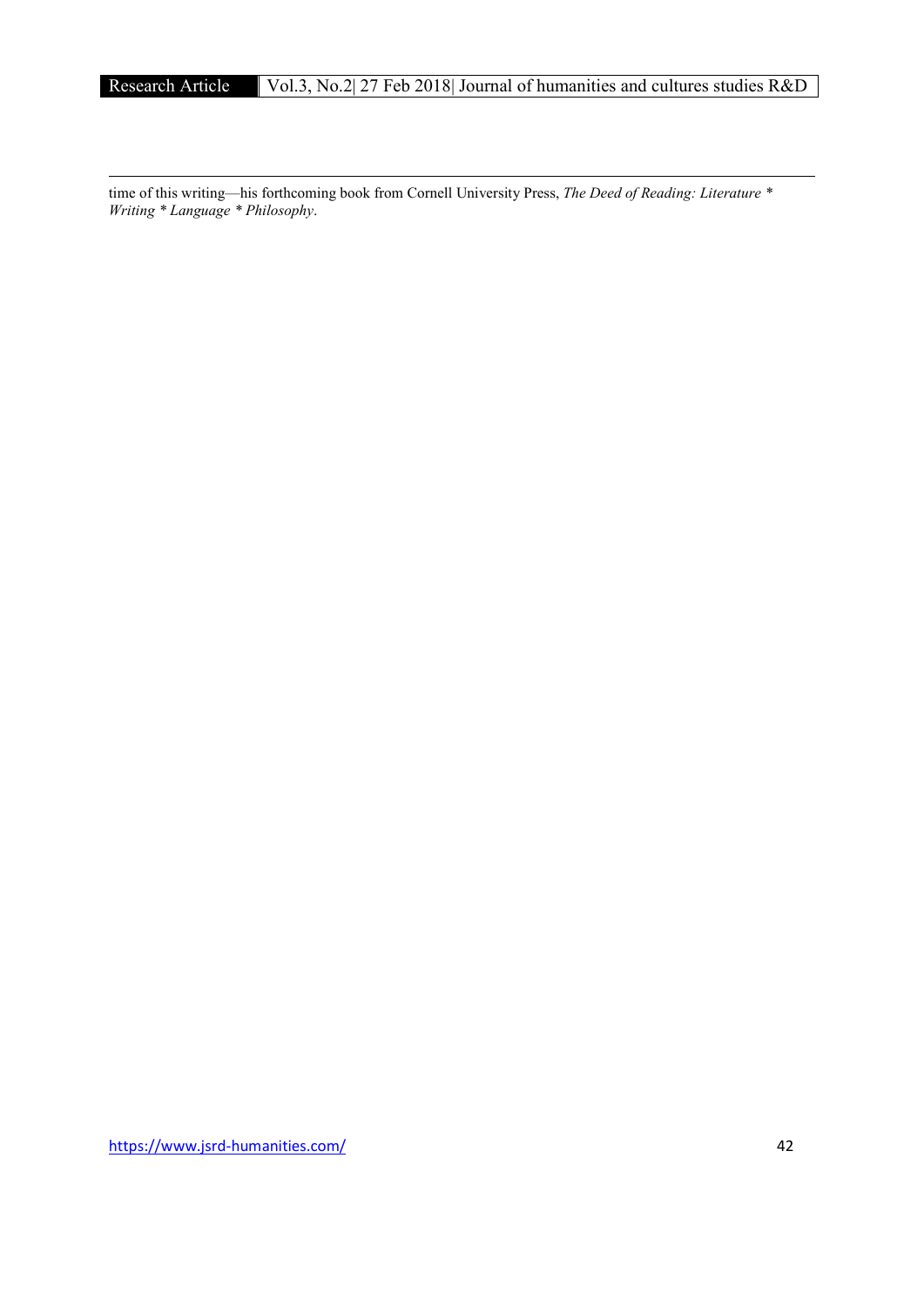time of this writing—his forthcoming book from Cornell University Press, *The Deed of Reading: Literature * Writing * Language * Philosophy*.